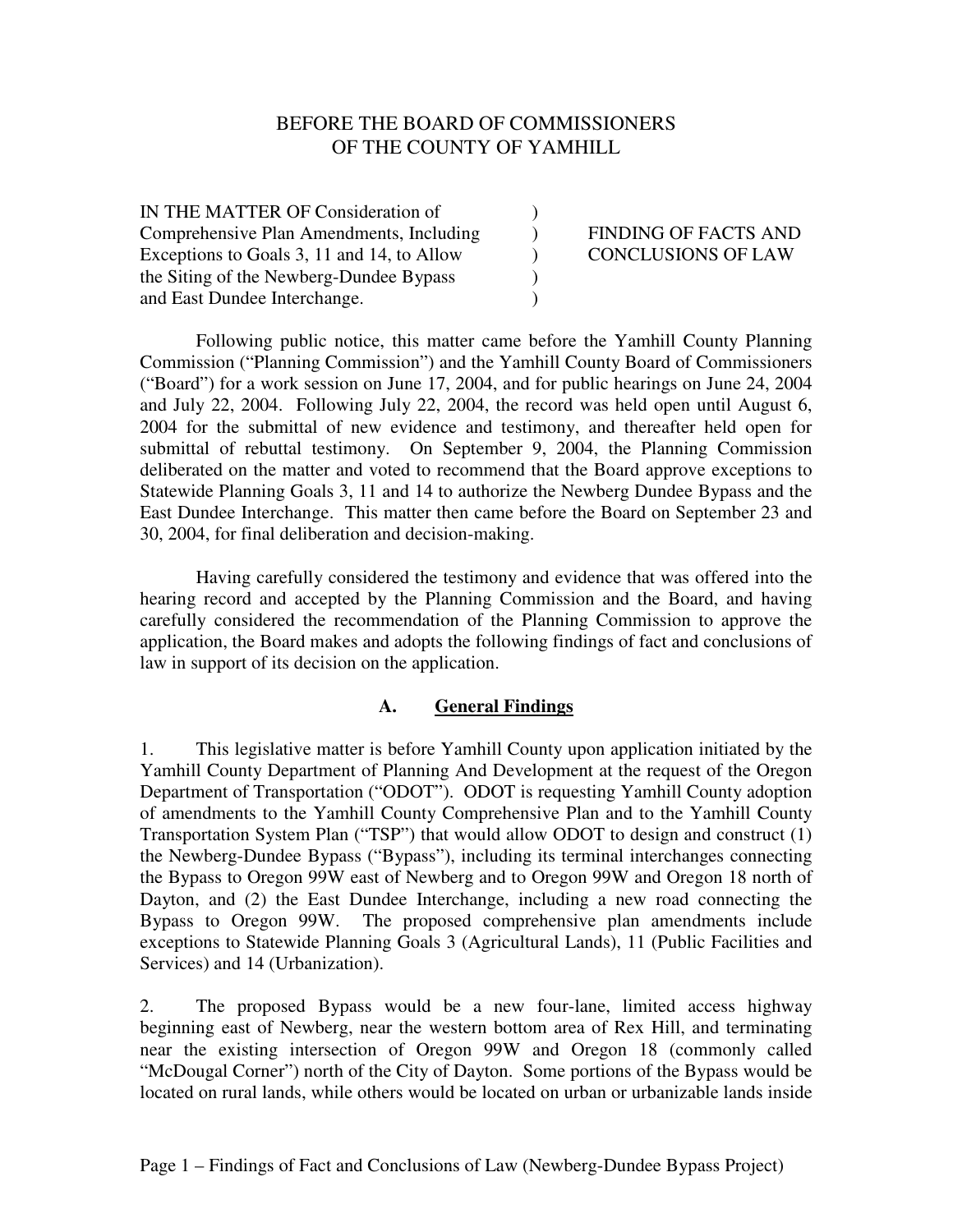BEFORE THE BOARD OF COMMISSIONERS
OF THE COUNTY OF YAMHILL

| | | |
|---|---|---|
| IN THE MATTER OF Consideration of Comprehensive Plan Amendments, Including Exceptions to Goals 3, 11 and 14, to Allow the Siting of the Newberg-Dundee Bypass and East Dundee Interchange. | ) ) ) ) ) | FINDING OF FACTS AND CONCLUSIONS OF LAW |

Following public notice, this matter came before the Yamhill County Planning Commission ("Planning Commission") and the Yamhill County Board of Commissioners ("Board") for a work session on June 17, 2004, and for public hearings on June 24, 2004 and July 22, 2004. Following July 22, 2004, the record was held open until August 6, 2004 for the submittal of new evidence and testimony, and thereafter held open for submittal of rebuttal testimony. On September 9, 2004, the Planning Commission deliberated on the matter and voted to recommend that the Board approve exceptions to Statewide Planning Goals 3, 11 and 14 to authorize the Newberg Dundee Bypass and the East Dundee Interchange. This matter then came before the Board on September 23 and 30, 2004, for final deliberation and decision-making.

Having carefully considered the testimony and evidence that was offered into the hearing record and accepted by the Planning Commission and the Board, and having carefully considered the recommendation of the Planning Commission to approve the application, the Board makes and adopts the following findings of fact and conclusions of law in support of its decision on the application.

## A. General Findings

1. This legislative matter is before Yamhill County upon application initiated by the Yamhill County Department of Planning And Development at the request of the Oregon Department of Transportation ("ODOT"). ODOT is requesting Yamhill County adoption of amendments to the Yamhill County Comprehensive Plan and to the Yamhill County Transportation System Plan ("TSP") that would allow ODOT to design and construct (1) the Newberg-Dundee Bypass ("Bypass"), including its terminal interchanges connecting the Bypass to Oregon 99W east of Newberg and to Oregon 99W and Oregon 18 north of Dayton, and (2) the East Dundee Interchange, including a new road connecting the Bypass to Oregon 99W. The proposed comprehensive plan amendments include exceptions to Statewide Planning Goals 3 (Agricultural Lands), 11 (Public Facilities and Services) and 14 (Urbanization).

2. The proposed Bypass would be a new four-lane, limited access highway beginning east of Newberg, near the western bottom area of Rex Hill, and terminating near the existing intersection of Oregon 99W and Oregon 18 (commonly called "McDougal Corner") north of the City of Dayton. Some portions of the Bypass would be located on rural lands, while others would be located on urban or urbanizable lands inside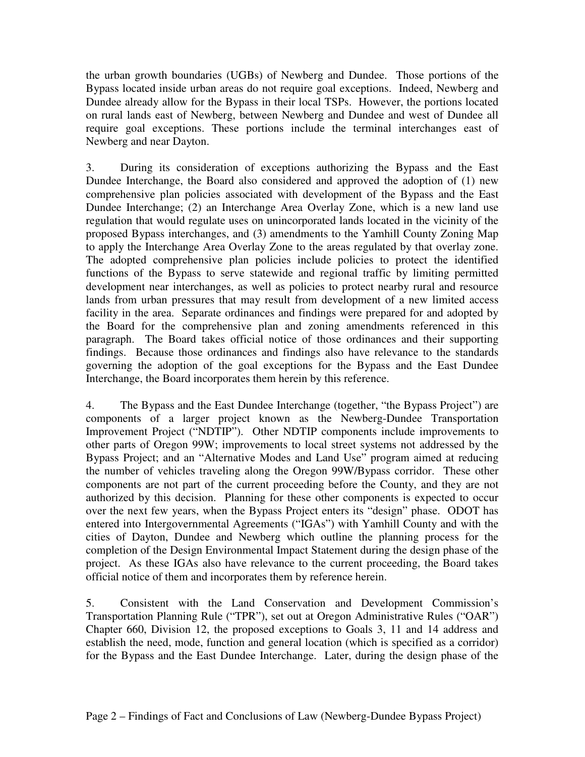the urban growth boundaries (UGBs) of Newberg and Dundee. Those portions of the Bypass located inside urban areas do not require goal exceptions. Indeed, Newberg and Dundee already allow for the Bypass in their local TSPs. However, the portions located on rural lands east of Newberg, between Newberg and Dundee and west of Dundee all require goal exceptions. These portions include the terminal interchanges east of Newberg and near Dayton.

3. During its consideration of exceptions authorizing the Bypass and the East Dundee Interchange, the Board also considered and approved the adoption of (1) new comprehensive plan policies associated with development of the Bypass and the East Dundee Interchange; (2) an Interchange Area Overlay Zone, which is a new land use regulation that would regulate uses on unincorporated lands located in the vicinity of the proposed Bypass interchanges, and (3) amendments to the Yamhill County Zoning Map to apply the Interchange Area Overlay Zone to the areas regulated by that overlay zone. The adopted comprehensive plan policies include policies to protect the identified functions of the Bypass to serve statewide and regional traffic by limiting permitted development near interchanges, as well as policies to protect nearby rural and resource lands from urban pressures that may result from development of a new limited access facility in the area. Separate ordinances and findings were prepared for and adopted by the Board for the comprehensive plan and zoning amendments referenced in this paragraph. The Board takes official notice of those ordinances and their supporting findings. Because those ordinances and findings also have relevance to the standards governing the adoption of the goal exceptions for the Bypass and the East Dundee Interchange, the Board incorporates them herein by this reference.

4. The Bypass and the East Dundee Interchange (together, "the Bypass Project") are components of a larger project known as the Newberg-Dundee Transportation Improvement Project ("NDTIP"). Other NDTIP components include improvements to other parts of Oregon 99W; improvements to local street systems not addressed by the Bypass Project; and an "Alternative Modes and Land Use" program aimed at reducing the number of vehicles traveling along the Oregon 99W/Bypass corridor. These other components are not part of the current proceeding before the County, and they are not authorized by this decision. Planning for these other components is expected to occur over the next few years, when the Bypass Project enters its "design" phase. ODOT has entered into Intergovernmental Agreements ("IGAs") with Yamhill County and with the cities of Dayton, Dundee and Newberg which outline the planning process for the completion of the Design Environmental Impact Statement during the design phase of the project. As these IGAs also have relevance to the current proceeding, the Board takes official notice of them and incorporates them by reference herein.

5. Consistent with the Land Conservation and Development Commission's Transportation Planning Rule ("TPR"), set out at Oregon Administrative Rules ("OAR") Chapter 660, Division 12, the proposed exceptions to Goals 3, 11 and 14 address and establish the need, mode, function and general location (which is specified as a corridor) for the Bypass and the East Dundee Interchange. Later, during the design phase of the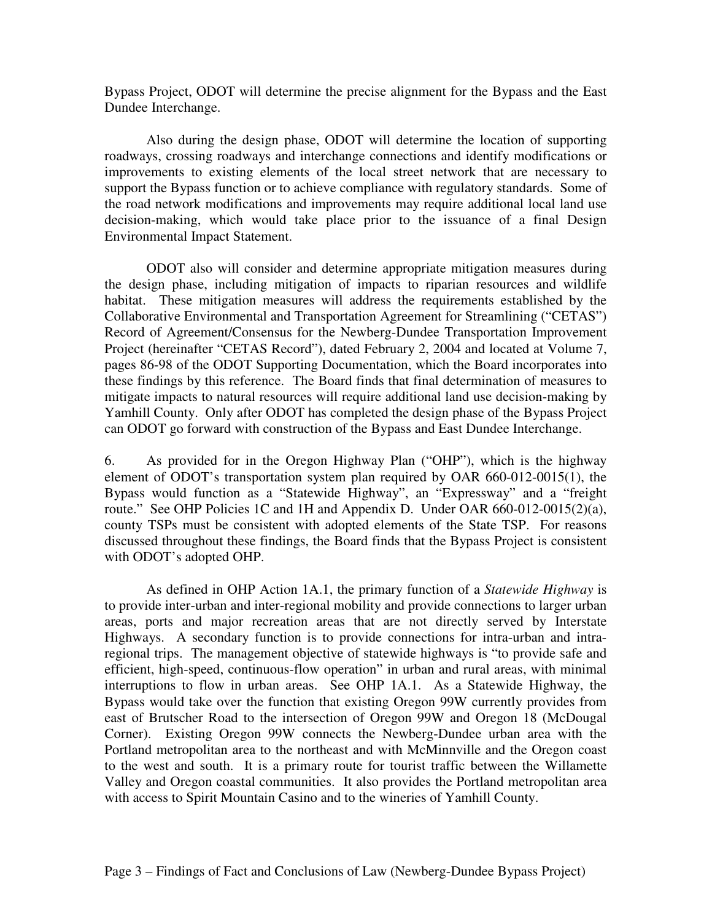Bypass Project, ODOT will determine the precise alignment for the Bypass and the East Dundee Interchange.

Also during the design phase, ODOT will determine the location of supporting roadways, crossing roadways and interchange connections and identify modifications or improvements to existing elements of the local street network that are necessary to support the Bypass function or to achieve compliance with regulatory standards. Some of the road network modifications and improvements may require additional local land use decision-making, which would take place prior to the issuance of a final Design Environmental Impact Statement.

ODOT also will consider and determine appropriate mitigation measures during the design phase, including mitigation of impacts to riparian resources and wildlife habitat. These mitigation measures will address the requirements established by the Collaborative Environmental and Transportation Agreement for Streamlining ("CETAS") Record of Agreement/Consensus for the Newberg-Dundee Transportation Improvement Project (hereinafter "CETAS Record"), dated February 2, 2004 and located at Volume 7, pages 86-98 of the ODOT Supporting Documentation, which the Board incorporates into these findings by this reference. The Board finds that final determination of measures to mitigate impacts to natural resources will require additional land use decision-making by Yamhill County. Only after ODOT has completed the design phase of the Bypass Project can ODOT go forward with construction of the Bypass and East Dundee Interchange.

6. As provided for in the Oregon Highway Plan ("OHP"), which is the highway element of ODOT's transportation system plan required by OAR 660-012-0015(1), the Bypass would function as a "Statewide Highway", an "Expressway" and a "freight route." See OHP Policies 1C and 1H and Appendix D. Under OAR 660-012-0015(2)(a), county TSPs must be consistent with adopted elements of the State TSP. For reasons discussed throughout these findings, the Board finds that the Bypass Project is consistent with ODOT's adopted OHP.

As defined in OHP Action 1A.1, the primary function of a *Statewide Highway* is to provide inter-urban and inter-regional mobility and provide connections to larger urban areas, ports and major recreation areas that are not directly served by Interstate Highways. A secondary function is to provide connections for intra-urban and intra-regional trips. The management objective of statewide highways is "to provide safe and efficient, high-speed, continuous-flow operation" in urban and rural areas, with minimal interruptions to flow in urban areas. See OHP 1A.1. As a Statewide Highway, the Bypass would take over the function that existing Oregon 99W currently provides from east of Brutscher Road to the intersection of Oregon 99W and Oregon 18 (McDougal Corner). Existing Oregon 99W connects the Newberg-Dundee urban area with the Portland metropolitan area to the northeast and with McMinnville and the Oregon coast to the west and south. It is a primary route for tourist traffic between the Willamette Valley and Oregon coastal communities. It also provides the Portland metropolitan area with access to Spirit Mountain Casino and to the wineries of Yamhill County.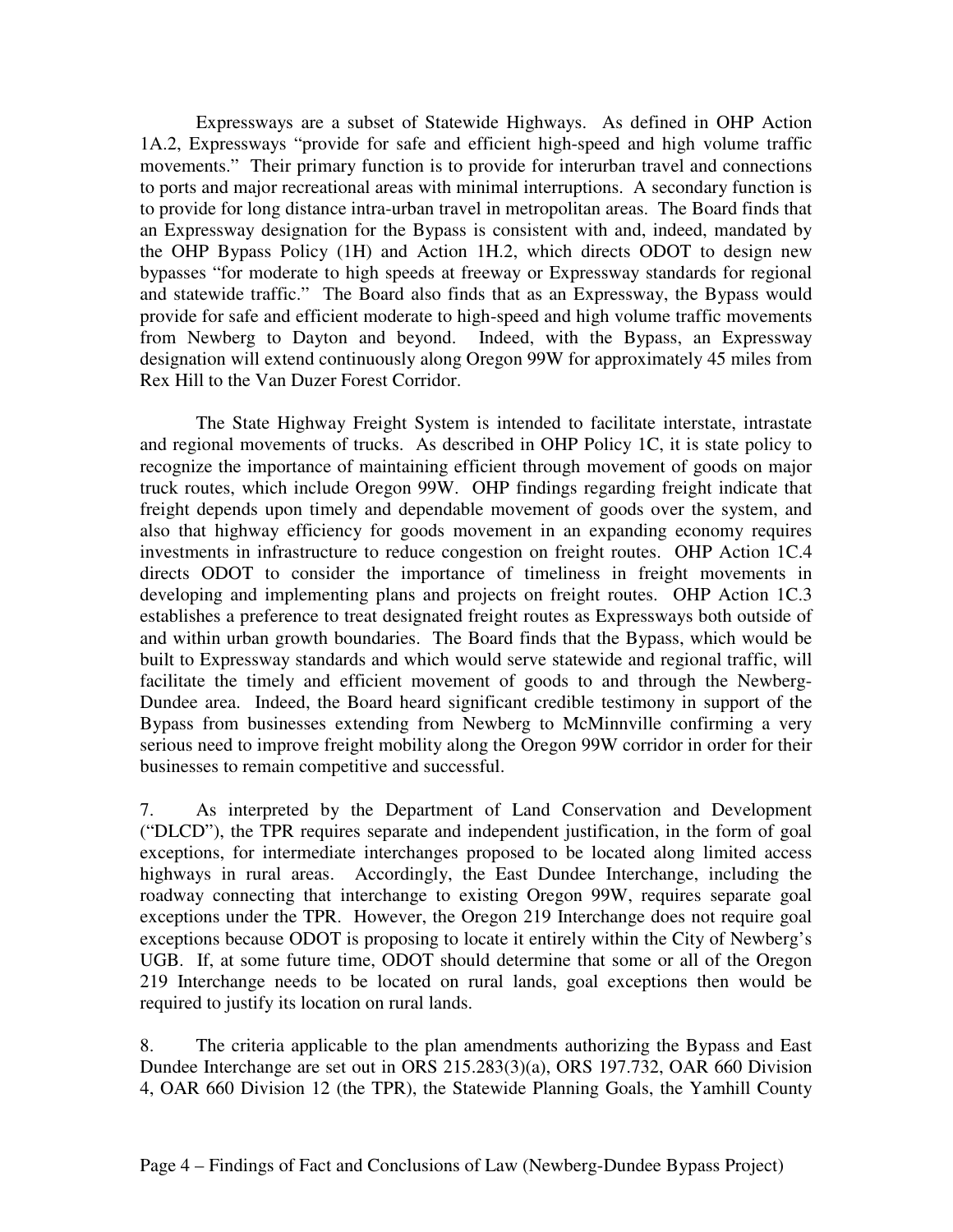Expressways are a subset of Statewide Highways. As defined in OHP Action 1A.2, Expressways "provide for safe and efficient high-speed and high volume traffic movements." Their primary function is to provide for interurban travel and connections to ports and major recreational areas with minimal interruptions. A secondary function is to provide for long distance intra-urban travel in metropolitan areas. The Board finds that an Expressway designation for the Bypass is consistent with and, indeed, mandated by the OHP Bypass Policy (1H) and Action 1H.2, which directs ODOT to design new bypasses "for moderate to high speeds at freeway or Expressway standards for regional and statewide traffic." The Board also finds that as an Expressway, the Bypass would provide for safe and efficient moderate to high-speed and high volume traffic movements from Newberg to Dayton and beyond. Indeed, with the Bypass, an Expressway designation will extend continuously along Oregon 99W for approximately 45 miles from Rex Hill to the Van Duzer Forest Corridor.

The State Highway Freight System is intended to facilitate interstate, intrastate and regional movements of trucks. As described in OHP Policy 1C, it is state policy to recognize the importance of maintaining efficient through movement of goods on major truck routes, which include Oregon 99W. OHP findings regarding freight indicate that freight depends upon timely and dependable movement of goods over the system, and also that highway efficiency for goods movement in an expanding economy requires investments in infrastructure to reduce congestion on freight routes. OHP Action 1C.4 directs ODOT to consider the importance of timeliness in freight movements in developing and implementing plans and projects on freight routes. OHP Action 1C.3 establishes a preference to treat designated freight routes as Expressways both outside of and within urban growth boundaries. The Board finds that the Bypass, which would be built to Expressway standards and which would serve statewide and regional traffic, will facilitate the timely and efficient movement of goods to and through the Newberg-Dundee area. Indeed, the Board heard significant credible testimony in support of the Bypass from businesses extending from Newberg to McMinnville confirming a very serious need to improve freight mobility along the Oregon 99W corridor in order for their businesses to remain competitive and successful.

7. As interpreted by the Department of Land Conservation and Development ("DLCD"), the TPR requires separate and independent justification, in the form of goal exceptions, for intermediate interchanges proposed to be located along limited access highways in rural areas. Accordingly, the East Dundee Interchange, including the roadway connecting that interchange to existing Oregon 99W, requires separate goal exceptions under the TPR. However, the Oregon 219 Interchange does not require goal exceptions because ODOT is proposing to locate it entirely within the City of Newberg's UGB. If, at some future time, ODOT should determine that some or all of the Oregon 219 Interchange needs to be located on rural lands, goal exceptions then would be required to justify its location on rural lands.

8. The criteria applicable to the plan amendments authorizing the Bypass and East Dundee Interchange are set out in ORS 215.283(3)(a), ORS 197.732, OAR 660 Division 4, OAR 660 Division 12 (the TPR), the Statewide Planning Goals, the Yamhill County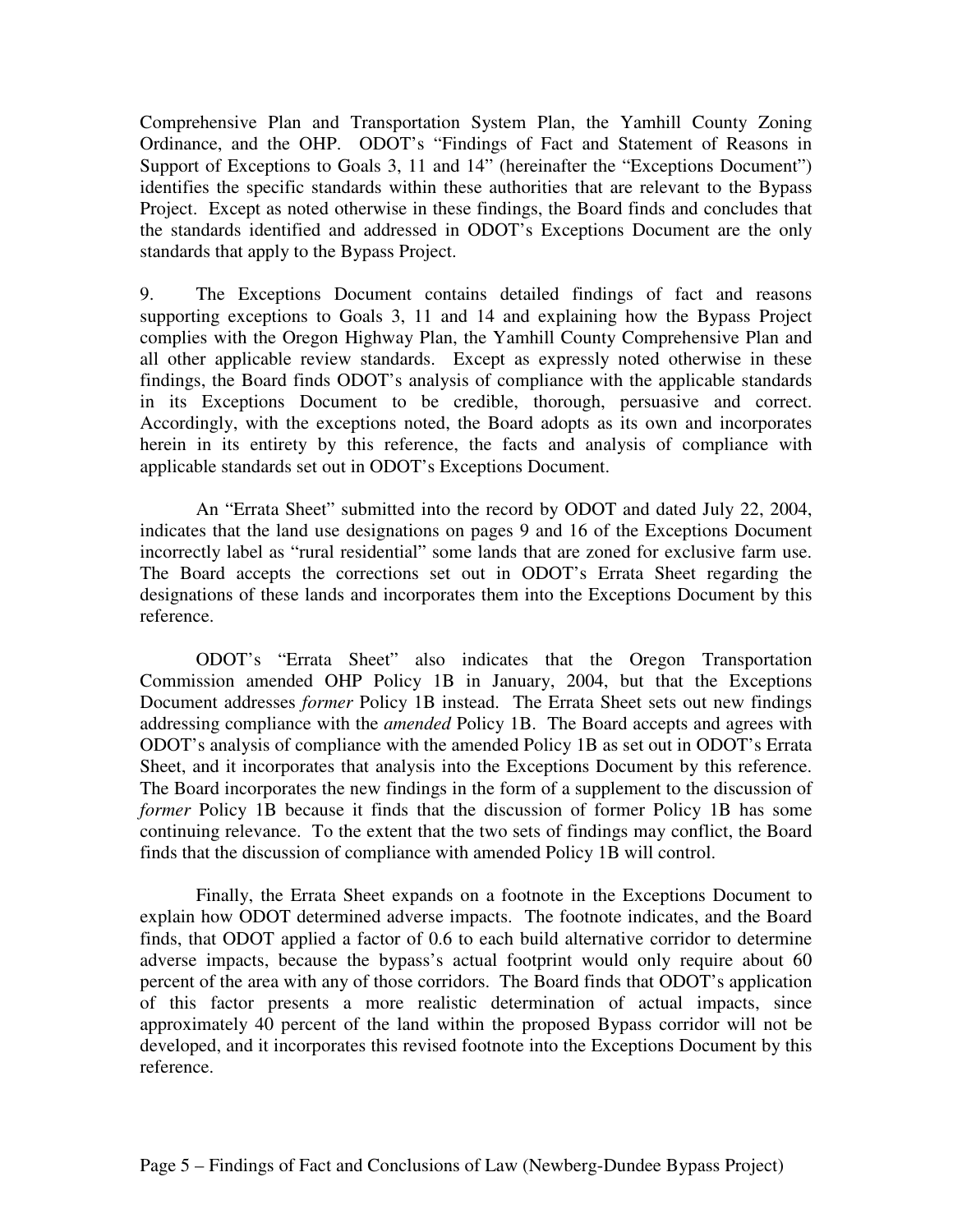Comprehensive Plan and Transportation System Plan, the Yamhill County Zoning Ordinance, and the OHP. ODOT's "Findings of Fact and Statement of Reasons in Support of Exceptions to Goals 3, 11 and 14" (hereinafter the "Exceptions Document") identifies the specific standards within these authorities that are relevant to the Bypass Project. Except as noted otherwise in these findings, the Board finds and concludes that the standards identified and addressed in ODOT's Exceptions Document are the only standards that apply to the Bypass Project.

9. The Exceptions Document contains detailed findings of fact and reasons supporting exceptions to Goals 3, 11 and 14 and explaining how the Bypass Project complies with the Oregon Highway Plan, the Yamhill County Comprehensive Plan and all other applicable review standards. Except as expressly noted otherwise in these findings, the Board finds ODOT's analysis of compliance with the applicable standards in its Exceptions Document to be credible, thorough, persuasive and correct. Accordingly, with the exceptions noted, the Board adopts as its own and incorporates herein in its entirety by this reference, the facts and analysis of compliance with applicable standards set out in ODOT's Exceptions Document.

An "Errata Sheet" submitted into the record by ODOT and dated July 22, 2004, indicates that the land use designations on pages 9 and 16 of the Exceptions Document incorrectly label as "rural residential" some lands that are zoned for exclusive farm use. The Board accepts the corrections set out in ODOT's Errata Sheet regarding the designations of these lands and incorporates them into the Exceptions Document by this reference.

ODOT's "Errata Sheet" also indicates that the Oregon Transportation Commission amended OHP Policy 1B in January, 2004, but that the Exceptions Document addresses *former* Policy 1B instead. The Errata Sheet sets out new findings addressing compliance with the *amended* Policy 1B. The Board accepts and agrees with ODOT's analysis of compliance with the amended Policy 1B as set out in ODOT's Errata Sheet, and it incorporates that analysis into the Exceptions Document by this reference. The Board incorporates the new findings in the form of a supplement to the discussion of *former* Policy 1B because it finds that the discussion of former Policy 1B has some continuing relevance. To the extent that the two sets of findings may conflict, the Board finds that the discussion of compliance with amended Policy 1B will control.

Finally, the Errata Sheet expands on a footnote in the Exceptions Document to explain how ODOT determined adverse impacts. The footnote indicates, and the Board finds, that ODOT applied a factor of 0.6 to each build alternative corridor to determine adverse impacts, because the bypass's actual footprint would only require about 60 percent of the area with any of those corridors. The Board finds that ODOT's application of this factor presents a more realistic determination of actual impacts, since approximately 40 percent of the land within the proposed Bypass corridor will not be developed, and it incorporates this revised footnote into the Exceptions Document by this reference.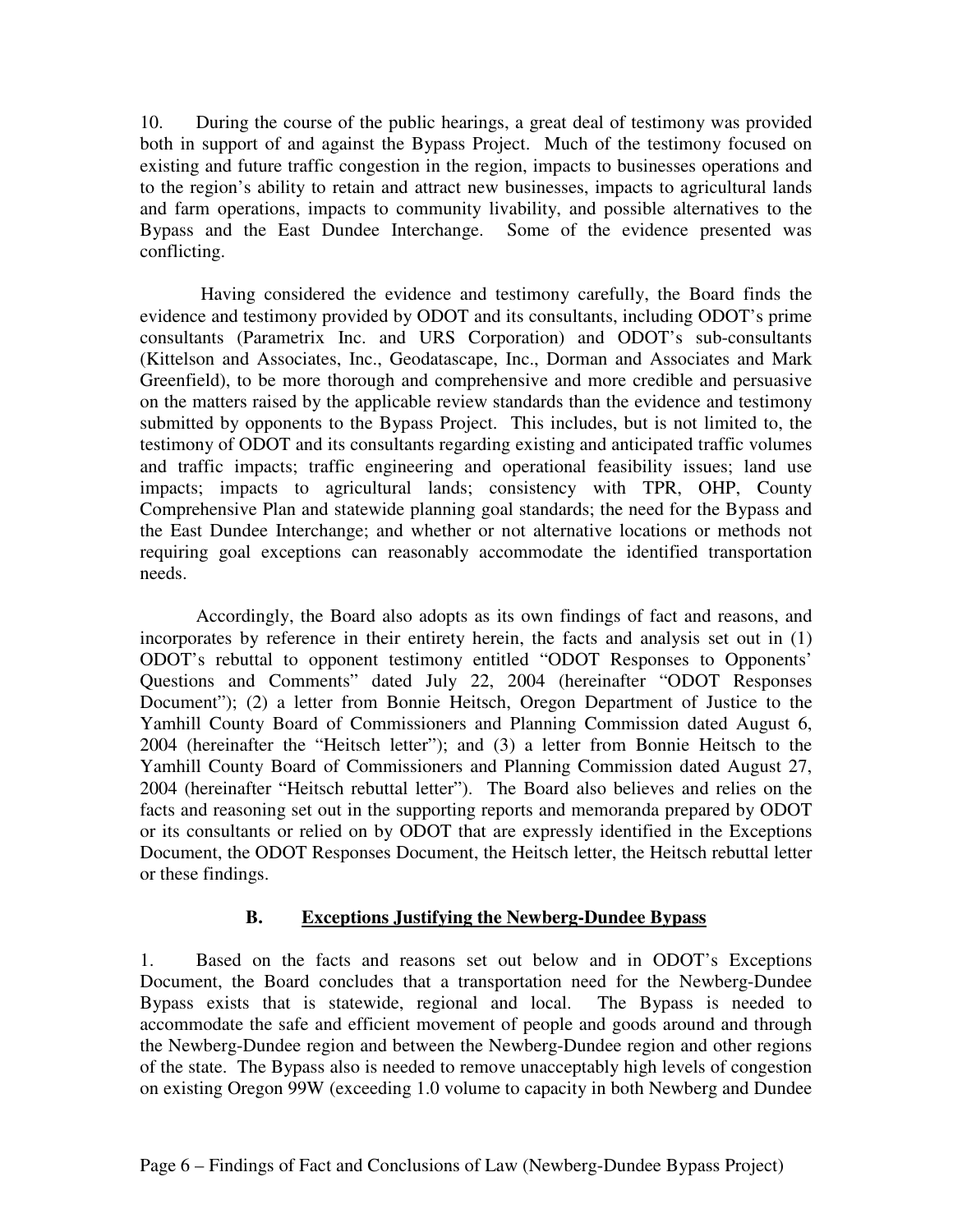10. During the course of the public hearings, a great deal of testimony was provided both in support of and against the Bypass Project. Much of the testimony focused on existing and future traffic congestion in the region, impacts to businesses operations and to the region's ability to retain and attract new businesses, impacts to agricultural lands and farm operations, impacts to community livability, and possible alternatives to the Bypass and the East Dundee Interchange. Some of the evidence presented was conflicting.

Having considered the evidence and testimony carefully, the Board finds the evidence and testimony provided by ODOT and its consultants, including ODOT's prime consultants (Parametrix Inc. and URS Corporation) and ODOT's sub-consultants (Kittelson and Associates, Inc., Geodatascape, Inc., Dorman and Associates and Mark Greenfield), to be more thorough and comprehensive and more credible and persuasive on the matters raised by the applicable review standards than the evidence and testimony submitted by opponents to the Bypass Project. This includes, but is not limited to, the testimony of ODOT and its consultants regarding existing and anticipated traffic volumes and traffic impacts; traffic engineering and operational feasibility issues; land use impacts; impacts to agricultural lands; consistency with TPR, OHP, County Comprehensive Plan and statewide planning goal standards; the need for the Bypass and the East Dundee Interchange; and whether or not alternative locations or methods not requiring goal exceptions can reasonably accommodate the identified transportation needs.

Accordingly, the Board also adopts as its own findings of fact and reasons, and incorporates by reference in their entirety herein, the facts and analysis set out in (1) ODOT's rebuttal to opponent testimony entitled "ODOT Responses to Opponents' Questions and Comments" dated July 22, 2004 (hereinafter "ODOT Responses Document"); (2) a letter from Bonnie Heitsch, Oregon Department of Justice to the Yamhill County Board of Commissioners and Planning Commission dated August 6, 2004 (hereinafter the "Heitsch letter"); and (3) a letter from Bonnie Heitsch to the Yamhill County Board of Commissioners and Planning Commission dated August 27, 2004 (hereinafter "Heitsch rebuttal letter"). The Board also believes and relies on the facts and reasoning set out in the supporting reports and memoranda prepared by ODOT or its consultants or relied on by ODOT that are expressly identified in the Exceptions Document, the ODOT Responses Document, the Heitsch letter, the Heitsch rebuttal letter or these findings.

## B. Exceptions Justifying the Newberg-Dundee Bypass

1. Based on the facts and reasons set out below and in ODOT's Exceptions Document, the Board concludes that a transportation need for the Newberg-Dundee Bypass exists that is statewide, regional and local. The Bypass is needed to accommodate the safe and efficient movement of people and goods around and through the Newberg-Dundee region and between the Newberg-Dundee region and other regions of the state. The Bypass also is needed to remove unacceptably high levels of congestion on existing Oregon 99W (exceeding 1.0 volume to capacity in both Newberg and Dundee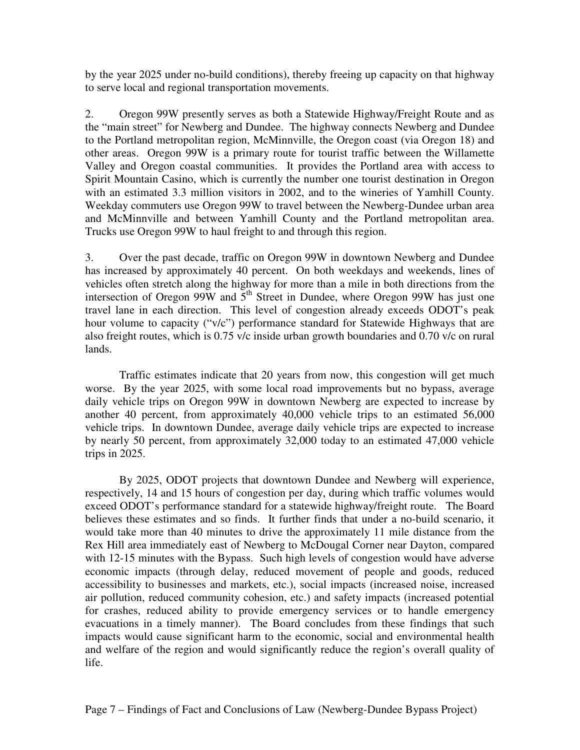by the year 2025 under no-build conditions), thereby freeing up capacity on that highway to serve local and regional transportation movements.

2. Oregon 99W presently serves as both a Statewide Highway/Freight Route and as the "main street" for Newberg and Dundee. The highway connects Newberg and Dundee to the Portland metropolitan region, McMinnville, the Oregon coast (via Oregon 18) and other areas. Oregon 99W is a primary route for tourist traffic between the Willamette Valley and Oregon coastal communities. It provides the Portland area with access to Spirit Mountain Casino, which is currently the number one tourist destination in Oregon with an estimated 3.3 million visitors in 2002, and to the wineries of Yamhill County. Weekday commuters use Oregon 99W to travel between the Newberg-Dundee urban area and McMinnville and between Yamhill County and the Portland metropolitan area. Trucks use Oregon 99W to haul freight to and through this region.

3. Over the past decade, traffic on Oregon 99W in downtown Newberg and Dundee has increased by approximately 40 percent. On both weekdays and weekends, lines of vehicles often stretch along the highway for more than a mile in both directions from the intersection of Oregon 99W and 5th Street in Dundee, where Oregon 99W has just one travel lane in each direction. This level of congestion already exceeds ODOT's peak hour volume to capacity ("v/c") performance standard for Statewide Highways that are also freight routes, which is 0.75 v/c inside urban growth boundaries and 0.70 v/c on rural lands.

Traffic estimates indicate that 20 years from now, this congestion will get much worse. By the year 2025, with some local road improvements but no bypass, average daily vehicle trips on Oregon 99W in downtown Newberg are expected to increase by another 40 percent, from approximately 40,000 vehicle trips to an estimated 56,000 vehicle trips. In downtown Dundee, average daily vehicle trips are expected to increase by nearly 50 percent, from approximately 32,000 today to an estimated 47,000 vehicle trips in 2025.

By 2025, ODOT projects that downtown Dundee and Newberg will experience, respectively, 14 and 15 hours of congestion per day, during which traffic volumes would exceed ODOT's performance standard for a statewide highway/freight route. The Board believes these estimates and so finds. It further finds that under a no-build scenario, it would take more than 40 minutes to drive the approximately 11 mile distance from the Rex Hill area immediately east of Newberg to McDougal Corner near Dayton, compared with 12-15 minutes with the Bypass. Such high levels of congestion would have adverse economic impacts (through delay, reduced movement of people and goods, reduced accessibility to businesses and markets, etc.), social impacts (increased noise, increased air pollution, reduced community cohesion, etc.) and safety impacts (increased potential for crashes, reduced ability to provide emergency services or to handle emergency evacuations in a timely manner). The Board concludes from these findings that such impacts would cause significant harm to the economic, social and environmental health and welfare of the region and would significantly reduce the region's overall quality of life.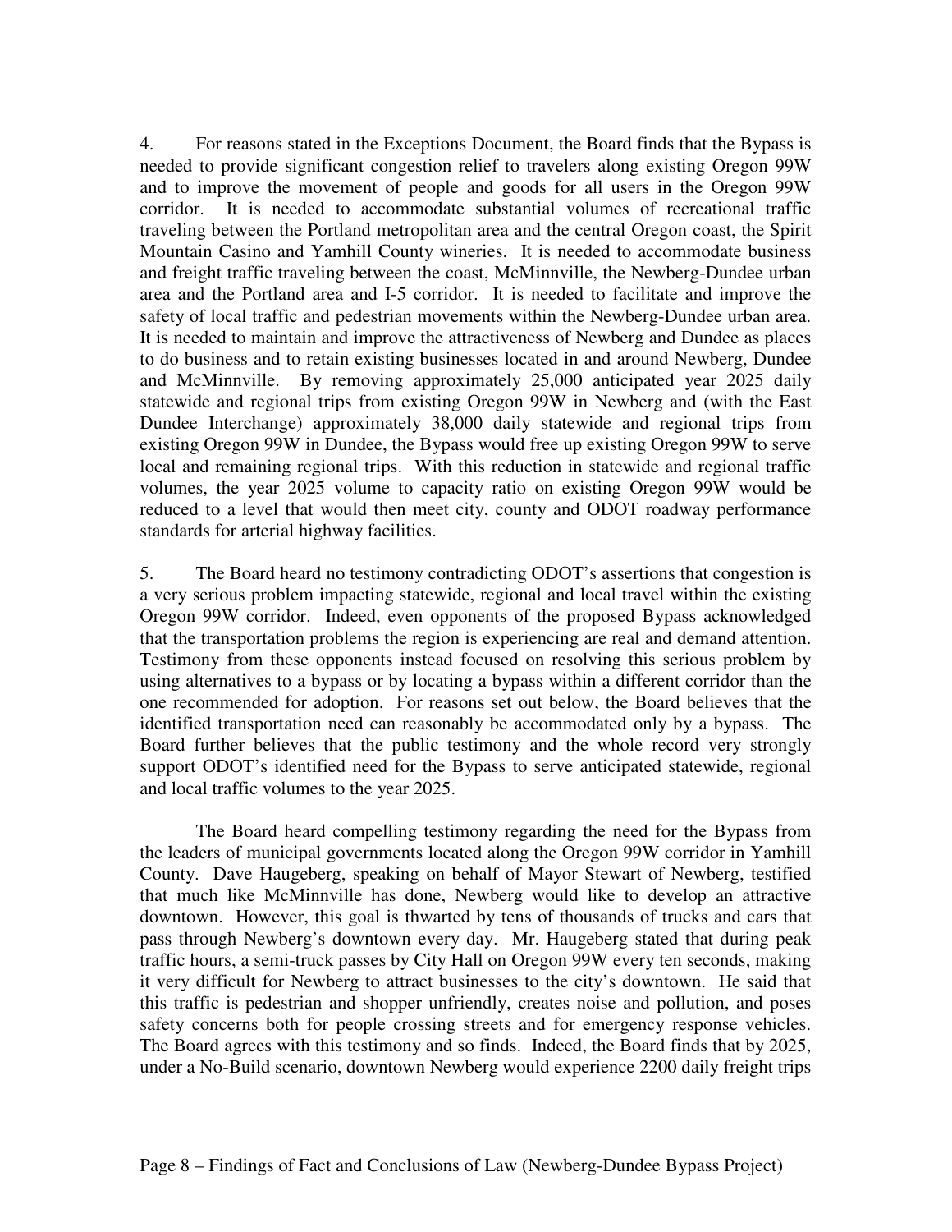4. For reasons stated in the Exceptions Document, the Board finds that the Bypass is needed to provide significant congestion relief to travelers along existing Oregon 99W and to improve the movement of people and goods for all users in the Oregon 99W corridor. It is needed to accommodate substantial volumes of recreational traffic traveling between the Portland metropolitan area and the central Oregon coast, the Spirit Mountain Casino and Yamhill County wineries. It is needed to accommodate business and freight traffic traveling between the coast, McMinnville, the Newberg-Dundee urban area and the Portland area and I-5 corridor. It is needed to facilitate and improve the safety of local traffic and pedestrian movements within the Newberg-Dundee urban area. It is needed to maintain and improve the attractiveness of Newberg and Dundee as places to do business and to retain existing businesses located in and around Newberg, Dundee and McMinnville. By removing approximately 25,000 anticipated year 2025 daily statewide and regional trips from existing Oregon 99W in Newberg and (with the East Dundee Interchange) approximately 38,000 daily statewide and regional trips from existing Oregon 99W in Dundee, the Bypass would free up existing Oregon 99W to serve local and remaining regional trips. With this reduction in statewide and regional traffic volumes, the year 2025 volume to capacity ratio on existing Oregon 99W would be reduced to a level that would then meet city, county and ODOT roadway performance standards for arterial highway facilities.

5. The Board heard no testimony contradicting ODOT's assertions that congestion is a very serious problem impacting statewide, regional and local travel within the existing Oregon 99W corridor. Indeed, even opponents of the proposed Bypass acknowledged that the transportation problems the region is experiencing are real and demand attention. Testimony from these opponents instead focused on resolving this serious problem by using alternatives to a bypass or by locating a bypass within a different corridor than the one recommended for adoption. For reasons set out below, the Board believes that the identified transportation need can reasonably be accommodated only by a bypass. The Board further believes that the public testimony and the whole record very strongly support ODOT's identified need for the Bypass to serve anticipated statewide, regional and local traffic volumes to the year 2025.

The Board heard compelling testimony regarding the need for the Bypass from the leaders of municipal governments located along the Oregon 99W corridor in Yamhill County. Dave Haugeberg, speaking on behalf of Mayor Stewart of Newberg, testified that much like McMinnville has done, Newberg would like to develop an attractive downtown. However, this goal is thwarted by tens of thousands of trucks and cars that pass through Newberg's downtown every day. Mr. Haugeberg stated that during peak traffic hours, a semi-truck passes by City Hall on Oregon 99W every ten seconds, making it very difficult for Newberg to attract businesses to the city's downtown. He said that this traffic is pedestrian and shopper unfriendly, creates noise and pollution, and poses safety concerns both for people crossing streets and for emergency response vehicles. The Board agrees with this testimony and so finds. Indeed, the Board finds that by 2025, under a No-Build scenario, downtown Newberg would experience 2200 daily freight trips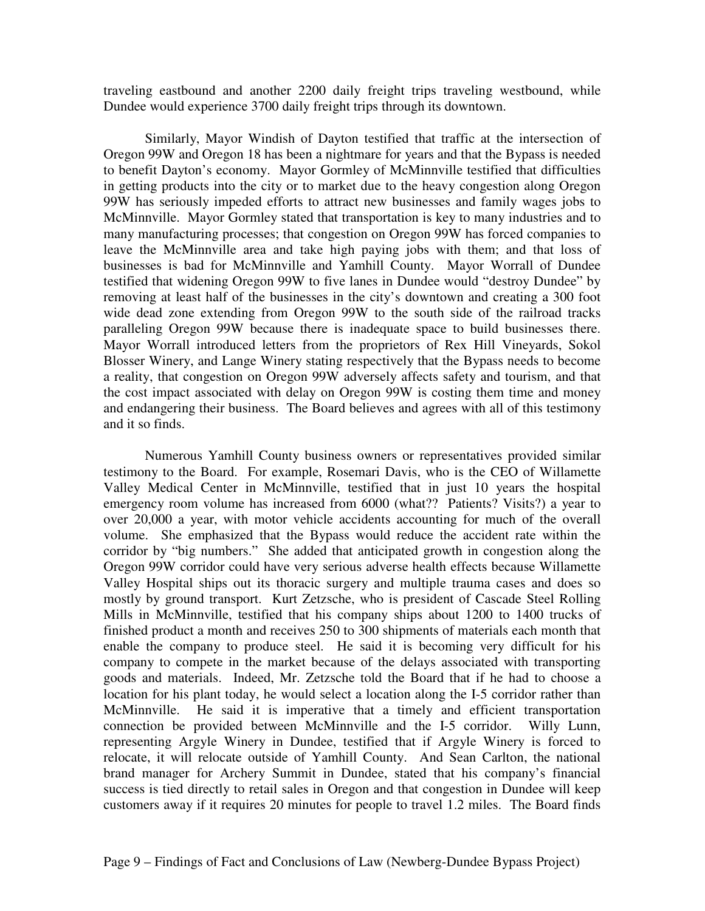traveling eastbound and another 2200 daily freight trips traveling westbound, while Dundee would experience 3700 daily freight trips through its downtown.

Similarly, Mayor Windish of Dayton testified that traffic at the intersection of Oregon 99W and Oregon 18 has been a nightmare for years and that the Bypass is needed to benefit Dayton's economy. Mayor Gormley of McMinnville testified that difficulties in getting products into the city or to market due to the heavy congestion along Oregon 99W has seriously impeded efforts to attract new businesses and family wages jobs to McMinnville. Mayor Gormley stated that transportation is key to many industries and to many manufacturing processes; that congestion on Oregon 99W has forced companies to leave the McMinnville area and take high paying jobs with them; and that loss of businesses is bad for McMinnville and Yamhill County. Mayor Worrall of Dundee testified that widening Oregon 99W to five lanes in Dundee would "destroy Dundee" by removing at least half of the businesses in the city's downtown and creating a 300 foot wide dead zone extending from Oregon 99W to the south side of the railroad tracks paralleling Oregon 99W because there is inadequate space to build businesses there. Mayor Worrall introduced letters from the proprietors of Rex Hill Vineyards, Sokol Blosser Winery, and Lange Winery stating respectively that the Bypass needs to become a reality, that congestion on Oregon 99W adversely affects safety and tourism, and that the cost impact associated with delay on Oregon 99W is costing them time and money and endangering their business. The Board believes and agrees with all of this testimony and it so finds.

Numerous Yamhill County business owners or representatives provided similar testimony to the Board. For example, Rosemari Davis, who is the CEO of Willamette Valley Medical Center in McMinnville, testified that in just 10 years the hospital emergency room volume has increased from 6000 (what?? Patients? Visits?) a year to over 20,000 a year, with motor vehicle accidents accounting for much of the overall volume. She emphasized that the Bypass would reduce the accident rate within the corridor by "big numbers." She added that anticipated growth in congestion along the Oregon 99W corridor could have very serious adverse health effects because Willamette Valley Hospital ships out its thoracic surgery and multiple trauma cases and does so mostly by ground transport. Kurt Zetzsche, who is president of Cascade Steel Rolling Mills in McMinnville, testified that his company ships about 1200 to 1400 trucks of finished product a month and receives 250 to 300 shipments of materials each month that enable the company to produce steel. He said it is becoming very difficult for his company to compete in the market because of the delays associated with transporting goods and materials. Indeed, Mr. Zetzsche told the Board that if he had to choose a location for his plant today, he would select a location along the I-5 corridor rather than McMinnville. He said it is imperative that a timely and efficient transportation connection be provided between McMinnville and the I-5 corridor. Willy Lunn, representing Argyle Winery in Dundee, testified that if Argyle Winery is forced to relocate, it will relocate outside of Yamhill County. And Sean Carlton, the national brand manager for Archery Summit in Dundee, stated that his company's financial success is tied directly to retail sales in Oregon and that congestion in Dundee will keep customers away if it requires 20 minutes for people to travel 1.2 miles. The Board finds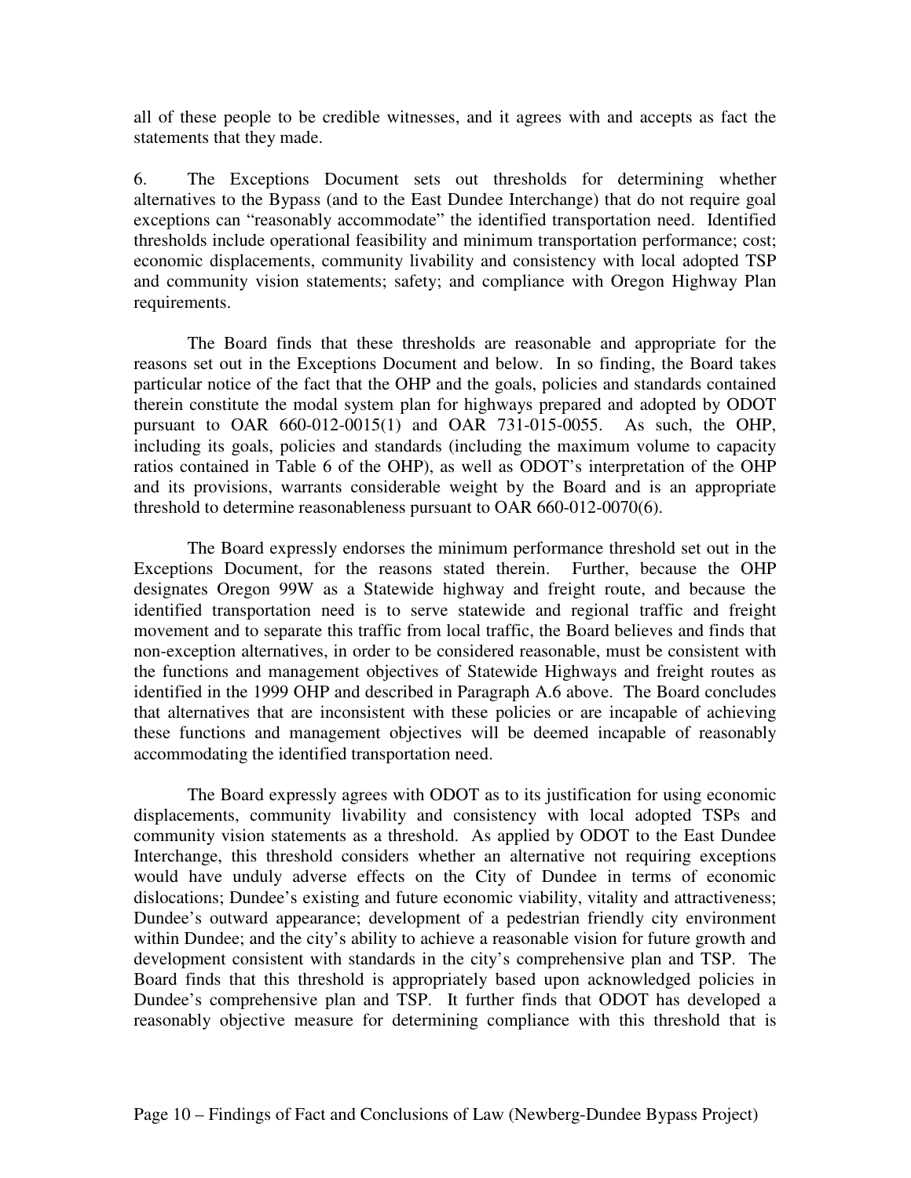all of these people to be credible witnesses, and it agrees with and accepts as fact the statements that they made.

6. The Exceptions Document sets out thresholds for determining whether alternatives to the Bypass (and to the East Dundee Interchange) that do not require goal exceptions can "reasonably accommodate" the identified transportation need. Identified thresholds include operational feasibility and minimum transportation performance; cost; economic displacements, community livability and consistency with local adopted TSP and community vision statements; safety; and compliance with Oregon Highway Plan requirements.

The Board finds that these thresholds are reasonable and appropriate for the reasons set out in the Exceptions Document and below. In so finding, the Board takes particular notice of the fact that the OHP and the goals, policies and standards contained therein constitute the modal system plan for highways prepared and adopted by ODOT pursuant to OAR 660-012-0015(1) and OAR 731-015-0055. As such, the OHP, including its goals, policies and standards (including the maximum volume to capacity ratios contained in Table 6 of the OHP), as well as ODOT's interpretation of the OHP and its provisions, warrants considerable weight by the Board and is an appropriate threshold to determine reasonableness pursuant to OAR 660-012-0070(6).

The Board expressly endorses the minimum performance threshold set out in the Exceptions Document, for the reasons stated therein. Further, because the OHP designates Oregon 99W as a Statewide highway and freight route, and because the identified transportation need is to serve statewide and regional traffic and freight movement and to separate this traffic from local traffic, the Board believes and finds that non-exception alternatives, in order to be considered reasonable, must be consistent with the functions and management objectives of Statewide Highways and freight routes as identified in the 1999 OHP and described in Paragraph A.6 above. The Board concludes that alternatives that are inconsistent with these policies or are incapable of achieving these functions and management objectives will be deemed incapable of reasonably accommodating the identified transportation need.

The Board expressly agrees with ODOT as to its justification for using economic displacements, community livability and consistency with local adopted TSPs and community vision statements as a threshold. As applied by ODOT to the East Dundee Interchange, this threshold considers whether an alternative not requiring exceptions would have unduly adverse effects on the City of Dundee in terms of economic dislocations; Dundee's existing and future economic viability, vitality and attractiveness; Dundee's outward appearance; development of a pedestrian friendly city environment within Dundee; and the city's ability to achieve a reasonable vision for future growth and development consistent with standards in the city's comprehensive plan and TSP. The Board finds that this threshold is appropriately based upon acknowledged policies in Dundee's comprehensive plan and TSP. It further finds that ODOT has developed a reasonably objective measure for determining compliance with this threshold that is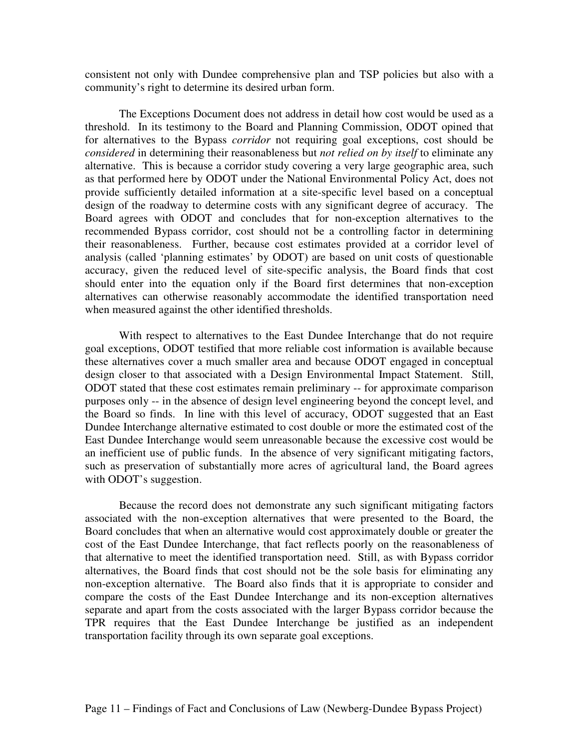consistent not only with Dundee comprehensive plan and TSP policies but also with a community's right to determine its desired urban form.

The Exceptions Document does not address in detail how cost would be used as a threshold. In its testimony to the Board and Planning Commission, ODOT opined that for alternatives to the Bypass *corridor* not requiring goal exceptions, cost should be *considered* in determining their reasonableness but *not relied on by itself* to eliminate any alternative. This is because a corridor study covering a very large geographic area, such as that performed here by ODOT under the National Environmental Policy Act, does not provide sufficiently detailed information at a site-specific level based on a conceptual design of the roadway to determine costs with any significant degree of accuracy. The Board agrees with ODOT and concludes that for non-exception alternatives to the recommended Bypass corridor, cost should not be a controlling factor in determining their reasonableness. Further, because cost estimates provided at a corridor level of analysis (called 'planning estimates' by ODOT) are based on unit costs of questionable accuracy, given the reduced level of site-specific analysis, the Board finds that cost should enter into the equation only if the Board first determines that non-exception alternatives can otherwise reasonably accommodate the identified transportation need when measured against the other identified thresholds.

With respect to alternatives to the East Dundee Interchange that do not require goal exceptions, ODOT testified that more reliable cost information is available because these alternatives cover a much smaller area and because ODOT engaged in conceptual design closer to that associated with a Design Environmental Impact Statement. Still, ODOT stated that these cost estimates remain preliminary -- for approximate comparison purposes only -- in the absence of design level engineering beyond the concept level, and the Board so finds. In line with this level of accuracy, ODOT suggested that an East Dundee Interchange alternative estimated to cost double or more the estimated cost of the East Dundee Interchange would seem unreasonable because the excessive cost would be an inefficient use of public funds. In the absence of very significant mitigating factors, such as preservation of substantially more acres of agricultural land, the Board agrees with ODOT's suggestion.

Because the record does not demonstrate any such significant mitigating factors associated with the non-exception alternatives that were presented to the Board, the Board concludes that when an alternative would cost approximately double or greater the cost of the East Dundee Interchange, that fact reflects poorly on the reasonableness of that alternative to meet the identified transportation need. Still, as with Bypass corridor alternatives, the Board finds that cost should not be the sole basis for eliminating any non-exception alternative. The Board also finds that it is appropriate to consider and compare the costs of the East Dundee Interchange and its non-exception alternatives separate and apart from the costs associated with the larger Bypass corridor because the TPR requires that the East Dundee Interchange be justified as an independent transportation facility through its own separate goal exceptions.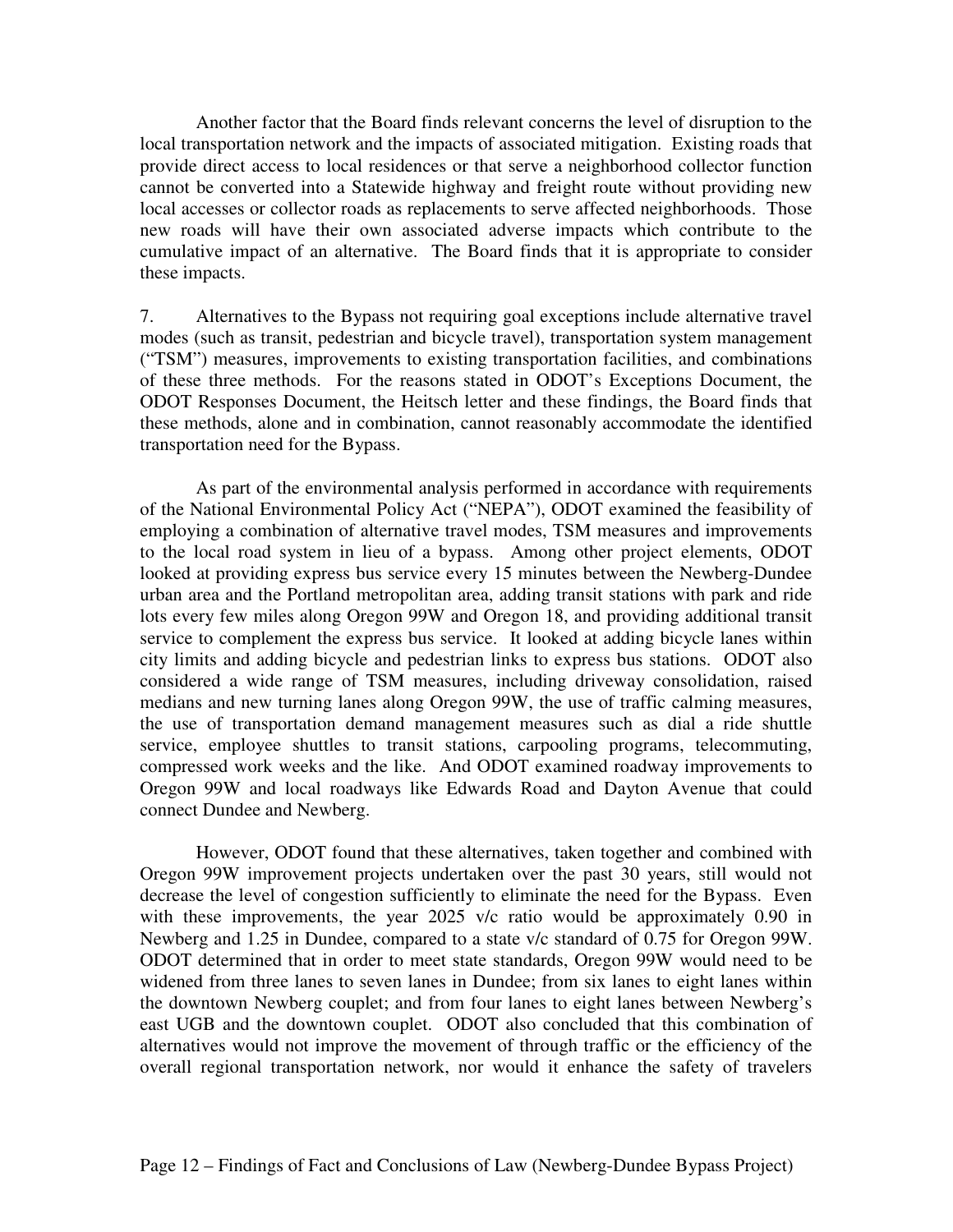Another factor that the Board finds relevant concerns the level of disruption to the local transportation network and the impacts of associated mitigation. Existing roads that provide direct access to local residences or that serve a neighborhood collector function cannot be converted into a Statewide highway and freight route without providing new local accesses or collector roads as replacements to serve affected neighborhoods. Those new roads will have their own associated adverse impacts which contribute to the cumulative impact of an alternative. The Board finds that it is appropriate to consider these impacts.

7. Alternatives to the Bypass not requiring goal exceptions include alternative travel modes (such as transit, pedestrian and bicycle travel), transportation system management ("TSM") measures, improvements to existing transportation facilities, and combinations of these three methods. For the reasons stated in ODOT's Exceptions Document, the ODOT Responses Document, the Heitsch letter and these findings, the Board finds that these methods, alone and in combination, cannot reasonably accommodate the identified transportation need for the Bypass.

As part of the environmental analysis performed in accordance with requirements of the National Environmental Policy Act ("NEPA"), ODOT examined the feasibility of employing a combination of alternative travel modes, TSM measures and improvements to the local road system in lieu of a bypass. Among other project elements, ODOT looked at providing express bus service every 15 minutes between the Newberg-Dundee urban area and the Portland metropolitan area, adding transit stations with park and ride lots every few miles along Oregon 99W and Oregon 18, and providing additional transit service to complement the express bus service. It looked at adding bicycle lanes within city limits and adding bicycle and pedestrian links to express bus stations. ODOT also considered a wide range of TSM measures, including driveway consolidation, raised medians and new turning lanes along Oregon 99W, the use of traffic calming measures, the use of transportation demand management measures such as dial a ride shuttle service, employee shuttles to transit stations, carpooling programs, telecommuting, compressed work weeks and the like. And ODOT examined roadway improvements to Oregon 99W and local roadways like Edwards Road and Dayton Avenue that could connect Dundee and Newberg.

However, ODOT found that these alternatives, taken together and combined with Oregon 99W improvement projects undertaken over the past 30 years, still would not decrease the level of congestion sufficiently to eliminate the need for the Bypass. Even with these improvements, the year 2025 v/c ratio would be approximately 0.90 in Newberg and 1.25 in Dundee, compared to a state v/c standard of 0.75 for Oregon 99W. ODOT determined that in order to meet state standards, Oregon 99W would need to be widened from three lanes to seven lanes in Dundee; from six lanes to eight lanes within the downtown Newberg couplet; and from four lanes to eight lanes between Newberg's east UGB and the downtown couplet. ODOT also concluded that this combination of alternatives would not improve the movement of through traffic or the efficiency of the overall regional transportation network, nor would it enhance the safety of travelers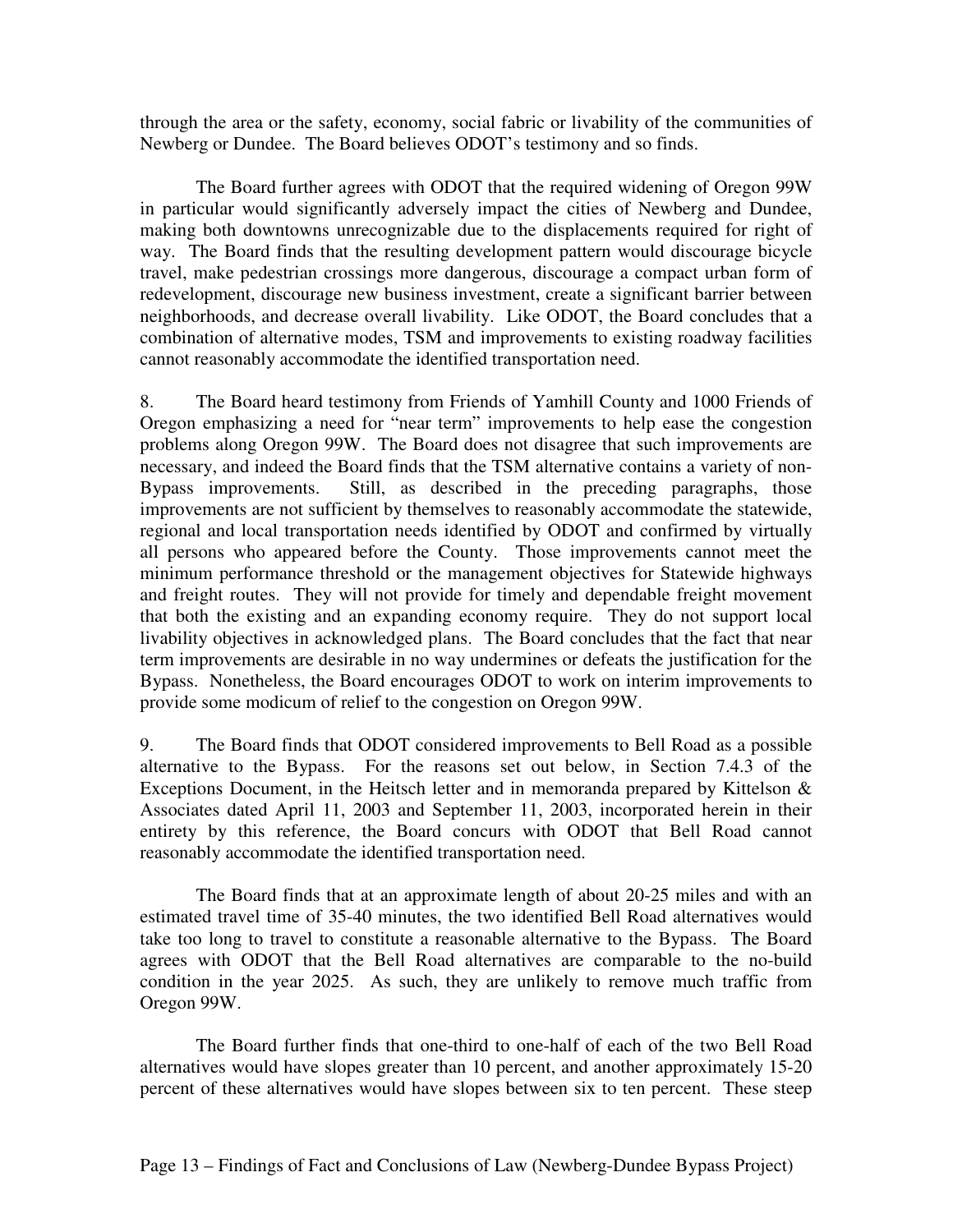through the area or the safety, economy, social fabric or livability of the communities of Newberg or Dundee. The Board believes ODOT's testimony and so finds.

The Board further agrees with ODOT that the required widening of Oregon 99W in particular would significantly adversely impact the cities of Newberg and Dundee, making both downtowns unrecognizable due to the displacements required for right of way. The Board finds that the resulting development pattern would discourage bicycle travel, make pedestrian crossings more dangerous, discourage a compact urban form of redevelopment, discourage new business investment, create a significant barrier between neighborhoods, and decrease overall livability. Like ODOT, the Board concludes that a combination of alternative modes, TSM and improvements to existing roadway facilities cannot reasonably accommodate the identified transportation need.

8. The Board heard testimony from Friends of Yamhill County and 1000 Friends of Oregon emphasizing a need for "near term" improvements to help ease the congestion problems along Oregon 99W. The Board does not disagree that such improvements are necessary, and indeed the Board finds that the TSM alternative contains a variety of non-Bypass improvements. Still, as described in the preceding paragraphs, those improvements are not sufficient by themselves to reasonably accommodate the statewide, regional and local transportation needs identified by ODOT and confirmed by virtually all persons who appeared before the County. Those improvements cannot meet the minimum performance threshold or the management objectives for Statewide highways and freight routes. They will not provide for timely and dependable freight movement that both the existing and an expanding economy require. They do not support local livability objectives in acknowledged plans. The Board concludes that the fact that near term improvements are desirable in no way undermines or defeats the justification for the Bypass. Nonetheless, the Board encourages ODOT to work on interim improvements to provide some modicum of relief to the congestion on Oregon 99W.

9. The Board finds that ODOT considered improvements to Bell Road as a possible alternative to the Bypass. For the reasons set out below, in Section 7.4.3 of the Exceptions Document, in the Heitsch letter and in memoranda prepared by Kittelson & Associates dated April 11, 2003 and September 11, 2003, incorporated herein in their entirety by this reference, the Board concurs with ODOT that Bell Road cannot reasonably accommodate the identified transportation need.

The Board finds that at an approximate length of about 20-25 miles and with an estimated travel time of 35-40 minutes, the two identified Bell Road alternatives would take too long to travel to constitute a reasonable alternative to the Bypass. The Board agrees with ODOT that the Bell Road alternatives are comparable to the no-build condition in the year 2025. As such, they are unlikely to remove much traffic from Oregon 99W.

The Board further finds that one-third to one-half of each of the two Bell Road alternatives would have slopes greater than 10 percent, and another approximately 15-20 percent of these alternatives would have slopes between six to ten percent. These steep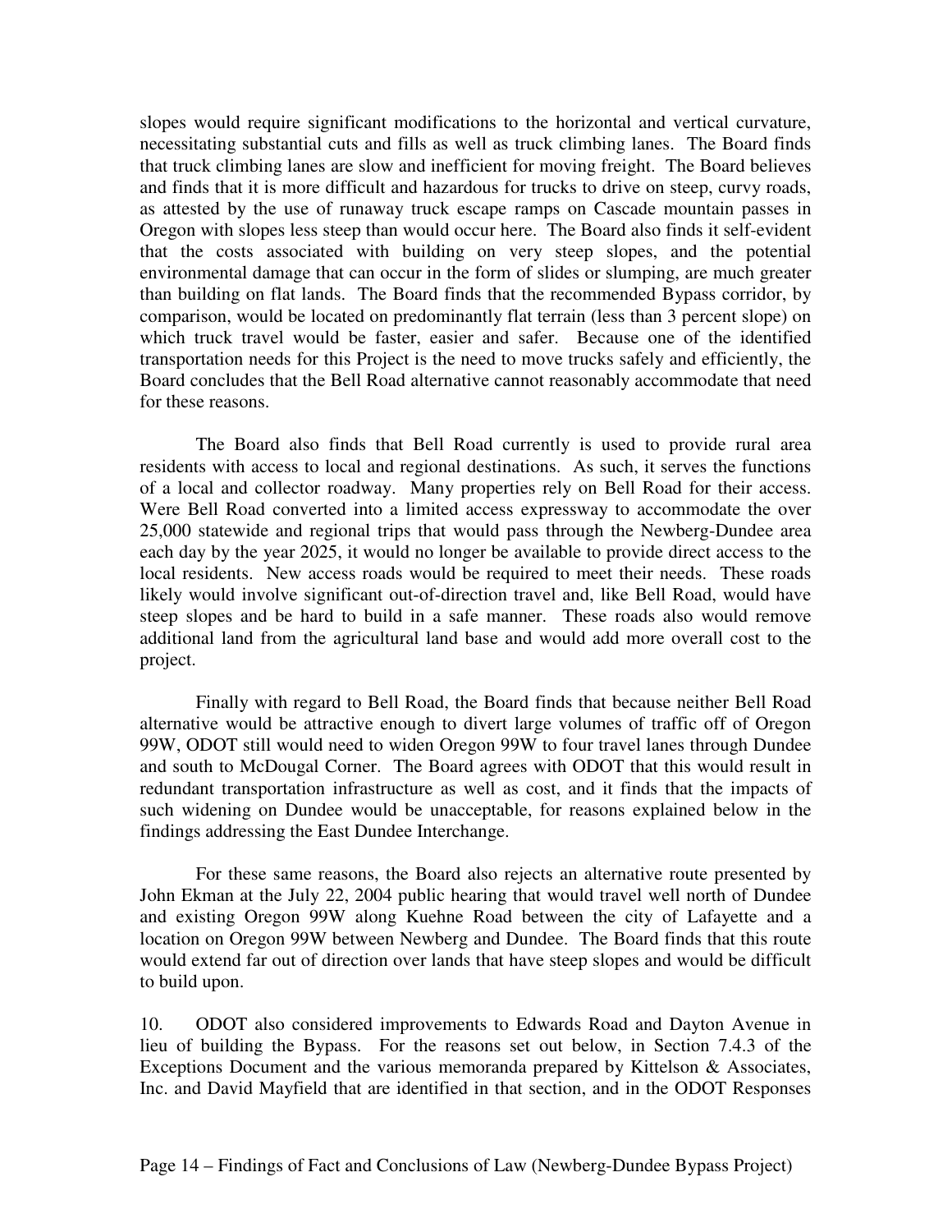slopes would require significant modifications to the horizontal and vertical curvature, necessitating substantial cuts and fills as well as truck climbing lanes. The Board finds that truck climbing lanes are slow and inefficient for moving freight. The Board believes and finds that it is more difficult and hazardous for trucks to drive on steep, curvy roads, as attested by the use of runaway truck escape ramps on Cascade mountain passes in Oregon with slopes less steep than would occur here. The Board also finds it self-evident that the costs associated with building on very steep slopes, and the potential environmental damage that can occur in the form of slides or slumping, are much greater than building on flat lands. The Board finds that the recommended Bypass corridor, by comparison, would be located on predominantly flat terrain (less than 3 percent slope) on which truck travel would be faster, easier and safer. Because one of the identified transportation needs for this Project is the need to move trucks safely and efficiently, the Board concludes that the Bell Road alternative cannot reasonably accommodate that need for these reasons.

The Board also finds that Bell Road currently is used to provide rural area residents with access to local and regional destinations. As such, it serves the functions of a local and collector roadway. Many properties rely on Bell Road for their access. Were Bell Road converted into a limited access expressway to accommodate the over 25,000 statewide and regional trips that would pass through the Newberg-Dundee area each day by the year 2025, it would no longer be available to provide direct access to the local residents. New access roads would be required to meet their needs. These roads likely would involve significant out-of-direction travel and, like Bell Road, would have steep slopes and be hard to build in a safe manner. These roads also would remove additional land from the agricultural land base and would add more overall cost to the project.

Finally with regard to Bell Road, the Board finds that because neither Bell Road alternative would be attractive enough to divert large volumes of traffic off of Oregon 99W, ODOT still would need to widen Oregon 99W to four travel lanes through Dundee and south to McDougal Corner. The Board agrees with ODOT that this would result in redundant transportation infrastructure as well as cost, and it finds that the impacts of such widening on Dundee would be unacceptable, for reasons explained below in the findings addressing the East Dundee Interchange.

For these same reasons, the Board also rejects an alternative route presented by John Ekman at the July 22, 2004 public hearing that would travel well north of Dundee and existing Oregon 99W along Kuehne Road between the city of Lafayette and a location on Oregon 99W between Newberg and Dundee. The Board finds that this route would extend far out of direction over lands that have steep slopes and would be difficult to build upon.

10. ODOT also considered improvements to Edwards Road and Dayton Avenue in lieu of building the Bypass. For the reasons set out below, in Section 7.4.3 of the Exceptions Document and the various memoranda prepared by Kittelson & Associates, Inc. and David Mayfield that are identified in that section, and in the ODOT Responses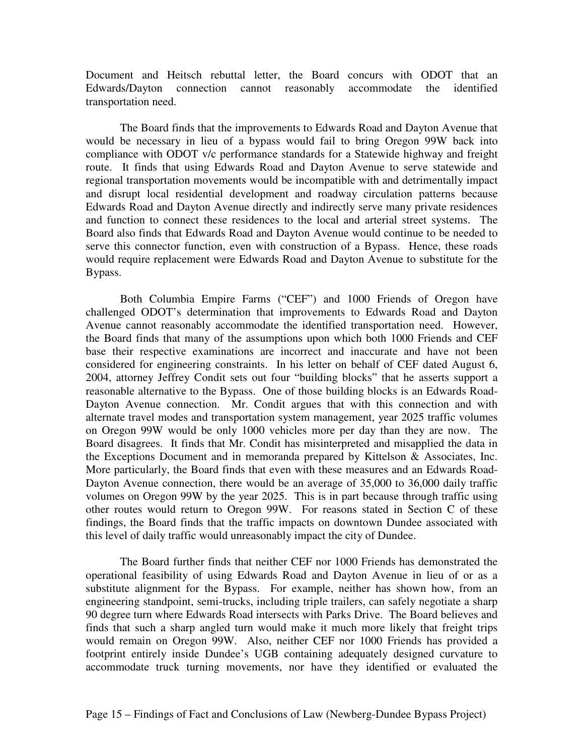Document and Heitsch rebuttal letter, the Board concurs with ODOT that an Edwards/Dayton connection cannot reasonably accommodate the identified transportation need.

The Board finds that the improvements to Edwards Road and Dayton Avenue that would be necessary in lieu of a bypass would fail to bring Oregon 99W back into compliance with ODOT v/c performance standards for a Statewide highway and freight route. It finds that using Edwards Road and Dayton Avenue to serve statewide and regional transportation movements would be incompatible with and detrimentally impact and disrupt local residential development and roadway circulation patterns because Edwards Road and Dayton Avenue directly and indirectly serve many private residences and function to connect these residences to the local and arterial street systems. The Board also finds that Edwards Road and Dayton Avenue would continue to be needed to serve this connector function, even with construction of a Bypass. Hence, these roads would require replacement were Edwards Road and Dayton Avenue to substitute for the Bypass.

Both Columbia Empire Farms ("CEF") and 1000 Friends of Oregon have challenged ODOT's determination that improvements to Edwards Road and Dayton Avenue cannot reasonably accommodate the identified transportation need. However, the Board finds that many of the assumptions upon which both 1000 Friends and CEF base their respective examinations are incorrect and inaccurate and have not been considered for engineering constraints. In his letter on behalf of CEF dated August 6, 2004, attorney Jeffrey Condit sets out four "building blocks" that he asserts support a reasonable alternative to the Bypass. One of those building blocks is an Edwards Road-Dayton Avenue connection. Mr. Condit argues that with this connection and with alternate travel modes and transportation system management, year 2025 traffic volumes on Oregon 99W would be only 1000 vehicles more per day than they are now. The Board disagrees. It finds that Mr. Condit has misinterpreted and misapplied the data in the Exceptions Document and in memoranda prepared by Kittelson & Associates, Inc. More particularly, the Board finds that even with these measures and an Edwards Road-Dayton Avenue connection, there would be an average of 35,000 to 36,000 daily traffic volumes on Oregon 99W by the year 2025. This is in part because through traffic using other routes would return to Oregon 99W. For reasons stated in Section C of these findings, the Board finds that the traffic impacts on downtown Dundee associated with this level of daily traffic would unreasonably impact the city of Dundee.

The Board further finds that neither CEF nor 1000 Friends has demonstrated the operational feasibility of using Edwards Road and Dayton Avenue in lieu of or as a substitute alignment for the Bypass. For example, neither has shown how, from an engineering standpoint, semi-trucks, including triple trailers, can safely negotiate a sharp 90 degree turn where Edwards Road intersects with Parks Drive. The Board believes and finds that such a sharp angled turn would make it much more likely that freight trips would remain on Oregon 99W. Also, neither CEF nor 1000 Friends has provided a footprint entirely inside Dundee's UGB containing adequately designed curvature to accommodate truck turning movements, nor have they identified or evaluated the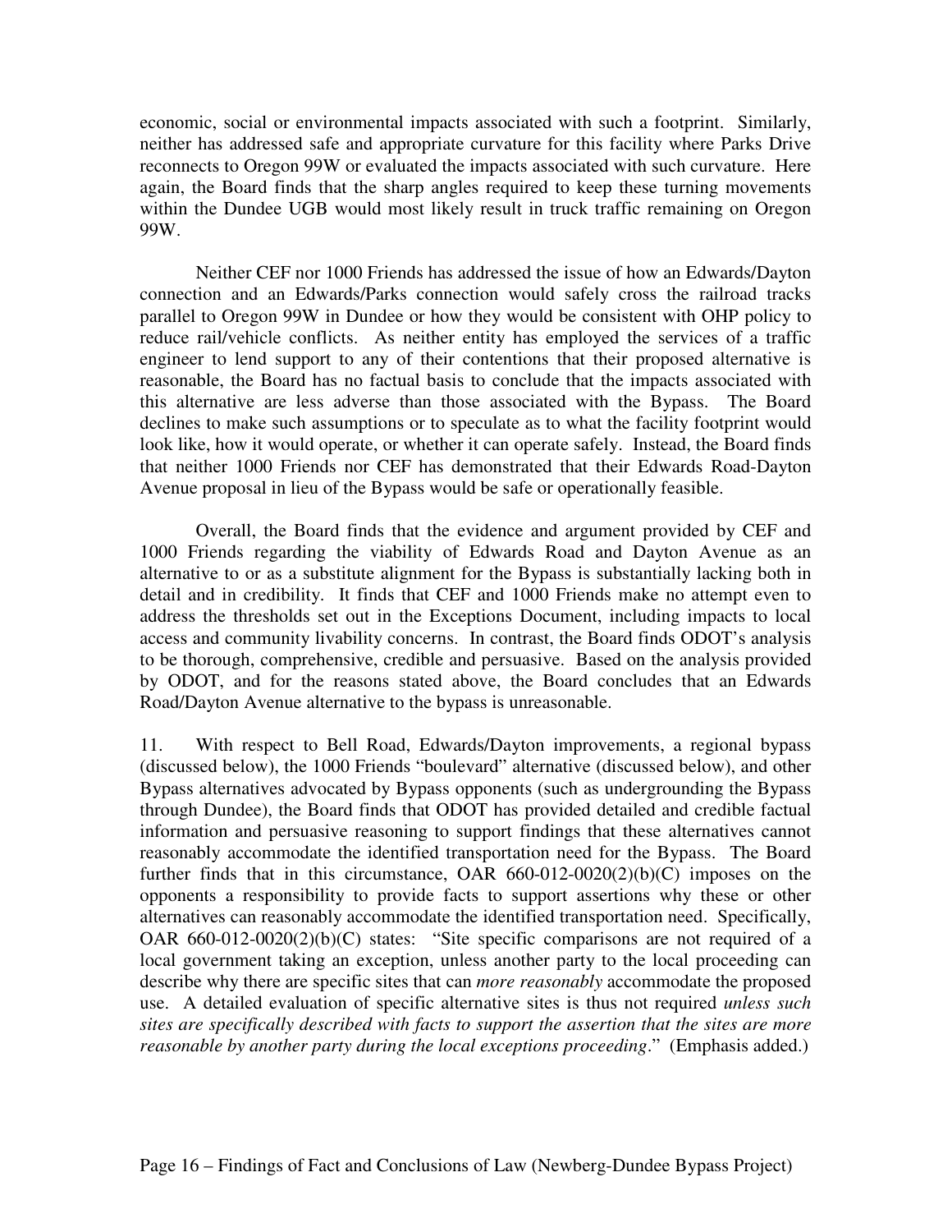economic, social or environmental impacts associated with such a footprint. Similarly, neither has addressed safe and appropriate curvature for this facility where Parks Drive reconnects to Oregon 99W or evaluated the impacts associated with such curvature. Here again, the Board finds that the sharp angles required to keep these turning movements within the Dundee UGB would most likely result in truck traffic remaining on Oregon 99W.

Neither CEF nor 1000 Friends has addressed the issue of how an Edwards/Dayton connection and an Edwards/Parks connection would safely cross the railroad tracks parallel to Oregon 99W in Dundee or how they would be consistent with OHP policy to reduce rail/vehicle conflicts. As neither entity has employed the services of a traffic engineer to lend support to any of their contentions that their proposed alternative is reasonable, the Board has no factual basis to conclude that the impacts associated with this alternative are less adverse than those associated with the Bypass. The Board declines to make such assumptions or to speculate as to what the facility footprint would look like, how it would operate, or whether it can operate safely. Instead, the Board finds that neither 1000 Friends nor CEF has demonstrated that their Edwards Road-Dayton Avenue proposal in lieu of the Bypass would be safe or operationally feasible.

Overall, the Board finds that the evidence and argument provided by CEF and 1000 Friends regarding the viability of Edwards Road and Dayton Avenue as an alternative to or as a substitute alignment for the Bypass is substantially lacking both in detail and in credibility. It finds that CEF and 1000 Friends make no attempt even to address the thresholds set out in the Exceptions Document, including impacts to local access and community livability concerns. In contrast, the Board finds ODOT's analysis to be thorough, comprehensive, credible and persuasive. Based on the analysis provided by ODOT, and for the reasons stated above, the Board concludes that an Edwards Road/Dayton Avenue alternative to the bypass is unreasonable.

11. With respect to Bell Road, Edwards/Dayton improvements, a regional bypass (discussed below), the 1000 Friends "boulevard" alternative (discussed below), and other Bypass alternatives advocated by Bypass opponents (such as undergrounding the Bypass through Dundee), the Board finds that ODOT has provided detailed and credible factual information and persuasive reasoning to support findings that these alternatives cannot reasonably accommodate the identified transportation need for the Bypass. The Board further finds that in this circumstance, OAR 660-012-0020(2)(b)(C) imposes on the opponents a responsibility to provide facts to support assertions why these or other alternatives can reasonably accommodate the identified transportation need. Specifically, OAR 660-012-0020(2)(b)(C) states: "Site specific comparisons are not required of a local government taking an exception, unless another party to the local proceeding can describe why there are specific sites that can *more reasonably* accommodate the proposed use. A detailed evaluation of specific alternative sites is thus not required *unless such sites are specifically described with facts to support the assertion that the sites are more reasonable by another party during the local exceptions proceeding*." (Emphasis added.)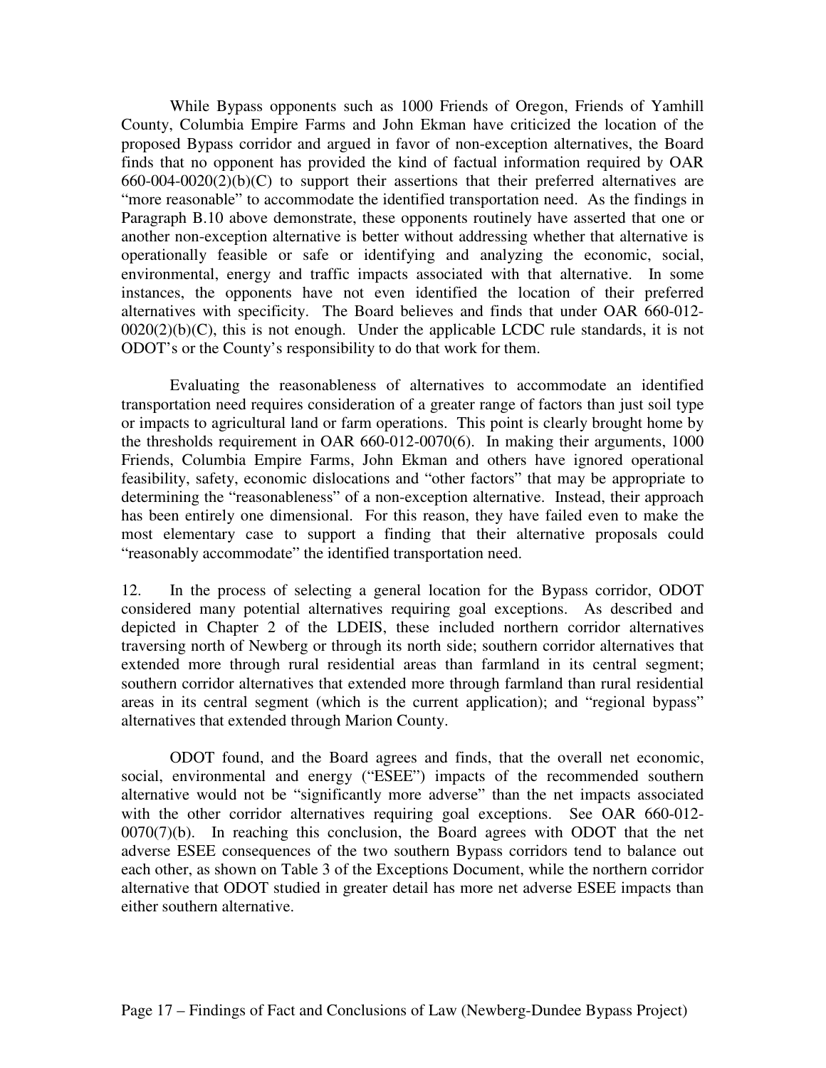While Bypass opponents such as 1000 Friends of Oregon, Friends of Yamhill County, Columbia Empire Farms and John Ekman have criticized the location of the proposed Bypass corridor and argued in favor of non-exception alternatives, the Board finds that no opponent has provided the kind of factual information required by OAR 660-004-0020(2)(b)(C) to support their assertions that their preferred alternatives are "more reasonable" to accommodate the identified transportation need. As the findings in Paragraph B.10 above demonstrate, these opponents routinely have asserted that one or another non-exception alternative is better without addressing whether that alternative is operationally feasible or safe or identifying and analyzing the economic, social, environmental, energy and traffic impacts associated with that alternative. In some instances, the opponents have not even identified the location of their preferred alternatives with specificity. The Board believes and finds that under OAR 660-012-0020(2)(b)(C), this is not enough. Under the applicable LCDC rule standards, it is not ODOT's or the County's responsibility to do that work for them.

Evaluating the reasonableness of alternatives to accommodate an identified transportation need requires consideration of a greater range of factors than just soil type or impacts to agricultural land or farm operations. This point is clearly brought home by the thresholds requirement in OAR 660-012-0070(6). In making their arguments, 1000 Friends, Columbia Empire Farms, John Ekman and others have ignored operational feasibility, safety, economic dislocations and "other factors" that may be appropriate to determining the "reasonableness" of a non-exception alternative. Instead, their approach has been entirely one dimensional. For this reason, they have failed even to make the most elementary case to support a finding that their alternative proposals could "reasonably accommodate" the identified transportation need.

12. In the process of selecting a general location for the Bypass corridor, ODOT considered many potential alternatives requiring goal exceptions. As described and depicted in Chapter 2 of the LDEIS, these included northern corridor alternatives traversing north of Newberg or through its north side; southern corridor alternatives that extended more through rural residential areas than farmland in its central segment; southern corridor alternatives that extended more through farmland than rural residential areas in its central segment (which is the current application); and "regional bypass" alternatives that extended through Marion County.

ODOT found, and the Board agrees and finds, that the overall net economic, social, environmental and energy ("ESEE") impacts of the recommended southern alternative would not be "significantly more adverse" than the net impacts associated with the other corridor alternatives requiring goal exceptions. See OAR 660-012-0070(7)(b). In reaching this conclusion, the Board agrees with ODOT that the net adverse ESEE consequences of the two southern Bypass corridors tend to balance out each other, as shown on Table 3 of the Exceptions Document, while the northern corridor alternative that ODOT studied in greater detail has more net adverse ESEE impacts than either southern alternative.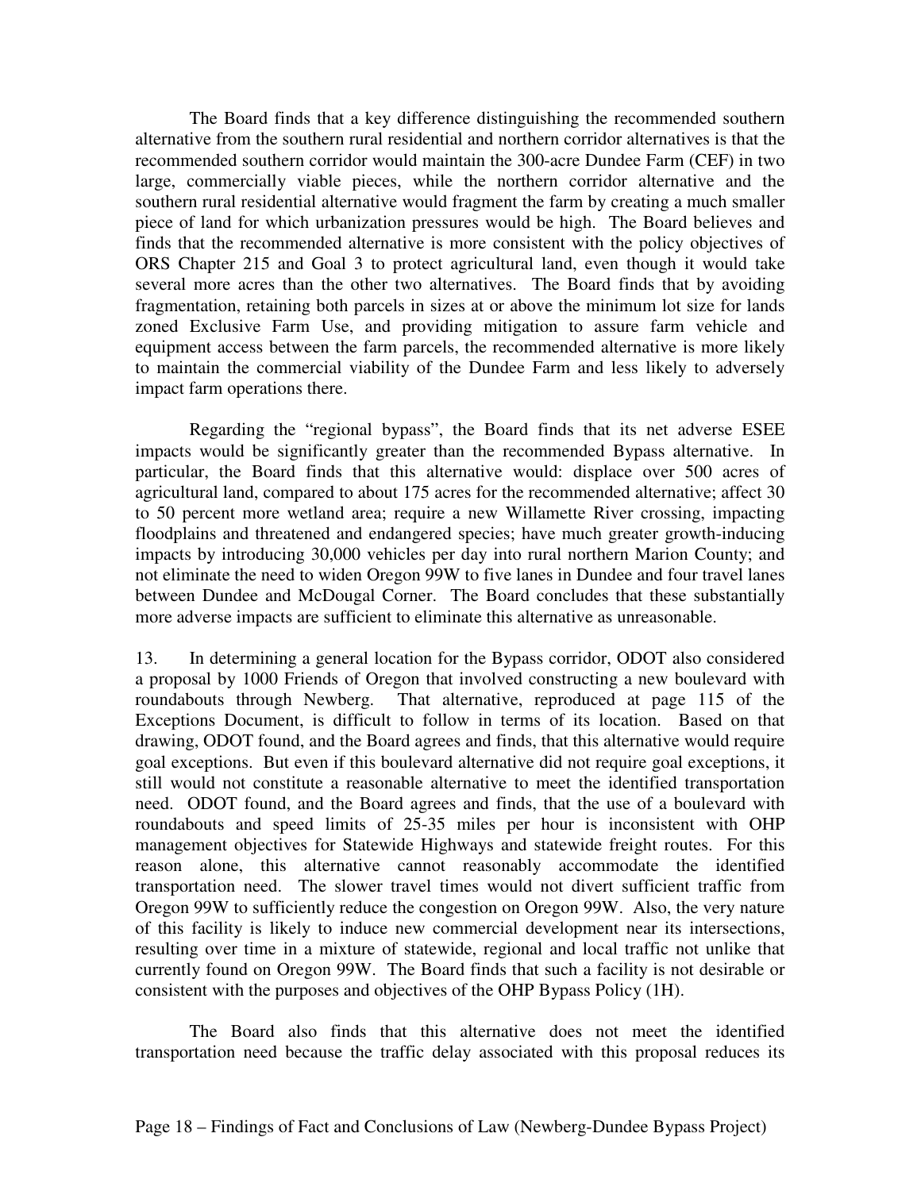The Board finds that a key difference distinguishing the recommended southern alternative from the southern rural residential and northern corridor alternatives is that the recommended southern corridor would maintain the 300-acre Dundee Farm (CEF) in two large, commercially viable pieces, while the northern corridor alternative and the southern rural residential alternative would fragment the farm by creating a much smaller piece of land for which urbanization pressures would be high. The Board believes and finds that the recommended alternative is more consistent with the policy objectives of ORS Chapter 215 and Goal 3 to protect agricultural land, even though it would take several more acres than the other two alternatives. The Board finds that by avoiding fragmentation, retaining both parcels in sizes at or above the minimum lot size for lands zoned Exclusive Farm Use, and providing mitigation to assure farm vehicle and equipment access between the farm parcels, the recommended alternative is more likely to maintain the commercial viability of the Dundee Farm and less likely to adversely impact farm operations there.

Regarding the "regional bypass", the Board finds that its net adverse ESEE impacts would be significantly greater than the recommended Bypass alternative. In particular, the Board finds that this alternative would: displace over 500 acres of agricultural land, compared to about 175 acres for the recommended alternative; affect 30 to 50 percent more wetland area; require a new Willamette River crossing, impacting floodplains and threatened and endangered species; have much greater growth-inducing impacts by introducing 30,000 vehicles per day into rural northern Marion County; and not eliminate the need to widen Oregon 99W to five lanes in Dundee and four travel lanes between Dundee and McDougal Corner. The Board concludes that these substantially more adverse impacts are sufficient to eliminate this alternative as unreasonable.

13. In determining a general location for the Bypass corridor, ODOT also considered a proposal by 1000 Friends of Oregon that involved constructing a new boulevard with roundabouts through Newberg. That alternative, reproduced at page 115 of the Exceptions Document, is difficult to follow in terms of its location. Based on that drawing, ODOT found, and the Board agrees and finds, that this alternative would require goal exceptions. But even if this boulevard alternative did not require goal exceptions, it still would not constitute a reasonable alternative to meet the identified transportation need. ODOT found, and the Board agrees and finds, that the use of a boulevard with roundabouts and speed limits of 25-35 miles per hour is inconsistent with OHP management objectives for Statewide Highways and statewide freight routes. For this reason alone, this alternative cannot reasonably accommodate the identified transportation need. The slower travel times would not divert sufficient traffic from Oregon 99W to sufficiently reduce the congestion on Oregon 99W. Also, the very nature of this facility is likely to induce new commercial development near its intersections, resulting over time in a mixture of statewide, regional and local traffic not unlike that currently found on Oregon 99W. The Board finds that such a facility is not desirable or consistent with the purposes and objectives of the OHP Bypass Policy (1H).

The Board also finds that this alternative does not meet the identified transportation need because the traffic delay associated with this proposal reduces its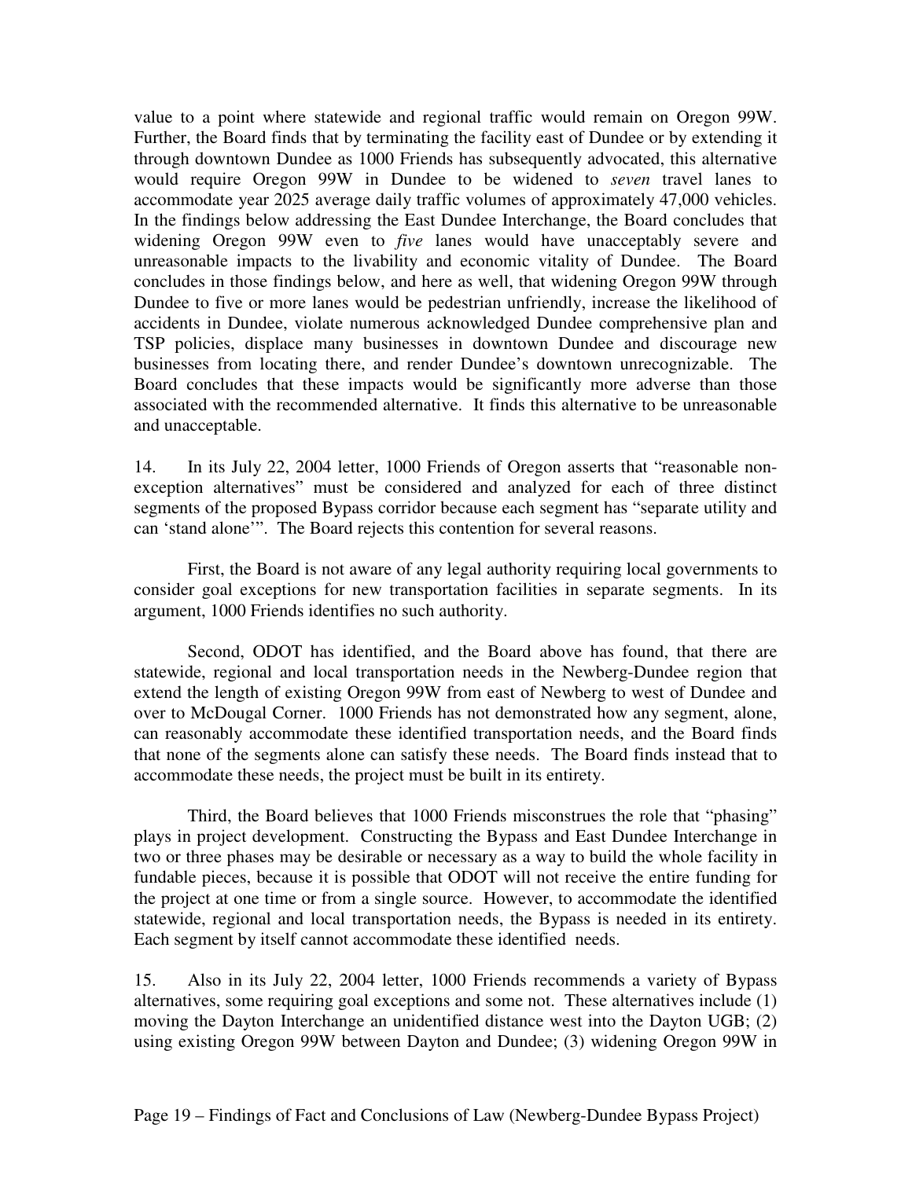value to a point where statewide and regional traffic would remain on Oregon 99W. Further, the Board finds that by terminating the facility east of Dundee or by extending it through downtown Dundee as 1000 Friends has subsequently advocated, this alternative would require Oregon 99W in Dundee to be widened to *seven* travel lanes to accommodate year 2025 average daily traffic volumes of approximately 47,000 vehicles. In the findings below addressing the East Dundee Interchange, the Board concludes that widening Oregon 99W even to *five* lanes would have unacceptably severe and unreasonable impacts to the livability and economic vitality of Dundee. The Board concludes in those findings below, and here as well, that widening Oregon 99W through Dundee to five or more lanes would be pedestrian unfriendly, increase the likelihood of accidents in Dundee, violate numerous acknowledged Dundee comprehensive plan and TSP policies, displace many businesses in downtown Dundee and discourage new businesses from locating there, and render Dundee's downtown unrecognizable. The Board concludes that these impacts would be significantly more adverse than those associated with the recommended alternative. It finds this alternative to be unreasonable and unacceptable.

14. In its July 22, 2004 letter, 1000 Friends of Oregon asserts that "reasonable non-exception alternatives" must be considered and analyzed for each of three distinct segments of the proposed Bypass corridor because each segment has "separate utility and can 'stand alone'". The Board rejects this contention for several reasons.

First, the Board is not aware of any legal authority requiring local governments to consider goal exceptions for new transportation facilities in separate segments. In its argument, 1000 Friends identifies no such authority.

Second, ODOT has identified, and the Board above has found, that there are statewide, regional and local transportation needs in the Newberg-Dundee region that extend the length of existing Oregon 99W from east of Newberg to west of Dundee and over to McDougal Corner. 1000 Friends has not demonstrated how any segment, alone, can reasonably accommodate these identified transportation needs, and the Board finds that none of the segments alone can satisfy these needs. The Board finds instead that to accommodate these needs, the project must be built in its entirety.

Third, the Board believes that 1000 Friends misconstrues the role that "phasing" plays in project development. Constructing the Bypass and East Dundee Interchange in two or three phases may be desirable or necessary as a way to build the whole facility in fundable pieces, because it is possible that ODOT will not receive the entire funding for the project at one time or from a single source. However, to accommodate the identified statewide, regional and local transportation needs, the Bypass is needed in its entirety. Each segment by itself cannot accommodate these identified needs.

15. Also in its July 22, 2004 letter, 1000 Friends recommends a variety of Bypass alternatives, some requiring goal exceptions and some not. These alternatives include (1) moving the Dayton Interchange an unidentified distance west into the Dayton UGB; (2) using existing Oregon 99W between Dayton and Dundee; (3) widening Oregon 99W in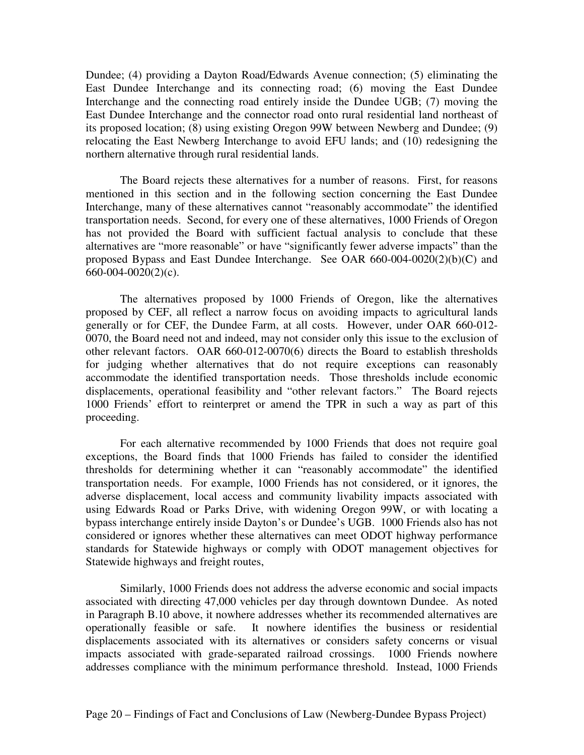Dundee; (4) providing a Dayton Road/Edwards Avenue connection; (5) eliminating the East Dundee Interchange and its connecting road; (6) moving the East Dundee Interchange and the connecting road entirely inside the Dundee UGB; (7) moving the East Dundee Interchange and the connector road onto rural residential land northeast of its proposed location; (8) using existing Oregon 99W between Newberg and Dundee; (9) relocating the East Newberg Interchange to avoid EFU lands; and (10) redesigning the northern alternative through rural residential lands.

The Board rejects these alternatives for a number of reasons. First, for reasons mentioned in this section and in the following section concerning the East Dundee Interchange, many of these alternatives cannot "reasonably accommodate" the identified transportation needs. Second, for every one of these alternatives, 1000 Friends of Oregon has not provided the Board with sufficient factual analysis to conclude that these alternatives are "more reasonable" or have "significantly fewer adverse impacts" than the proposed Bypass and East Dundee Interchange. See OAR 660-004-0020(2)(b)(C) and 660-004-0020(2)(c).

The alternatives proposed by 1000 Friends of Oregon, like the alternatives proposed by CEF, all reflect a narrow focus on avoiding impacts to agricultural lands generally or for CEF, the Dundee Farm, at all costs. However, under OAR 660-012-0070, the Board need not and indeed, may not consider only this issue to the exclusion of other relevant factors. OAR 660-012-0070(6) directs the Board to establish thresholds for judging whether alternatives that do not require exceptions can reasonably accommodate the identified transportation needs. Those thresholds include economic displacements, operational feasibility and "other relevant factors." The Board rejects 1000 Friends' effort to reinterpret or amend the TPR in such a way as part of this proceeding.

For each alternative recommended by 1000 Friends that does not require goal exceptions, the Board finds that 1000 Friends has failed to consider the identified thresholds for determining whether it can "reasonably accommodate" the identified transportation needs. For example, 1000 Friends has not considered, or it ignores, the adverse displacement, local access and community livability impacts associated with using Edwards Road or Parks Drive, with widening Oregon 99W, or with locating a bypass interchange entirely inside Dayton's or Dundee's UGB. 1000 Friends also has not considered or ignores whether these alternatives can meet ODOT highway performance standards for Statewide highways or comply with ODOT management objectives for Statewide highways and freight routes,

Similarly, 1000 Friends does not address the adverse economic and social impacts associated with directing 47,000 vehicles per day through downtown Dundee. As noted in Paragraph B.10 above, it nowhere addresses whether its recommended alternatives are operationally feasible or safe. It nowhere identifies the business or residential displacements associated with its alternatives or considers safety concerns or visual impacts associated with grade-separated railroad crossings. 1000 Friends nowhere addresses compliance with the minimum performance threshold. Instead, 1000 Friends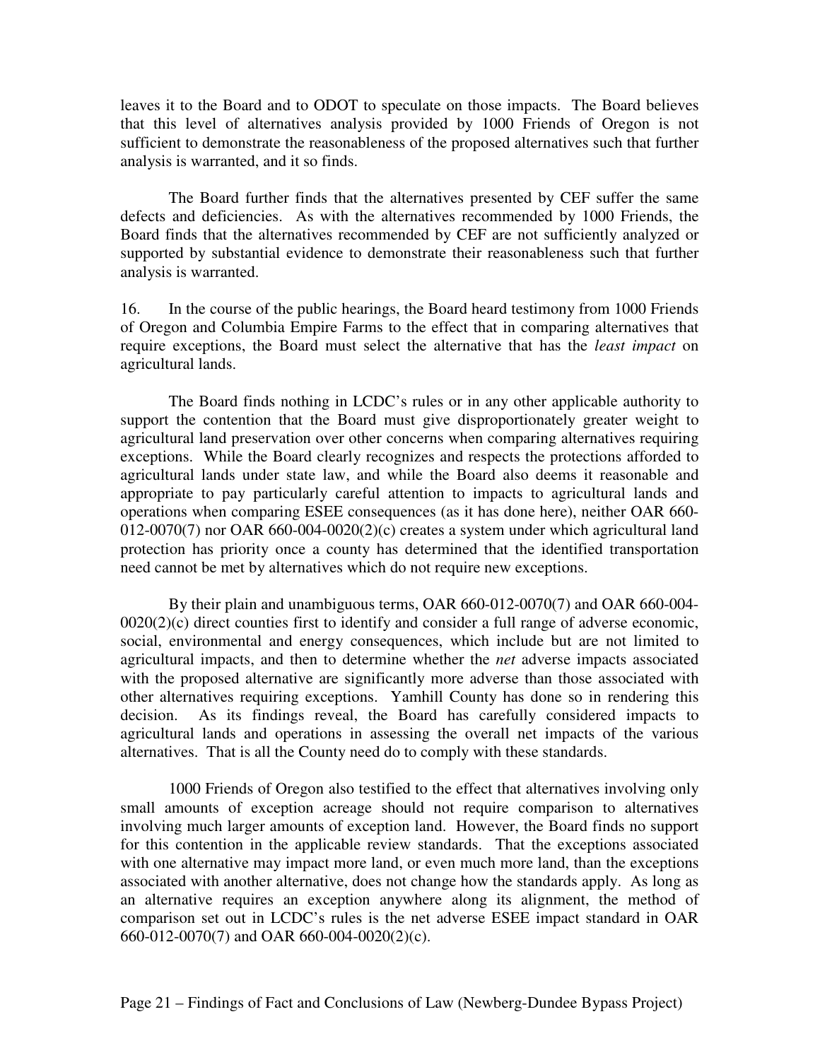leaves it to the Board and to ODOT to speculate on those impacts. The Board believes that this level of alternatives analysis provided by 1000 Friends of Oregon is not sufficient to demonstrate the reasonableness of the proposed alternatives such that further analysis is warranted, and it so finds.

The Board further finds that the alternatives presented by CEF suffer the same defects and deficiencies. As with the alternatives recommended by 1000 Friends, the Board finds that the alternatives recommended by CEF are not sufficiently analyzed or supported by substantial evidence to demonstrate their reasonableness such that further analysis is warranted.

16. In the course of the public hearings, the Board heard testimony from 1000 Friends of Oregon and Columbia Empire Farms to the effect that in comparing alternatives that require exceptions, the Board must select the alternative that has the *least impact* on agricultural lands.

The Board finds nothing in LCDC's rules or in any other applicable authority to support the contention that the Board must give disproportionately greater weight to agricultural land preservation over other concerns when comparing alternatives requiring exceptions. While the Board clearly recognizes and respects the protections afforded to agricultural lands under state law, and while the Board also deems it reasonable and appropriate to pay particularly careful attention to impacts to agricultural lands and operations when comparing ESEE consequences (as it has done here), neither OAR 660-012-0070(7) nor OAR 660-004-0020(2)(c) creates a system under which agricultural land protection has priority once a county has determined that the identified transportation need cannot be met by alternatives which do not require new exceptions.

By their plain and unambiguous terms, OAR 660-012-0070(7) and OAR 660-004-0020(2)(c) direct counties first to identify and consider a full range of adverse economic, social, environmental and energy consequences, which include but are not limited to agricultural impacts, and then to determine whether the *net* adverse impacts associated with the proposed alternative are significantly more adverse than those associated with other alternatives requiring exceptions. Yamhill County has done so in rendering this decision. As its findings reveal, the Board has carefully considered impacts to agricultural lands and operations in assessing the overall net impacts of the various alternatives. That is all the County need do to comply with these standards.

1000 Friends of Oregon also testified to the effect that alternatives involving only small amounts of exception acreage should not require comparison to alternatives involving much larger amounts of exception land. However, the Board finds no support for this contention in the applicable review standards. That the exceptions associated with one alternative may impact more land, or even much more land, than the exceptions associated with another alternative, does not change how the standards apply. As long as an alternative requires an exception anywhere along its alignment, the method of comparison set out in LCDC's rules is the net adverse ESEE impact standard in OAR 660-012-0070(7) and OAR 660-004-0020(2)(c).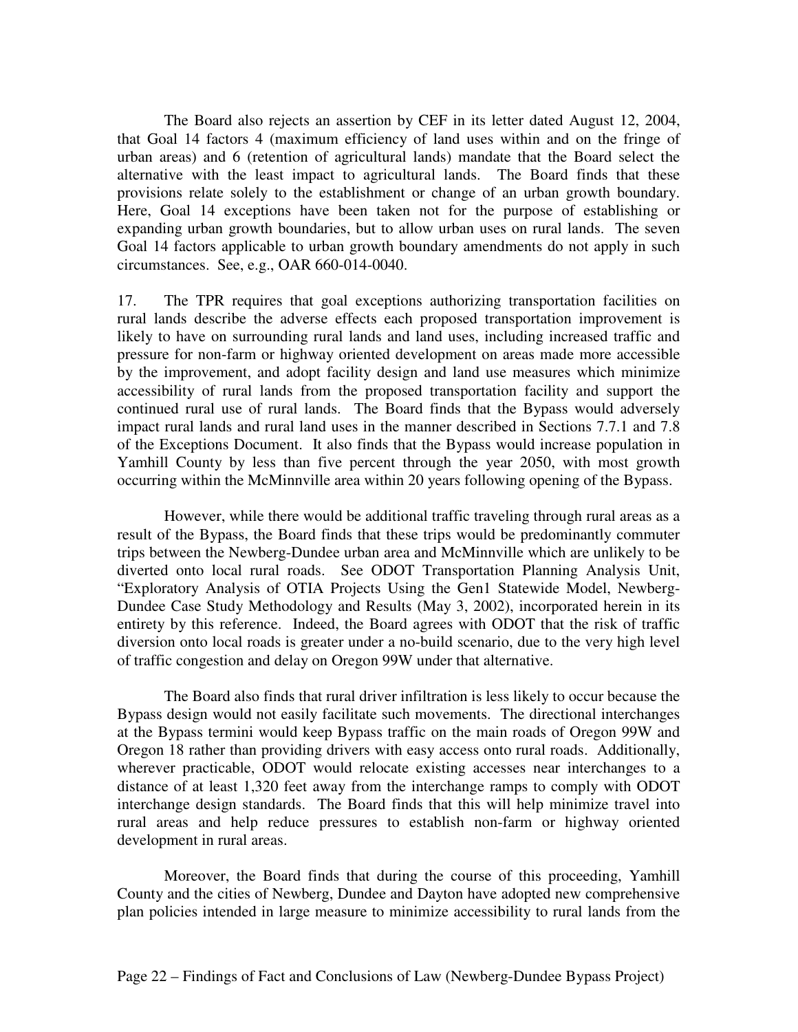The Board also rejects an assertion by CEF in its letter dated August 12, 2004, that Goal 14 factors 4 (maximum efficiency of land uses within and on the fringe of urban areas) and 6 (retention of agricultural lands) mandate that the Board select the alternative with the least impact to agricultural lands. The Board finds that these provisions relate solely to the establishment or change of an urban growth boundary. Here, Goal 14 exceptions have been taken not for the purpose of establishing or expanding urban growth boundaries, but to allow urban uses on rural lands. The seven Goal 14 factors applicable to urban growth boundary amendments do not apply in such circumstances. See, e.g., OAR 660-014-0040.

17. The TPR requires that goal exceptions authorizing transportation facilities on rural lands describe the adverse effects each proposed transportation improvement is likely to have on surrounding rural lands and land uses, including increased traffic and pressure for non-farm or highway oriented development on areas made more accessible by the improvement, and adopt facility design and land use measures which minimize accessibility of rural lands from the proposed transportation facility and support the continued rural use of rural lands. The Board finds that the Bypass would adversely impact rural lands and rural land uses in the manner described in Sections 7.7.1 and 7.8 of the Exceptions Document. It also finds that the Bypass would increase population in Yamhill County by less than five percent through the year 2050, with most growth occurring within the McMinnville area within 20 years following opening of the Bypass.

However, while there would be additional traffic traveling through rural areas as a result of the Bypass, the Board finds that these trips would be predominantly commuter trips between the Newberg-Dundee urban area and McMinnville which are unlikely to be diverted onto local rural roads. See ODOT Transportation Planning Analysis Unit, "Exploratory Analysis of OTIA Projects Using the Gen1 Statewide Model, Newberg-Dundee Case Study Methodology and Results (May 3, 2002), incorporated herein in its entirety by this reference. Indeed, the Board agrees with ODOT that the risk of traffic diversion onto local roads is greater under a no-build scenario, due to the very high level of traffic congestion and delay on Oregon 99W under that alternative.

The Board also finds that rural driver infiltration is less likely to occur because the Bypass design would not easily facilitate such movements. The directional interchanges at the Bypass termini would keep Bypass traffic on the main roads of Oregon 99W and Oregon 18 rather than providing drivers with easy access onto rural roads. Additionally, wherever practicable, ODOT would relocate existing accesses near interchanges to a distance of at least 1,320 feet away from the interchange ramps to comply with ODOT interchange design standards. The Board finds that this will help minimize travel into rural areas and help reduce pressures to establish non-farm or highway oriented development in rural areas.

Moreover, the Board finds that during the course of this proceeding, Yamhill County and the cities of Newberg, Dundee and Dayton have adopted new comprehensive plan policies intended in large measure to minimize accessibility to rural lands from the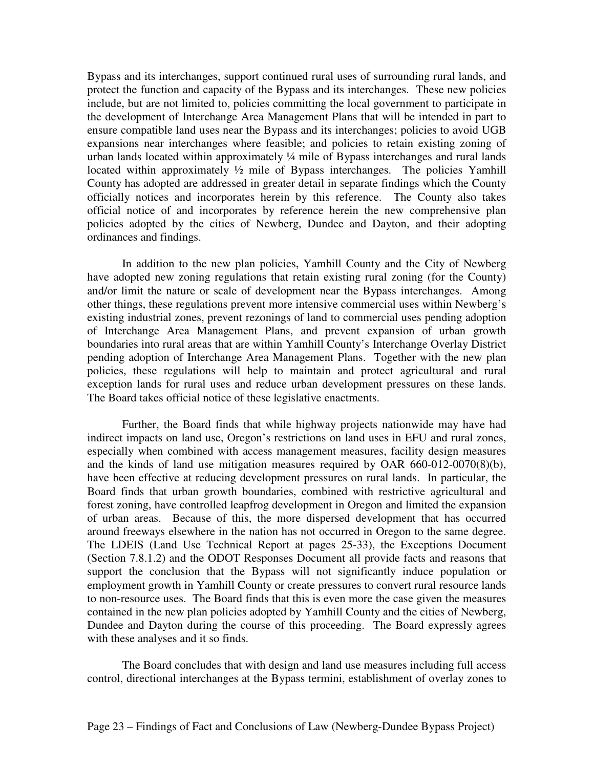Bypass and its interchanges, support continued rural uses of surrounding rural lands, and protect the function and capacity of the Bypass and its interchanges. These new policies include, but are not limited to, policies committing the local government to participate in the development of Interchange Area Management Plans that will be intended in part to ensure compatible land uses near the Bypass and its interchanges; policies to avoid UGB expansions near interchanges where feasible; and policies to retain existing zoning of urban lands located within approximately ¼ mile of Bypass interchanges and rural lands located within approximately ½ mile of Bypass interchanges. The policies Yamhill County has adopted are addressed in greater detail in separate findings which the County officially notices and incorporates herein by this reference. The County also takes official notice of and incorporates by reference herein the new comprehensive plan policies adopted by the cities of Newberg, Dundee and Dayton, and their adopting ordinances and findings.

In addition to the new plan policies, Yamhill County and the City of Newberg have adopted new zoning regulations that retain existing rural zoning (for the County) and/or limit the nature or scale of development near the Bypass interchanges. Among other things, these regulations prevent more intensive commercial uses within Newberg's existing industrial zones, prevent rezonings of land to commercial uses pending adoption of Interchange Area Management Plans, and prevent expansion of urban growth boundaries into rural areas that are within Yamhill County's Interchange Overlay District pending adoption of Interchange Area Management Plans. Together with the new plan policies, these regulations will help to maintain and protect agricultural and rural exception lands for rural uses and reduce urban development pressures on these lands. The Board takes official notice of these legislative enactments.

Further, the Board finds that while highway projects nationwide may have had indirect impacts on land use, Oregon's restrictions on land uses in EFU and rural zones, especially when combined with access management measures, facility design measures and the kinds of land use mitigation measures required by OAR 660-012-0070(8)(b), have been effective at reducing development pressures on rural lands. In particular, the Board finds that urban growth boundaries, combined with restrictive agricultural and forest zoning, have controlled leapfrog development in Oregon and limited the expansion of urban areas. Because of this, the more dispersed development that has occurred around freeways elsewhere in the nation has not occurred in Oregon to the same degree. The LDEIS (Land Use Technical Report at pages 25-33), the Exceptions Document (Section 7.8.1.2) and the ODOT Responses Document all provide facts and reasons that support the conclusion that the Bypass will not significantly induce population or employment growth in Yamhill County or create pressures to convert rural resource lands to non-resource uses. The Board finds that this is even more the case given the measures contained in the new plan policies adopted by Yamhill County and the cities of Newberg, Dundee and Dayton during the course of this proceeding. The Board expressly agrees with these analyses and it so finds.

The Board concludes that with design and land use measures including full access control, directional interchanges at the Bypass termini, establishment of overlay zones to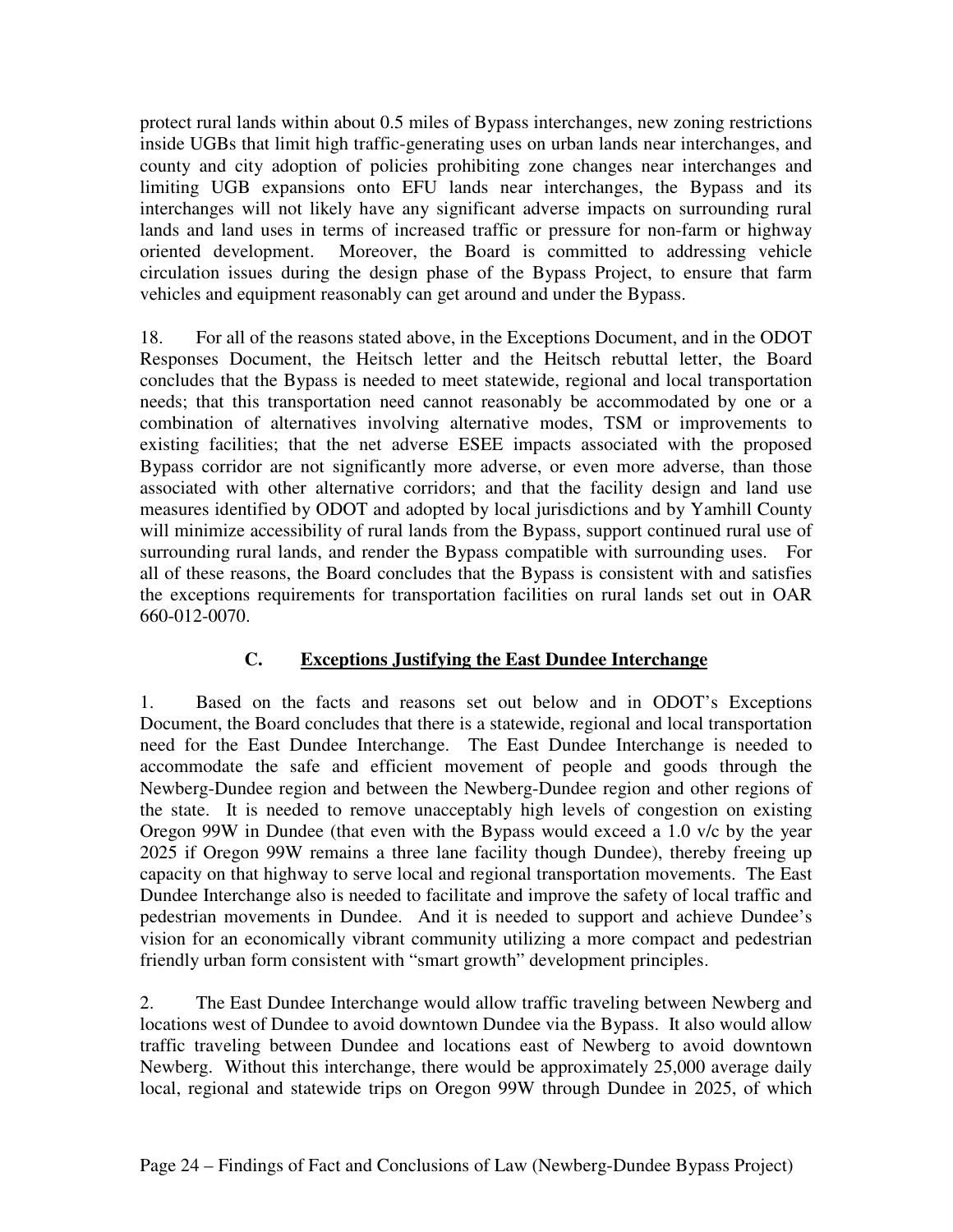protect rural lands within about 0.5 miles of Bypass interchanges, new zoning restrictions inside UGBs that limit high traffic-generating uses on urban lands near interchanges, and county and city adoption of policies prohibiting zone changes near interchanges and limiting UGB expansions onto EFU lands near interchanges, the Bypass and its interchanges will not likely have any significant adverse impacts on surrounding rural lands and land uses in terms of increased traffic or pressure for non-farm or highway oriented development. Moreover, the Board is committed to addressing vehicle circulation issues during the design phase of the Bypass Project, to ensure that farm vehicles and equipment reasonably can get around and under the Bypass.

18. For all of the reasons stated above, in the Exceptions Document, and in the ODOT Responses Document, the Heitsch letter and the Heitsch rebuttal letter, the Board concludes that the Bypass is needed to meet statewide, regional and local transportation needs; that this transportation need cannot reasonably be accommodated by one or a combination of alternatives involving alternative modes, TSM or improvements to existing facilities; that the net adverse ESEE impacts associated with the proposed Bypass corridor are not significantly more adverse, or even more adverse, than those associated with other alternative corridors; and that the facility design and land use measures identified by ODOT and adopted by local jurisdictions and by Yamhill County will minimize accessibility of rural lands from the Bypass, support continued rural use of surrounding rural lands, and render the Bypass compatible with surrounding uses. For all of these reasons, the Board concludes that the Bypass is consistent with and satisfies the exceptions requirements for transportation facilities on rural lands set out in OAR 660-012-0070.

## C. Exceptions Justifying the East Dundee Interchange

1. Based on the facts and reasons set out below and in ODOT's Exceptions Document, the Board concludes that there is a statewide, regional and local transportation need for the East Dundee Interchange. The East Dundee Interchange is needed to accommodate the safe and efficient movement of people and goods through the Newberg-Dundee region and between the Newberg-Dundee region and other regions of the state. It is needed to remove unacceptably high levels of congestion on existing Oregon 99W in Dundee (that even with the Bypass would exceed a 1.0 v/c by the year 2025 if Oregon 99W remains a three lane facility though Dundee), thereby freeing up capacity on that highway to serve local and regional transportation movements. The East Dundee Interchange also is needed to facilitate and improve the safety of local traffic and pedestrian movements in Dundee. And it is needed to support and achieve Dundee's vision for an economically vibrant community utilizing a more compact and pedestrian friendly urban form consistent with "smart growth" development principles.

2. The East Dundee Interchange would allow traffic traveling between Newberg and locations west of Dundee to avoid downtown Dundee via the Bypass. It also would allow traffic traveling between Dundee and locations east of Newberg to avoid downtown Newberg. Without this interchange, there would be approximately 25,000 average daily local, regional and statewide trips on Oregon 99W through Dundee in 2025, of which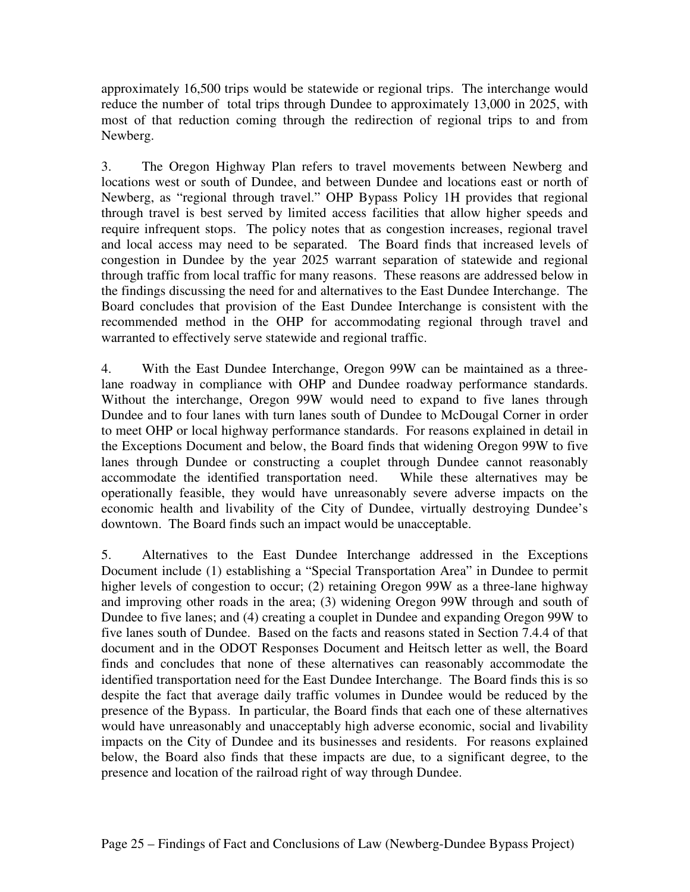approximately 16,500 trips would be statewide or regional trips. The interchange would reduce the number of total trips through Dundee to approximately 13,000 in 2025, with most of that reduction coming through the redirection of regional trips to and from Newberg.

3. The Oregon Highway Plan refers to travel movements between Newberg and locations west or south of Dundee, and between Dundee and locations east or north of Newberg, as "regional through travel." OHP Bypass Policy 1H provides that regional through travel is best served by limited access facilities that allow higher speeds and require infrequent stops. The policy notes that as congestion increases, regional travel and local access may need to be separated. The Board finds that increased levels of congestion in Dundee by the year 2025 warrant separation of statewide and regional through traffic from local traffic for many reasons. These reasons are addressed below in the findings discussing the need for and alternatives to the East Dundee Interchange. The Board concludes that provision of the East Dundee Interchange is consistent with the recommended method in the OHP for accommodating regional through travel and warranted to effectively serve statewide and regional traffic.

4. With the East Dundee Interchange, Oregon 99W can be maintained as a three-lane roadway in compliance with OHP and Dundee roadway performance standards. Without the interchange, Oregon 99W would need to expand to five lanes through Dundee and to four lanes with turn lanes south of Dundee to McDougal Corner in order to meet OHP or local highway performance standards. For reasons explained in detail in the Exceptions Document and below, the Board finds that widening Oregon 99W to five lanes through Dundee or constructing a couplet through Dundee cannot reasonably accommodate the identified transportation need. While these alternatives may be operationally feasible, they would have unreasonably severe adverse impacts on the economic health and livability of the City of Dundee, virtually destroying Dundee's downtown. The Board finds such an impact would be unacceptable.

5. Alternatives to the East Dundee Interchange addressed in the Exceptions Document include (1) establishing a "Special Transportation Area" in Dundee to permit higher levels of congestion to occur; (2) retaining Oregon 99W as a three-lane highway and improving other roads in the area; (3) widening Oregon 99W through and south of Dundee to five lanes; and (4) creating a couplet in Dundee and expanding Oregon 99W to five lanes south of Dundee. Based on the facts and reasons stated in Section 7.4.4 of that document and in the ODOT Responses Document and Heitsch letter as well, the Board finds and concludes that none of these alternatives can reasonably accommodate the identified transportation need for the East Dundee Interchange. The Board finds this is so despite the fact that average daily traffic volumes in Dundee would be reduced by the presence of the Bypass. In particular, the Board finds that each one of these alternatives would have unreasonably and unacceptably high adverse economic, social and livability impacts on the City of Dundee and its businesses and residents. For reasons explained below, the Board also finds that these impacts are due, to a significant degree, to the presence and location of the railroad right of way through Dundee.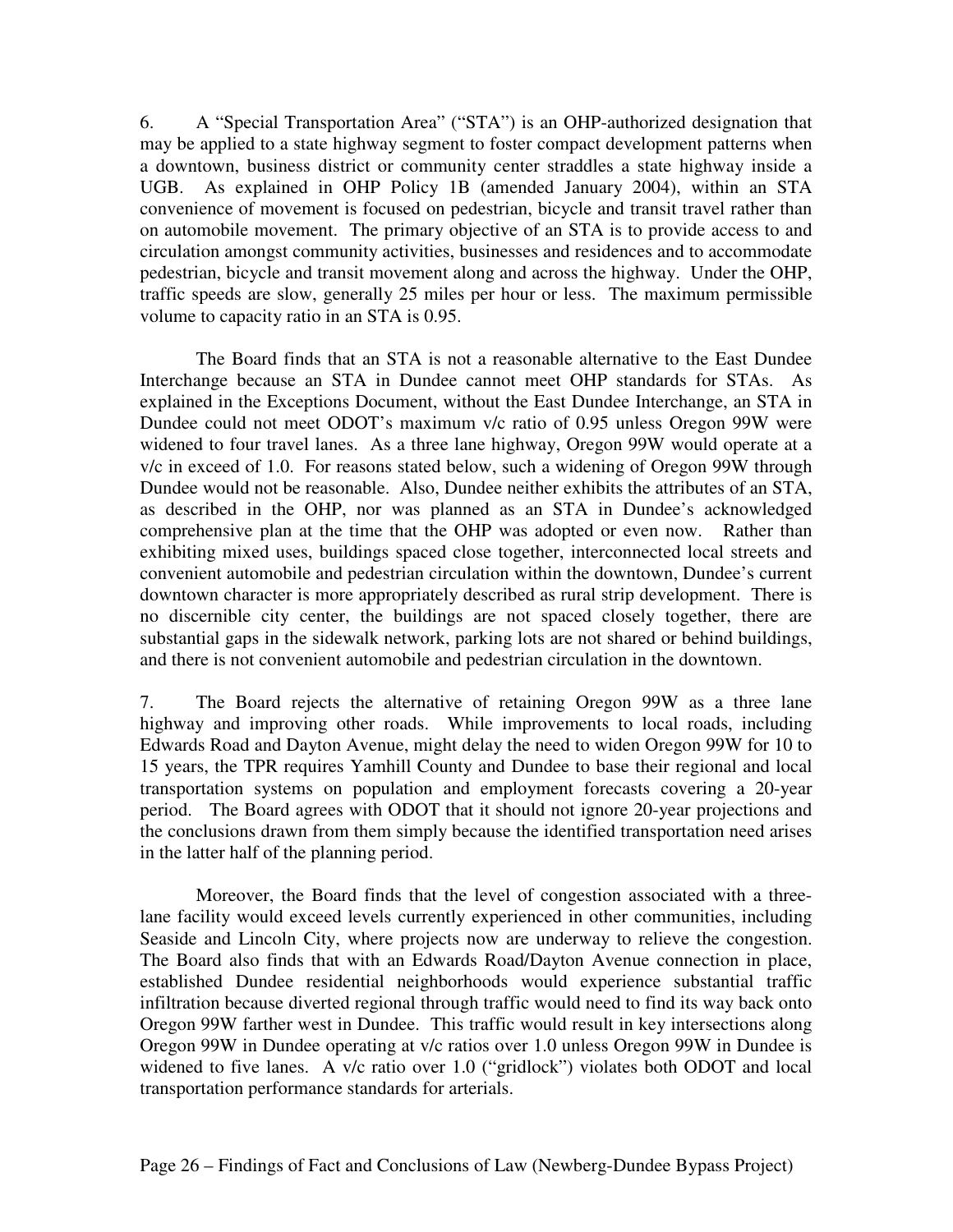6. A "Special Transportation Area" ("STA") is an OHP-authorized designation that may be applied to a state highway segment to foster compact development patterns when a downtown, business district or community center straddles a state highway inside a UGB. As explained in OHP Policy 1B (amended January 2004), within an STA convenience of movement is focused on pedestrian, bicycle and transit travel rather than on automobile movement. The primary objective of an STA is to provide access to and circulation amongst community activities, businesses and residences and to accommodate pedestrian, bicycle and transit movement along and across the highway. Under the OHP, traffic speeds are slow, generally 25 miles per hour or less. The maximum permissible volume to capacity ratio in an STA is 0.95.

The Board finds that an STA is not a reasonable alternative to the East Dundee Interchange because an STA in Dundee cannot meet OHP standards for STAs. As explained in the Exceptions Document, without the East Dundee Interchange, an STA in Dundee could not meet ODOT's maximum v/c ratio of 0.95 unless Oregon 99W were widened to four travel lanes. As a three lane highway, Oregon 99W would operate at a v/c in exceed of 1.0. For reasons stated below, such a widening of Oregon 99W through Dundee would not be reasonable. Also, Dundee neither exhibits the attributes of an STA, as described in the OHP, nor was planned as an STA in Dundee's acknowledged comprehensive plan at the time that the OHP was adopted or even now. Rather than exhibiting mixed uses, buildings spaced close together, interconnected local streets and convenient automobile and pedestrian circulation within the downtown, Dundee's current downtown character is more appropriately described as rural strip development. There is no discernible city center, the buildings are not spaced closely together, there are substantial gaps in the sidewalk network, parking lots are not shared or behind buildings, and there is not convenient automobile and pedestrian circulation in the downtown.

7. The Board rejects the alternative of retaining Oregon 99W as a three lane highway and improving other roads. While improvements to local roads, including Edwards Road and Dayton Avenue, might delay the need to widen Oregon 99W for 10 to 15 years, the TPR requires Yamhill County and Dundee to base their regional and local transportation systems on population and employment forecasts covering a 20-year period. The Board agrees with ODOT that it should not ignore 20-year projections and the conclusions drawn from them simply because the identified transportation need arises in the latter half of the planning period.

Moreover, the Board finds that the level of congestion associated with a three-lane facility would exceed levels currently experienced in other communities, including Seaside and Lincoln City, where projects now are underway to relieve the congestion. The Board also finds that with an Edwards Road/Dayton Avenue connection in place, established Dundee residential neighborhoods would experience substantial traffic infiltration because diverted regional through traffic would need to find its way back onto Oregon 99W farther west in Dundee. This traffic would result in key intersections along Oregon 99W in Dundee operating at v/c ratios over 1.0 unless Oregon 99W in Dundee is widened to five lanes. A v/c ratio over 1.0 ("gridlock") violates both ODOT and local transportation performance standards for arterials.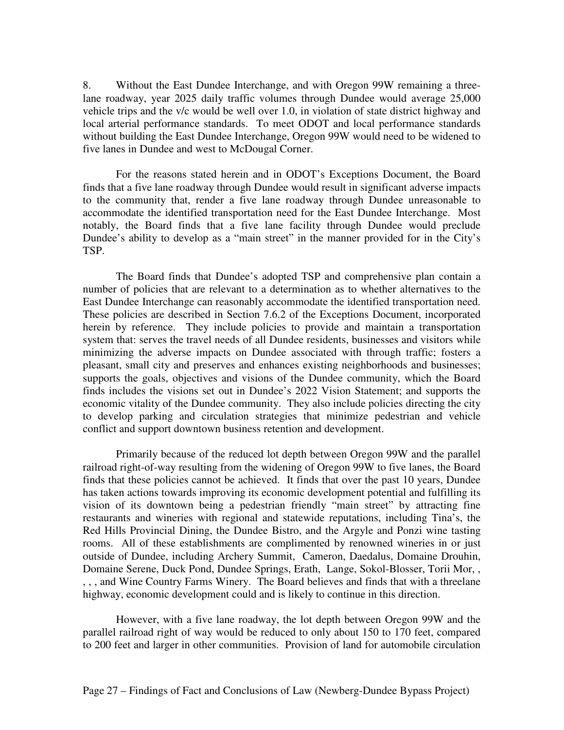8. Without the East Dundee Interchange, and with Oregon 99W remaining a three-lane roadway, year 2025 daily traffic volumes through Dundee would average 25,000 vehicle trips and the v/c would be well over 1.0, in violation of state district highway and local arterial performance standards. To meet ODOT and local performance standards without building the East Dundee Interchange, Oregon 99W would need to be widened to five lanes in Dundee and west to McDougal Corner.

For the reasons stated herein and in ODOT's Exceptions Document, the Board finds that a five lane roadway through Dundee would result in significant adverse impacts to the community that, render a five lane roadway through Dundee unreasonable to accommodate the identified transportation need for the East Dundee Interchange. Most notably, the Board finds that a five lane facility through Dundee would preclude Dundee's ability to develop as a "main street" in the manner provided for in the City's TSP.

The Board finds that Dundee's adopted TSP and comprehensive plan contain a number of policies that are relevant to a determination as to whether alternatives to the East Dundee Interchange can reasonably accommodate the identified transportation need. These policies are described in Section 7.6.2 of the Exceptions Document, incorporated herein by reference. They include policies to provide and maintain a transportation system that: serves the travel needs of all Dundee residents, businesses and visitors while minimizing the adverse impacts on Dundee associated with through traffic; fosters a pleasant, small city and preserves and enhances existing neighborhoods and businesses; supports the goals, objectives and visions of the Dundee community, which the Board finds includes the visions set out in Dundee's 2022 Vision Statement; and supports the economic vitality of the Dundee community. They also include policies directing the city to develop parking and circulation strategies that minimize pedestrian and vehicle conflict and support downtown business retention and development.

Primarily because of the reduced lot depth between Oregon 99W and the parallel railroad right-of-way resulting from the widening of Oregon 99W to five lanes, the Board finds that these policies cannot be achieved. It finds that over the past 10 years, Dundee has taken actions towards improving its economic development potential and fulfilling its vision of its downtown being a pedestrian friendly "main street" by attracting fine restaurants and wineries with regional and statewide reputations, including Tina's, the Red Hills Provincial Dining, the Dundee Bistro, and the Argyle and Ponzi wine tasting rooms. All of these establishments are complimented by renowned wineries in or just outside of Dundee, including Archery Summit, Cameron, Daedalus, Domaine Drouhin, Domaine Serene, Duck Pond, Dundee Springs, Erath, Lange, Sokol-Blosser, Torii Mor, , , , , and Wine Country Farms Winery. The Board believes and finds that with a threelane highway, economic development could and is likely to continue in this direction.

However, with a five lane roadway, the lot depth between Oregon 99W and the parallel railroad right of way would be reduced to only about 150 to 170 feet, compared to 200 feet and larger in other communities. Provision of land for automobile circulation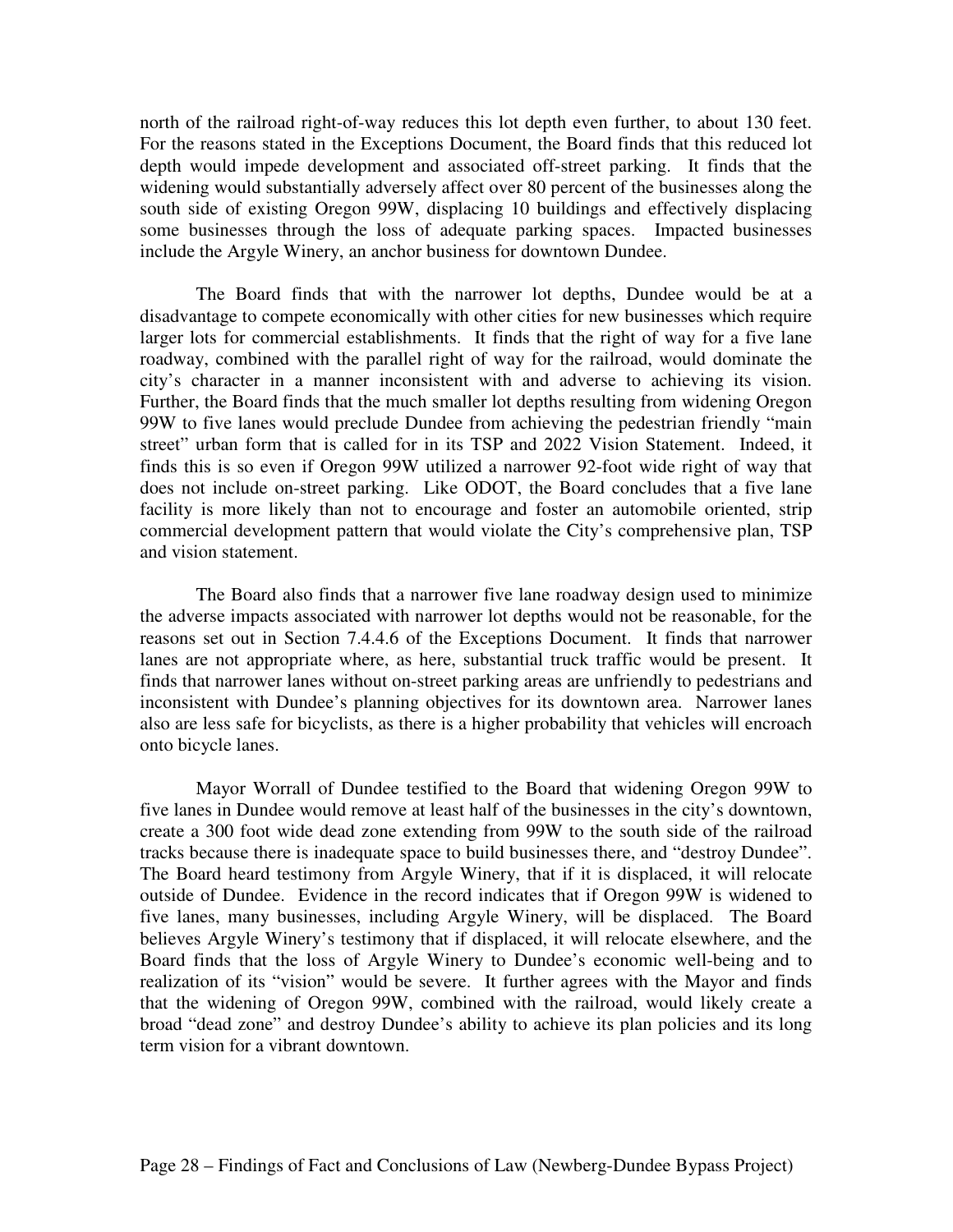north of the railroad right-of-way reduces this lot depth even further, to about 130 feet. For the reasons stated in the Exceptions Document, the Board finds that this reduced lot depth would impede development and associated off-street parking. It finds that the widening would substantially adversely affect over 80 percent of the businesses along the south side of existing Oregon 99W, displacing 10 buildings and effectively displacing some businesses through the loss of adequate parking spaces. Impacted businesses include the Argyle Winery, an anchor business for downtown Dundee.

The Board finds that with the narrower lot depths, Dundee would be at a disadvantage to compete economically with other cities for new businesses which require larger lots for commercial establishments. It finds that the right of way for a five lane roadway, combined with the parallel right of way for the railroad, would dominate the city's character in a manner inconsistent with and adverse to achieving its vision. Further, the Board finds that the much smaller lot depths resulting from widening Oregon 99W to five lanes would preclude Dundee from achieving the pedestrian friendly "main street" urban form that is called for in its TSP and 2022 Vision Statement. Indeed, it finds this is so even if Oregon 99W utilized a narrower 92-foot wide right of way that does not include on-street parking. Like ODOT, the Board concludes that a five lane facility is more likely than not to encourage and foster an automobile oriented, strip commercial development pattern that would violate the City's comprehensive plan, TSP and vision statement.

The Board also finds that a narrower five lane roadway design used to minimize the adverse impacts associated with narrower lot depths would not be reasonable, for the reasons set out in Section 7.4.4.6 of the Exceptions Document. It finds that narrower lanes are not appropriate where, as here, substantial truck traffic would be present. It finds that narrower lanes without on-street parking areas are unfriendly to pedestrians and inconsistent with Dundee's planning objectives for its downtown area. Narrower lanes also are less safe for bicyclists, as there is a higher probability that vehicles will encroach onto bicycle lanes.

Mayor Worrall of Dundee testified to the Board that widening Oregon 99W to five lanes in Dundee would remove at least half of the businesses in the city's downtown, create a 300 foot wide dead zone extending from 99W to the south side of the railroad tracks because there is inadequate space to build businesses there, and "destroy Dundee". The Board heard testimony from Argyle Winery, that if it is displaced, it will relocate outside of Dundee. Evidence in the record indicates that if Oregon 99W is widened to five lanes, many businesses, including Argyle Winery, will be displaced. The Board believes Argyle Winery's testimony that if displaced, it will relocate elsewhere, and the Board finds that the loss of Argyle Winery to Dundee's economic well-being and to realization of its "vision" would be severe. It further agrees with the Mayor and finds that the widening of Oregon 99W, combined with the railroad, would likely create a broad "dead zone" and destroy Dundee's ability to achieve its plan policies and its long term vision for a vibrant downtown.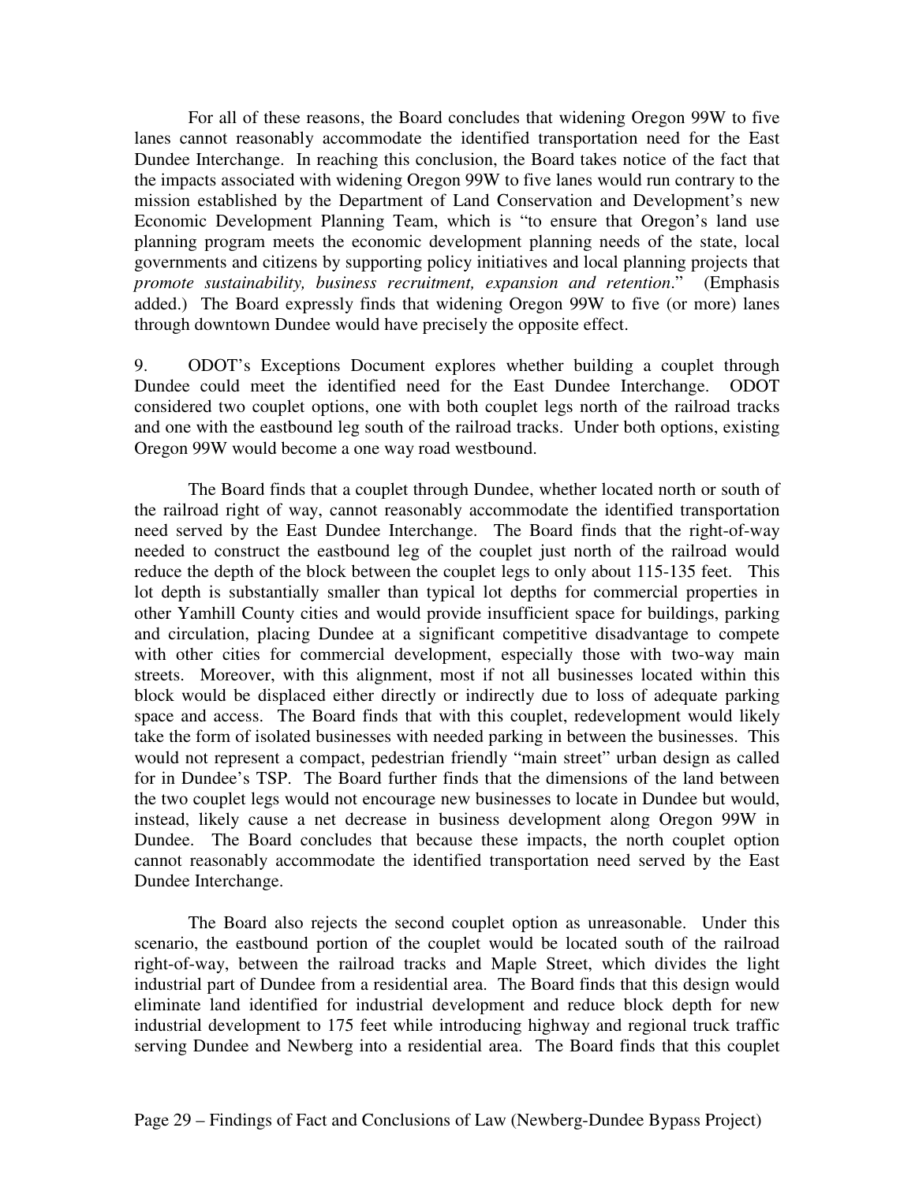For all of these reasons, the Board concludes that widening Oregon 99W to five lanes cannot reasonably accommodate the identified transportation need for the East Dundee Interchange. In reaching this conclusion, the Board takes notice of the fact that the impacts associated with widening Oregon 99W to five lanes would run contrary to the mission established by the Department of Land Conservation and Development's new Economic Development Planning Team, which is "to ensure that Oregon's land use planning program meets the economic development planning needs of the state, local governments and citizens by supporting policy initiatives and local planning projects that *promote sustainability, business recruitment, expansion and retention*." (Emphasis added.) The Board expressly finds that widening Oregon 99W to five (or more) lanes through downtown Dundee would have precisely the opposite effect.

9. ODOT's Exceptions Document explores whether building a couplet through Dundee could meet the identified need for the East Dundee Interchange. ODOT considered two couplet options, one with both couplet legs north of the railroad tracks and one with the eastbound leg south of the railroad tracks. Under both options, existing Oregon 99W would become a one way road westbound.

The Board finds that a couplet through Dundee, whether located north or south of the railroad right of way, cannot reasonably accommodate the identified transportation need served by the East Dundee Interchange. The Board finds that the right-of-way needed to construct the eastbound leg of the couplet just north of the railroad would reduce the depth of the block between the couplet legs to only about 115-135 feet. This lot depth is substantially smaller than typical lot depths for commercial properties in other Yamhill County cities and would provide insufficient space for buildings, parking and circulation, placing Dundee at a significant competitive disadvantage to compete with other cities for commercial development, especially those with two-way main streets. Moreover, with this alignment, most if not all businesses located within this block would be displaced either directly or indirectly due to loss of adequate parking space and access. The Board finds that with this couplet, redevelopment would likely take the form of isolated businesses with needed parking in between the businesses. This would not represent a compact, pedestrian friendly "main street" urban design as called for in Dundee's TSP. The Board further finds that the dimensions of the land between the two couplet legs would not encourage new businesses to locate in Dundee but would, instead, likely cause a net decrease in business development along Oregon 99W in Dundee. The Board concludes that because these impacts, the north couplet option cannot reasonably accommodate the identified transportation need served by the East Dundee Interchange.

The Board also rejects the second couplet option as unreasonable. Under this scenario, the eastbound portion of the couplet would be located south of the railroad right-of-way, between the railroad tracks and Maple Street, which divides the light industrial part of Dundee from a residential area. The Board finds that this design would eliminate land identified for industrial development and reduce block depth for new industrial development to 175 feet while introducing highway and regional truck traffic serving Dundee and Newberg into a residential area. The Board finds that this couplet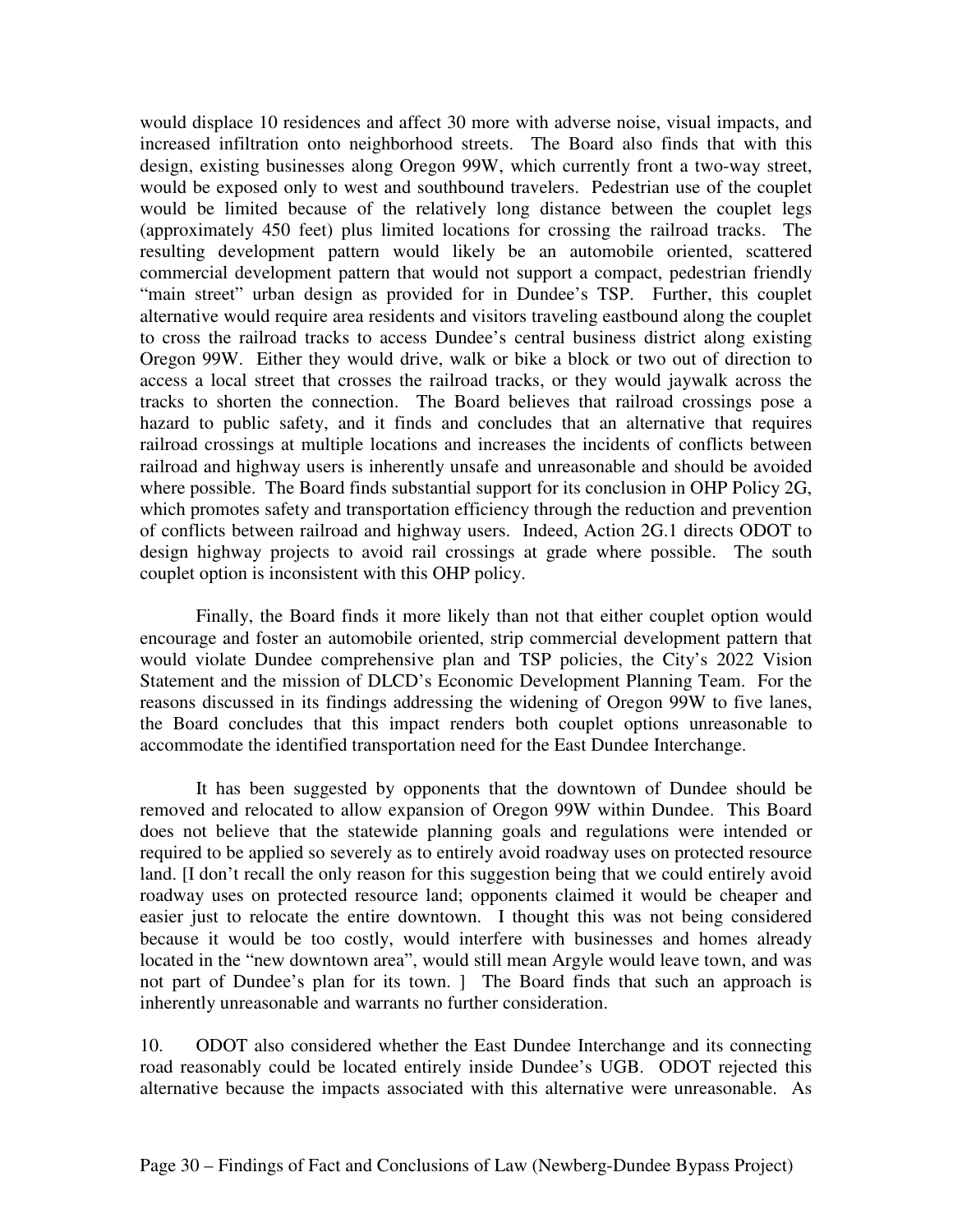would displace 10 residences and affect 30 more with adverse noise, visual impacts, and increased infiltration onto neighborhood streets. The Board also finds that with this design, existing businesses along Oregon 99W, which currently front a two-way street, would be exposed only to west and southbound travelers. Pedestrian use of the couplet would be limited because of the relatively long distance between the couplet legs (approximately 450 feet) plus limited locations for crossing the railroad tracks. The resulting development pattern would likely be an automobile oriented, scattered commercial development pattern that would not support a compact, pedestrian friendly "main street" urban design as provided for in Dundee's TSP. Further, this couplet alternative would require area residents and visitors traveling eastbound along the couplet to cross the railroad tracks to access Dundee's central business district along existing Oregon 99W. Either they would drive, walk or bike a block or two out of direction to access a local street that crosses the railroad tracks, or they would jaywalk across the tracks to shorten the connection. The Board believes that railroad crossings pose a hazard to public safety, and it finds and concludes that an alternative that requires railroad crossings at multiple locations and increases the incidents of conflicts between railroad and highway users is inherently unsafe and unreasonable and should be avoided where possible. The Board finds substantial support for its conclusion in OHP Policy 2G, which promotes safety and transportation efficiency through the reduction and prevention of conflicts between railroad and highway users. Indeed, Action 2G.1 directs ODOT to design highway projects to avoid rail crossings at grade where possible. The south couplet option is inconsistent with this OHP policy.

Finally, the Board finds it more likely than not that either couplet option would encourage and foster an automobile oriented, strip commercial development pattern that would violate Dundee comprehensive plan and TSP policies, the City's 2022 Vision Statement and the mission of DLCD's Economic Development Planning Team. For the reasons discussed in its findings addressing the widening of Oregon 99W to five lanes, the Board concludes that this impact renders both couplet options unreasonable to accommodate the identified transportation need for the East Dundee Interchange.

It has been suggested by opponents that the downtown of Dundee should be removed and relocated to allow expansion of Oregon 99W within Dundee. This Board does not believe that the statewide planning goals and regulations were intended or required to be applied so severely as to entirely avoid roadway uses on protected resource land. [I don't recall the only reason for this suggestion being that we could entirely avoid roadway uses on protected resource land; opponents claimed it would be cheaper and easier just to relocate the entire downtown. I thought this was not being considered because it would be too costly, would interfere with businesses and homes already located in the "new downtown area", would still mean Argyle would leave town, and was not part of Dundee's plan for its town. ] The Board finds that such an approach is inherently unreasonable and warrants no further consideration.

10. ODOT also considered whether the East Dundee Interchange and its connecting road reasonably could be located entirely inside Dundee's UGB. ODOT rejected this alternative because the impacts associated with this alternative were unreasonable. As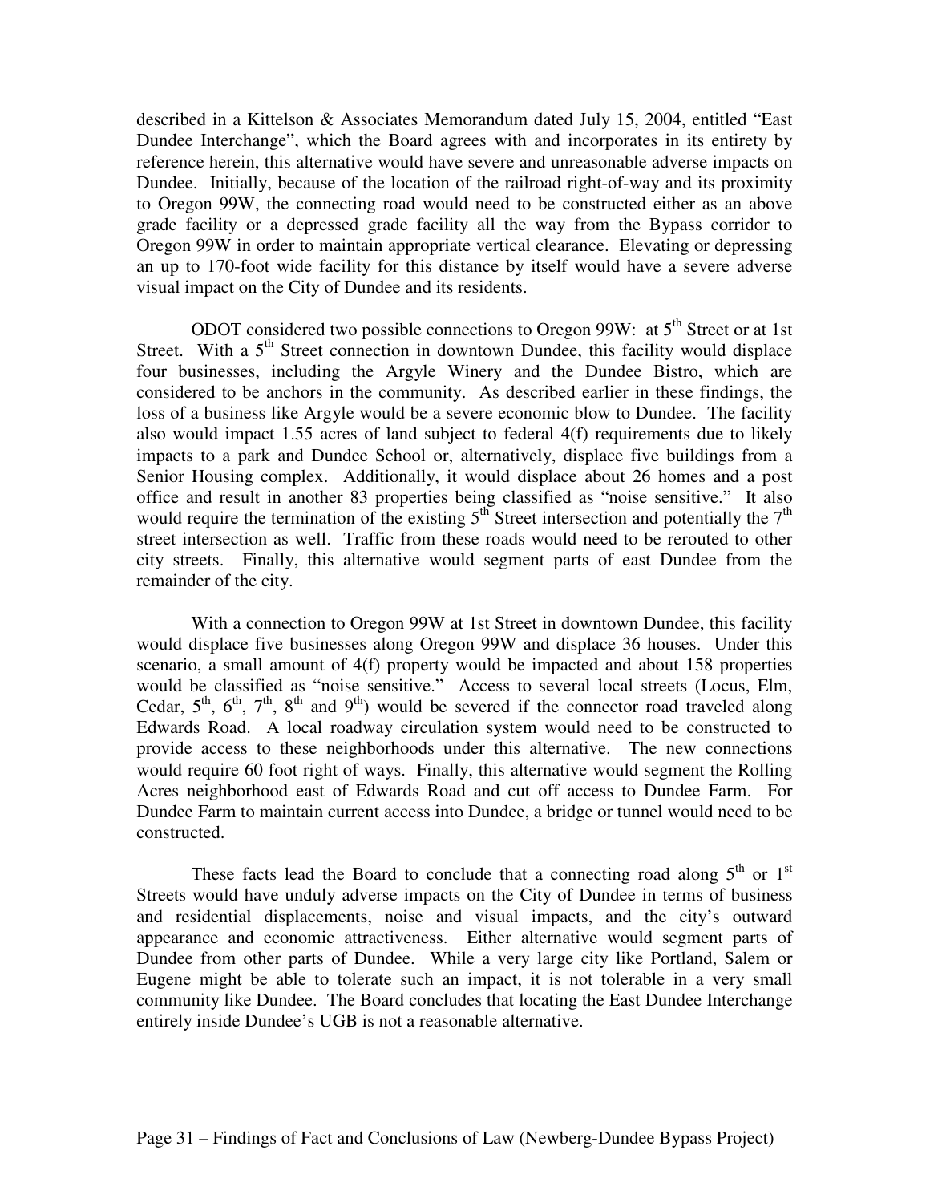described in a Kittelson & Associates Memorandum dated July 15, 2004, entitled "East Dundee Interchange", which the Board agrees with and incorporates in its entirety by reference herein, this alternative would have severe and unreasonable adverse impacts on Dundee. Initially, because of the location of the railroad right-of-way and its proximity to Oregon 99W, the connecting road would need to be constructed either as an above grade facility or a depressed grade facility all the way from the Bypass corridor to Oregon 99W in order to maintain appropriate vertical clearance. Elevating or depressing an up to 170-foot wide facility for this distance by itself would have a severe adverse visual impact on the City of Dundee and its residents.

ODOT considered two possible connections to Oregon 99W: at 5th Street or at 1st Street. With a 5th Street connection in downtown Dundee, this facility would displace four businesses, including the Argyle Winery and the Dundee Bistro, which are considered to be anchors in the community. As described earlier in these findings, the loss of a business like Argyle would be a severe economic blow to Dundee. The facility also would impact 1.55 acres of land subject to federal 4(f) requirements due to likely impacts to a park and Dundee School or, alternatively, displace five buildings from a Senior Housing complex. Additionally, it would displace about 26 homes and a post office and result in another 83 properties being classified as "noise sensitive." It also would require the termination of the existing 5th Street intersection and potentially the 7th street intersection as well. Traffic from these roads would need to be rerouted to other city streets. Finally, this alternative would segment parts of east Dundee from the remainder of the city.

With a connection to Oregon 99W at 1st Street in downtown Dundee, this facility would displace five businesses along Oregon 99W and displace 36 houses. Under this scenario, a small amount of 4(f) property would be impacted and about 158 properties would be classified as "noise sensitive." Access to several local streets (Locus, Elm, Cedar, 5th, 6th, 7th, 8th and 9th) would be severed if the connector road traveled along Edwards Road. A local roadway circulation system would need to be constructed to provide access to these neighborhoods under this alternative. The new connections would require 60 foot right of ways. Finally, this alternative would segment the Rolling Acres neighborhood east of Edwards Road and cut off access to Dundee Farm. For Dundee Farm to maintain current access into Dundee, a bridge or tunnel would need to be constructed.

These facts lead the Board to conclude that a connecting road along 5th or 1st Streets would have unduly adverse impacts on the City of Dundee in terms of business and residential displacements, noise and visual impacts, and the city's outward appearance and economic attractiveness. Either alternative would segment parts of Dundee from other parts of Dundee. While a very large city like Portland, Salem or Eugene might be able to tolerate such an impact, it is not tolerable in a very small community like Dundee. The Board concludes that locating the East Dundee Interchange entirely inside Dundee's UGB is not a reasonable alternative.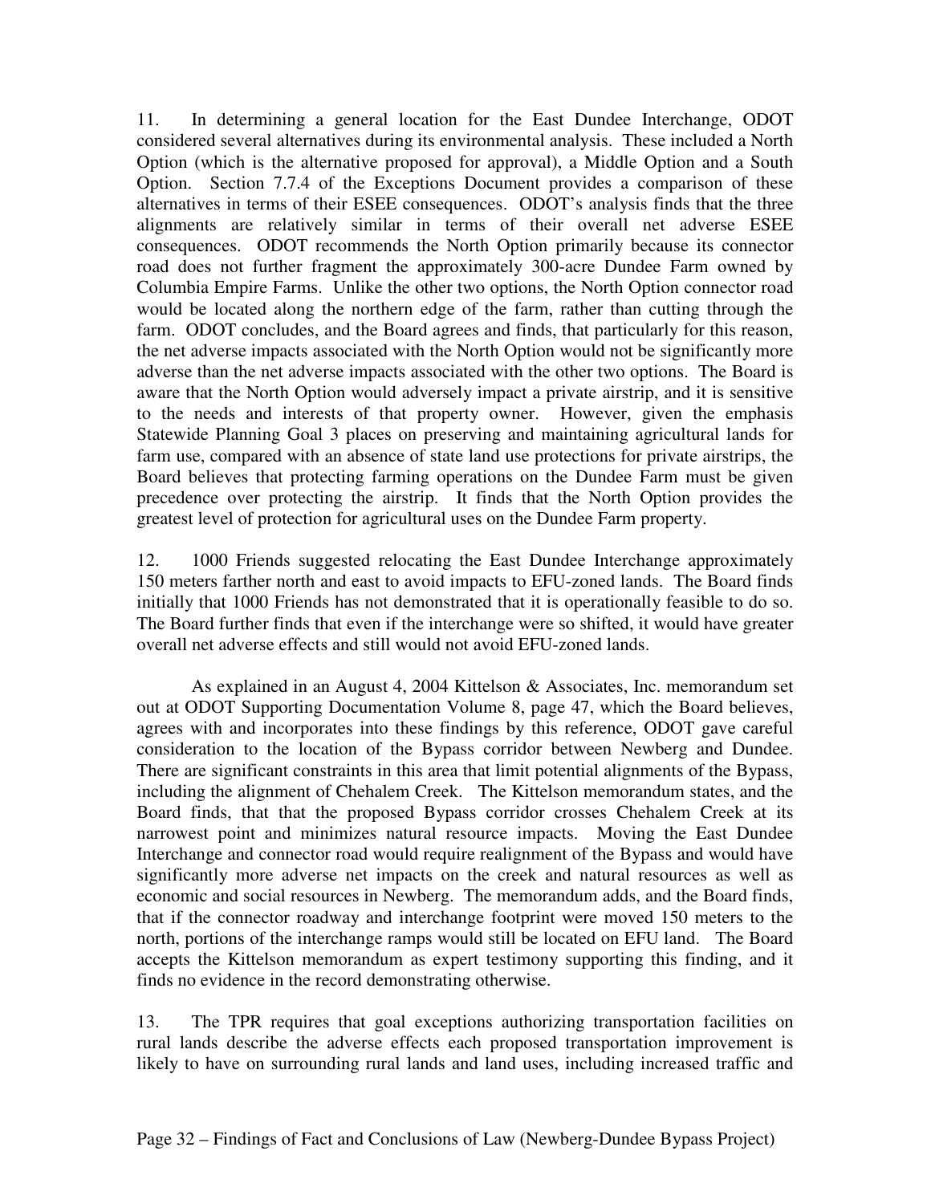11. In determining a general location for the East Dundee Interchange, ODOT considered several alternatives during its environmental analysis. These included a North Option (which is the alternative proposed for approval), a Middle Option and a South Option. Section 7.7.4 of the Exceptions Document provides a comparison of these alternatives in terms of their ESEE consequences. ODOT's analysis finds that the three alignments are relatively similar in terms of their overall net adverse ESEE consequences. ODOT recommends the North Option primarily because its connector road does not further fragment the approximately 300-acre Dundee Farm owned by Columbia Empire Farms. Unlike the other two options, the North Option connector road would be located along the northern edge of the farm, rather than cutting through the farm. ODOT concludes, and the Board agrees and finds, that particularly for this reason, the net adverse impacts associated with the North Option would not be significantly more adverse than the net adverse impacts associated with the other two options. The Board is aware that the North Option would adversely impact a private airstrip, and it is sensitive to the needs and interests of that property owner. However, given the emphasis Statewide Planning Goal 3 places on preserving and maintaining agricultural lands for farm use, compared with an absence of state land use protections for private airstrips, the Board believes that protecting farming operations on the Dundee Farm must be given precedence over protecting the airstrip. It finds that the North Option provides the greatest level of protection for agricultural uses on the Dundee Farm property.

12. 1000 Friends suggested relocating the East Dundee Interchange approximately 150 meters farther north and east to avoid impacts to EFU-zoned lands. The Board finds initially that 1000 Friends has not demonstrated that it is operationally feasible to do so. The Board further finds that even if the interchange were so shifted, it would have greater overall net adverse effects and still would not avoid EFU-zoned lands.

As explained in an August 4, 2004 Kittelson & Associates, Inc. memorandum set out at ODOT Supporting Documentation Volume 8, page 47, which the Board believes, agrees with and incorporates into these findings by this reference, ODOT gave careful consideration to the location of the Bypass corridor between Newberg and Dundee. There are significant constraints in this area that limit potential alignments of the Bypass, including the alignment of Chehalem Creek. The Kittelson memorandum states, and the Board finds, that that the proposed Bypass corridor crosses Chehalem Creek at its narrowest point and minimizes natural resource impacts. Moving the East Dundee Interchange and connector road would require realignment of the Bypass and would have significantly more adverse net impacts on the creek and natural resources as well as economic and social resources in Newberg. The memorandum adds, and the Board finds, that if the connector roadway and interchange footprint were moved 150 meters to the north, portions of the interchange ramps would still be located on EFU land. The Board accepts the Kittelson memorandum as expert testimony supporting this finding, and it finds no evidence in the record demonstrating otherwise.

13. The TPR requires that goal exceptions authorizing transportation facilities on rural lands describe the adverse effects each proposed transportation improvement is likely to have on surrounding rural lands and land uses, including increased traffic and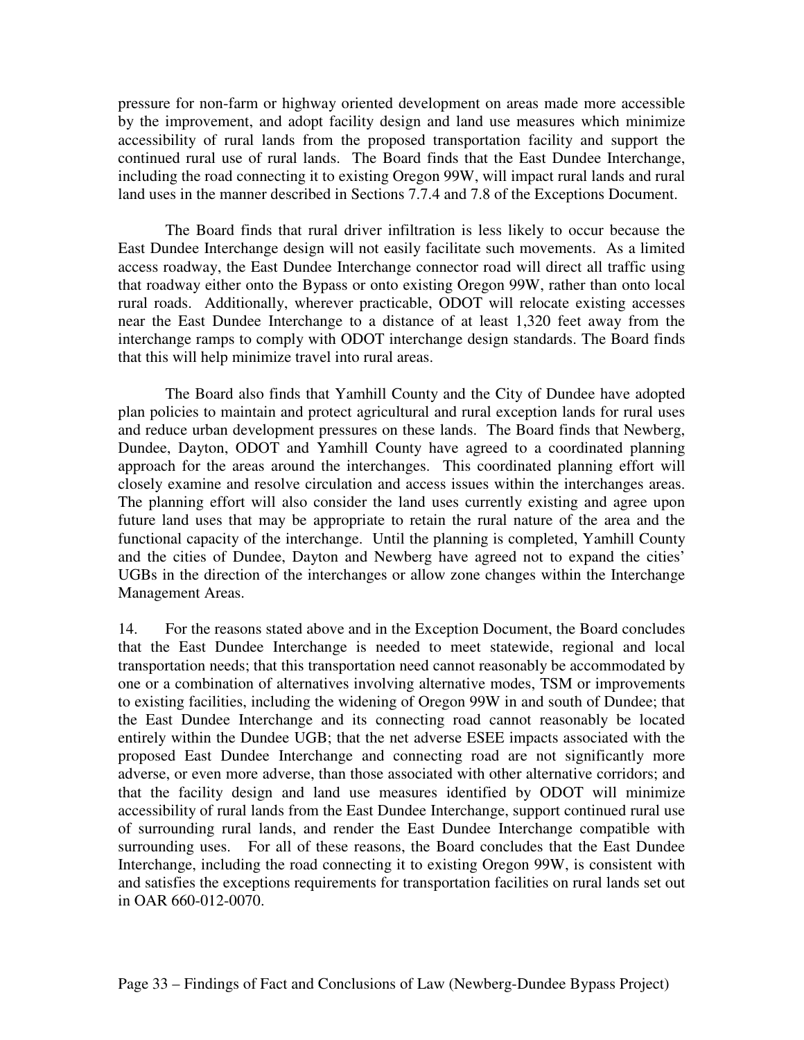pressure for non-farm or highway oriented development on areas made more accessible by the improvement, and adopt facility design and land use measures which minimize accessibility of rural lands from the proposed transportation facility and support the continued rural use of rural lands. The Board finds that the East Dundee Interchange, including the road connecting it to existing Oregon 99W, will impact rural lands and rural land uses in the manner described in Sections 7.7.4 and 7.8 of the Exceptions Document.

The Board finds that rural driver infiltration is less likely to occur because the East Dundee Interchange design will not easily facilitate such movements. As a limited access roadway, the East Dundee Interchange connector road will direct all traffic using that roadway either onto the Bypass or onto existing Oregon 99W, rather than onto local rural roads. Additionally, wherever practicable, ODOT will relocate existing accesses near the East Dundee Interchange to a distance of at least 1,320 feet away from the interchange ramps to comply with ODOT interchange design standards. The Board finds that this will help minimize travel into rural areas.

The Board also finds that Yamhill County and the City of Dundee have adopted plan policies to maintain and protect agricultural and rural exception lands for rural uses and reduce urban development pressures on these lands. The Board finds that Newberg, Dundee, Dayton, ODOT and Yamhill County have agreed to a coordinated planning approach for the areas around the interchanges. This coordinated planning effort will closely examine and resolve circulation and access issues within the interchanges areas. The planning effort will also consider the land uses currently existing and agree upon future land uses that may be appropriate to retain the rural nature of the area and the functional capacity of the interchange. Until the planning is completed, Yamhill County and the cities of Dundee, Dayton and Newberg have agreed not to expand the cities' UGBs in the direction of the interchanges or allow zone changes within the Interchange Management Areas.

14. For the reasons stated above and in the Exception Document, the Board concludes that the East Dundee Interchange is needed to meet statewide, regional and local transportation needs; that this transportation need cannot reasonably be accommodated by one or a combination of alternatives involving alternative modes, TSM or improvements to existing facilities, including the widening of Oregon 99W in and south of Dundee; that the East Dundee Interchange and its connecting road cannot reasonably be located entirely within the Dundee UGB; that the net adverse ESEE impacts associated with the proposed East Dundee Interchange and connecting road are not significantly more adverse, or even more adverse, than those associated with other alternative corridors; and that the facility design and land use measures identified by ODOT will minimize accessibility of rural lands from the East Dundee Interchange, support continued rural use of surrounding rural lands, and render the East Dundee Interchange compatible with surrounding uses. For all of these reasons, the Board concludes that the East Dundee Interchange, including the road connecting it to existing Oregon 99W, is consistent with and satisfies the exceptions requirements for transportation facilities on rural lands set out in OAR 660-012-0070.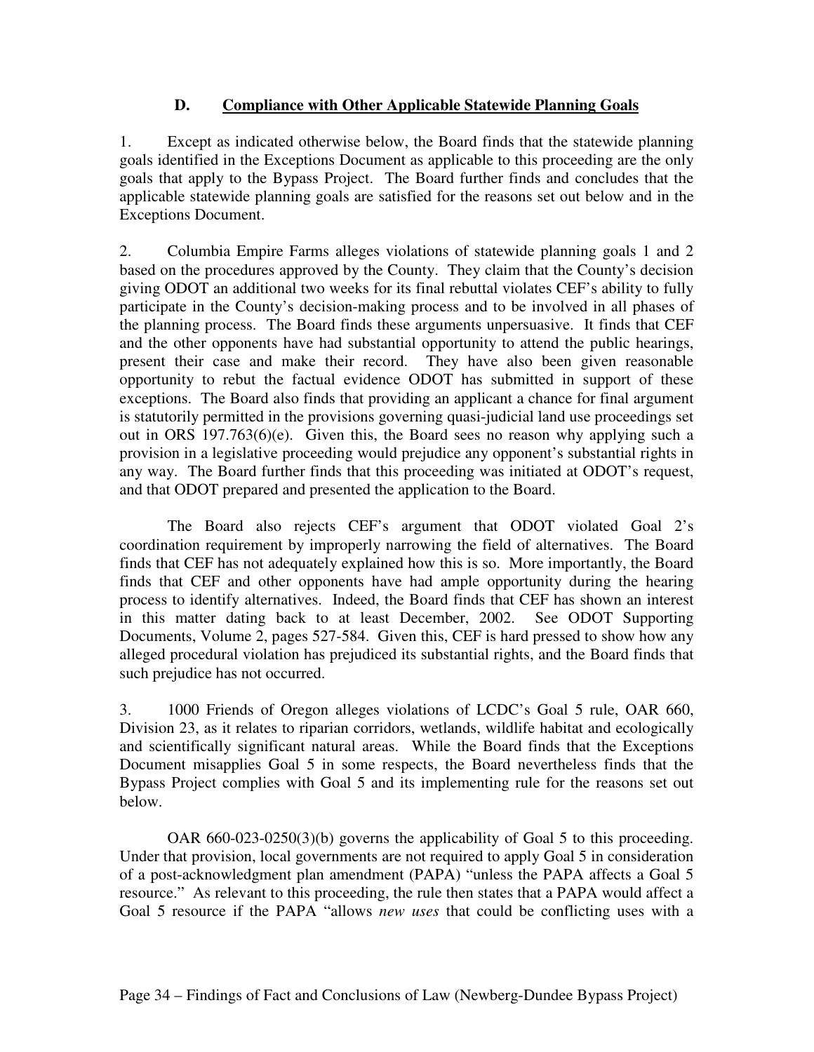## D. Compliance with Other Applicable Statewide Planning Goals

1. Except as indicated otherwise below, the Board finds that the statewide planning goals identified in the Exceptions Document as applicable to this proceeding are the only goals that apply to the Bypass Project. The Board further finds and concludes that the applicable statewide planning goals are satisfied for the reasons set out below and in the Exceptions Document.

2. Columbia Empire Farms alleges violations of statewide planning goals 1 and 2 based on the procedures approved by the County. They claim that the County's decision giving ODOT an additional two weeks for its final rebuttal violates CEF's ability to fully participate in the County's decision-making process and to be involved in all phases of the planning process. The Board finds these arguments unpersuasive. It finds that CEF and the other opponents have had substantial opportunity to attend the public hearings, present their case and make their record. They have also been given reasonable opportunity to rebut the factual evidence ODOT has submitted in support of these exceptions. The Board also finds that providing an applicant a chance for final argument is statutorily permitted in the provisions governing quasi-judicial land use proceedings set out in ORS 197.763(6)(e). Given this, the Board sees no reason why applying such a provision in a legislative proceeding would prejudice any opponent's substantial rights in any way. The Board further finds that this proceeding was initiated at ODOT's request, and that ODOT prepared and presented the application to the Board.

The Board also rejects CEF's argument that ODOT violated Goal 2's coordination requirement by improperly narrowing the field of alternatives. The Board finds that CEF has not adequately explained how this is so. More importantly, the Board finds that CEF and other opponents have had ample opportunity during the hearing process to identify alternatives. Indeed, the Board finds that CEF has shown an interest in this matter dating back to at least December, 2002. See ODOT Supporting Documents, Volume 2, pages 527-584. Given this, CEF is hard pressed to show how any alleged procedural violation has prejudiced its substantial rights, and the Board finds that such prejudice has not occurred.

3. 1000 Friends of Oregon alleges violations of LCDC's Goal 5 rule, OAR 660, Division 23, as it relates to riparian corridors, wetlands, wildlife habitat and ecologically and scientifically significant natural areas. While the Board finds that the Exceptions Document misapplies Goal 5 in some respects, the Board nevertheless finds that the Bypass Project complies with Goal 5 and its implementing rule for the reasons set out below.

OAR 660-023-0250(3)(b) governs the applicability of Goal 5 to this proceeding. Under that provision, local governments are not required to apply Goal 5 in consideration of a post-acknowledgment plan amendment (PAPA) "unless the PAPA affects a Goal 5 resource." As relevant to this proceeding, the rule then states that a PAPA would affect a Goal 5 resource if the PAPA "allows *new uses* that could be conflicting uses with a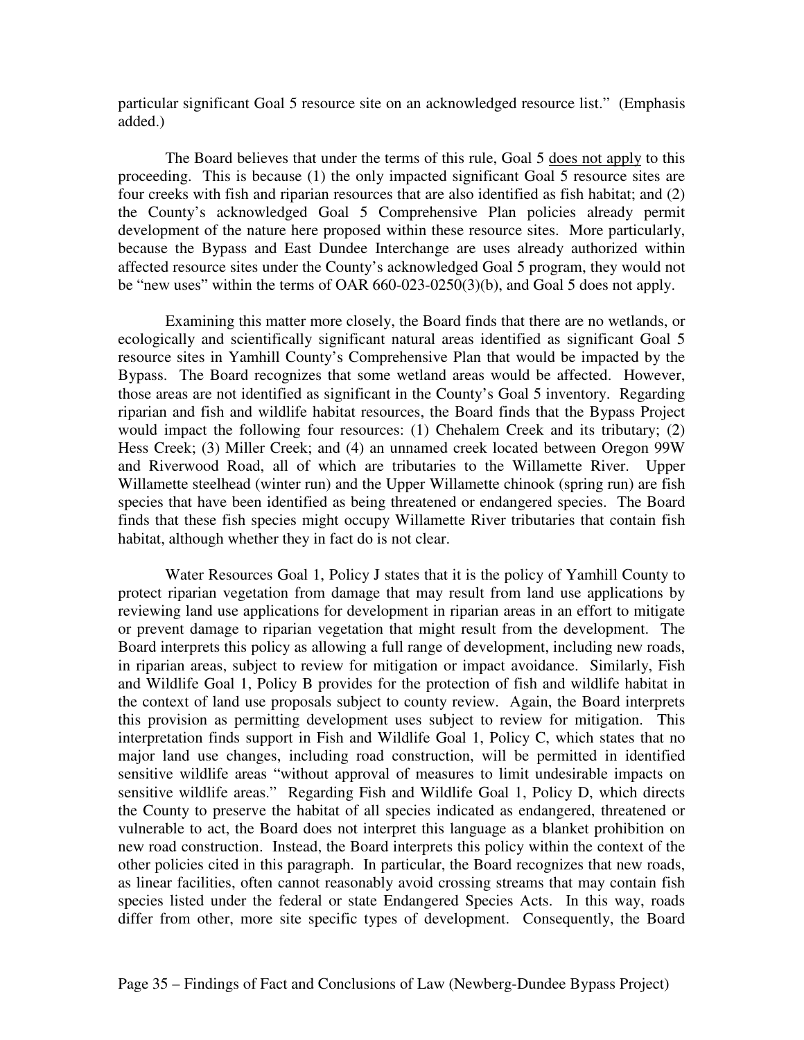particular significant Goal 5 resource site on an acknowledged resource list." (Emphasis added.)

The Board believes that under the terms of this rule, Goal 5 does not apply to this proceeding. This is because (1) the only impacted significant Goal 5 resource sites are four creeks with fish and riparian resources that are also identified as fish habitat; and (2) the County's acknowledged Goal 5 Comprehensive Plan policies already permit development of the nature here proposed within these resource sites. More particularly, because the Bypass and East Dundee Interchange are uses already authorized within affected resource sites under the County's acknowledged Goal 5 program, they would not be "new uses" within the terms of OAR 660-023-0250(3)(b), and Goal 5 does not apply.

Examining this matter more closely, the Board finds that there are no wetlands, or ecologically and scientifically significant natural areas identified as significant Goal 5 resource sites in Yamhill County's Comprehensive Plan that would be impacted by the Bypass. The Board recognizes that some wetland areas would be affected. However, those areas are not identified as significant in the County's Goal 5 inventory. Regarding riparian and fish and wildlife habitat resources, the Board finds that the Bypass Project would impact the following four resources: (1) Chehalem Creek and its tributary; (2) Hess Creek; (3) Miller Creek; and (4) an unnamed creek located between Oregon 99W and Riverwood Road, all of which are tributaries to the Willamette River. Upper Willamette steelhead (winter run) and the Upper Willamette chinook (spring run) are fish species that have been identified as being threatened or endangered species. The Board finds that these fish species might occupy Willamette River tributaries that contain fish habitat, although whether they in fact do is not clear.

Water Resources Goal 1, Policy J states that it is the policy of Yamhill County to protect riparian vegetation from damage that may result from land use applications by reviewing land use applications for development in riparian areas in an effort to mitigate or prevent damage to riparian vegetation that might result from the development. The Board interprets this policy as allowing a full range of development, including new roads, in riparian areas, subject to review for mitigation or impact avoidance. Similarly, Fish and Wildlife Goal 1, Policy B provides for the protection of fish and wildlife habitat in the context of land use proposals subject to county review. Again, the Board interprets this provision as permitting development uses subject to review for mitigation. This interpretation finds support in Fish and Wildlife Goal 1, Policy C, which states that no major land use changes, including road construction, will be permitted in identified sensitive wildlife areas "without approval of measures to limit undesirable impacts on sensitive wildlife areas." Regarding Fish and Wildlife Goal 1, Policy D, which directs the County to preserve the habitat of all species indicated as endangered, threatened or vulnerable to act, the Board does not interpret this language as a blanket prohibition on new road construction. Instead, the Board interprets this policy within the context of the other policies cited in this paragraph. In particular, the Board recognizes that new roads, as linear facilities, often cannot reasonably avoid crossing streams that may contain fish species listed under the federal or state Endangered Species Acts. In this way, roads differ from other, more site specific types of development. Consequently, the Board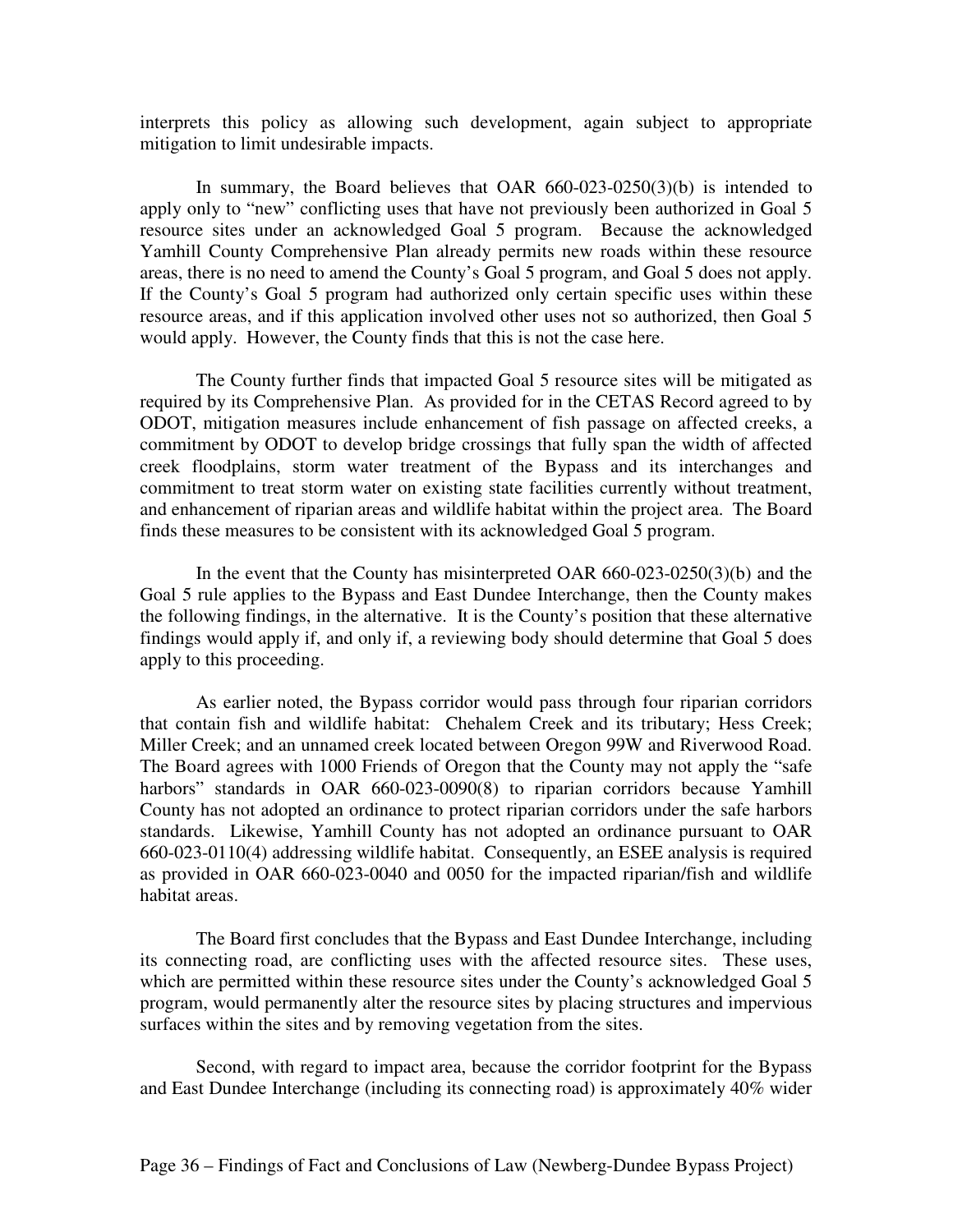interprets this policy as allowing such development, again subject to appropriate mitigation to limit undesirable impacts.

In summary, the Board believes that OAR 660-023-0250(3)(b) is intended to apply only to "new" conflicting uses that have not previously been authorized in Goal 5 resource sites under an acknowledged Goal 5 program. Because the acknowledged Yamhill County Comprehensive Plan already permits new roads within these resource areas, there is no need to amend the County's Goal 5 program, and Goal 5 does not apply. If the County's Goal 5 program had authorized only certain specific uses within these resource areas, and if this application involved other uses not so authorized, then Goal 5 would apply. However, the County finds that this is not the case here.

The County further finds that impacted Goal 5 resource sites will be mitigated as required by its Comprehensive Plan. As provided for in the CETAS Record agreed to by ODOT, mitigation measures include enhancement of fish passage on affected creeks, a commitment by ODOT to develop bridge crossings that fully span the width of affected creek floodplains, storm water treatment of the Bypass and its interchanges and commitment to treat storm water on existing state facilities currently without treatment, and enhancement of riparian areas and wildlife habitat within the project area. The Board finds these measures to be consistent with its acknowledged Goal 5 program.

In the event that the County has misinterpreted OAR 660-023-0250(3)(b) and the Goal 5 rule applies to the Bypass and East Dundee Interchange, then the County makes the following findings, in the alternative. It is the County's position that these alternative findings would apply if, and only if, a reviewing body should determine that Goal 5 does apply to this proceeding.

As earlier noted, the Bypass corridor would pass through four riparian corridors that contain fish and wildlife habitat: Chehalem Creek and its tributary; Hess Creek; Miller Creek; and an unnamed creek located between Oregon 99W and Riverwood Road. The Board agrees with 1000 Friends of Oregon that the County may not apply the "safe harbors" standards in OAR 660-023-0090(8) to riparian corridors because Yamhill County has not adopted an ordinance to protect riparian corridors under the safe harbors standards. Likewise, Yamhill County has not adopted an ordinance pursuant to OAR 660-023-0110(4) addressing wildlife habitat. Consequently, an ESEE analysis is required as provided in OAR 660-023-0040 and 0050 for the impacted riparian/fish and wildlife habitat areas.

The Board first concludes that the Bypass and East Dundee Interchange, including its connecting road, are conflicting uses with the affected resource sites. These uses, which are permitted within these resource sites under the County's acknowledged Goal 5 program, would permanently alter the resource sites by placing structures and impervious surfaces within the sites and by removing vegetation from the sites.

Second, with regard to impact area, because the corridor footprint for the Bypass and East Dundee Interchange (including its connecting road) is approximately 40% wider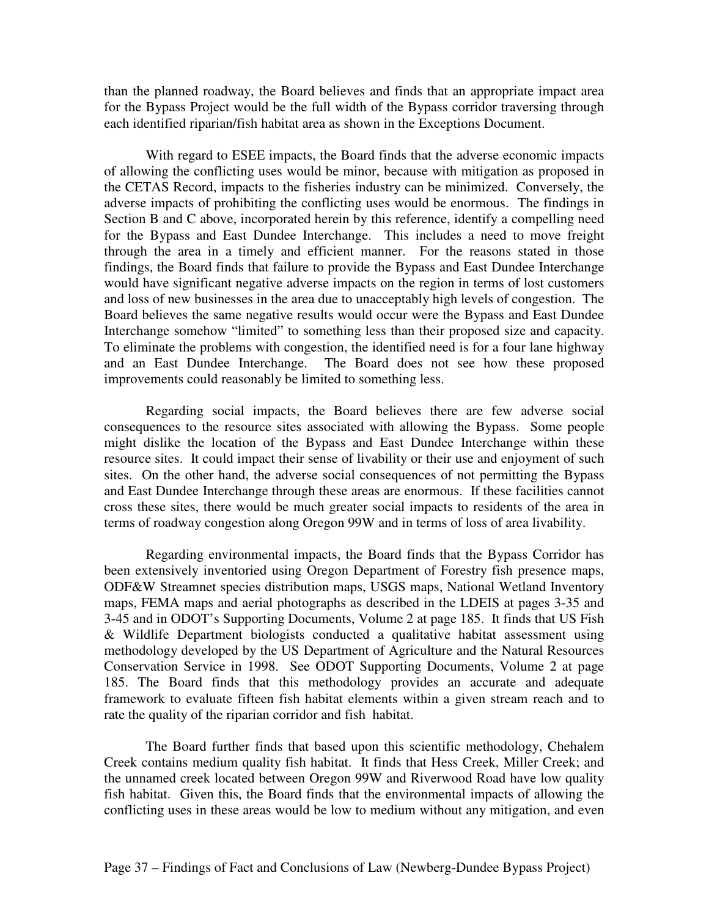than the planned roadway, the Board believes and finds that an appropriate impact area for the Bypass Project would be the full width of the Bypass corridor traversing through each identified riparian/fish habitat area as shown in the Exceptions Document.

With regard to ESEE impacts, the Board finds that the adverse economic impacts of allowing the conflicting uses would be minor, because with mitigation as proposed in the CETAS Record, impacts to the fisheries industry can be minimized. Conversely, the adverse impacts of prohibiting the conflicting uses would be enormous. The findings in Section B and C above, incorporated herein by this reference, identify a compelling need for the Bypass and East Dundee Interchange. This includes a need to move freight through the area in a timely and efficient manner. For the reasons stated in those findings, the Board finds that failure to provide the Bypass and East Dundee Interchange would have significant negative adverse impacts on the region in terms of lost customers and loss of new businesses in the area due to unacceptably high levels of congestion. The Board believes the same negative results would occur were the Bypass and East Dundee Interchange somehow "limited" to something less than their proposed size and capacity. To eliminate the problems with congestion, the identified need is for a four lane highway and an East Dundee Interchange. The Board does not see how these proposed improvements could reasonably be limited to something less.

Regarding social impacts, the Board believes there are few adverse social consequences to the resource sites associated with allowing the Bypass. Some people might dislike the location of the Bypass and East Dundee Interchange within these resource sites. It could impact their sense of livability or their use and enjoyment of such sites. On the other hand, the adverse social consequences of not permitting the Bypass and East Dundee Interchange through these areas are enormous. If these facilities cannot cross these sites, there would be much greater social impacts to residents of the area in terms of roadway congestion along Oregon 99W and in terms of loss of area livability.

Regarding environmental impacts, the Board finds that the Bypass Corridor has been extensively inventoried using Oregon Department of Forestry fish presence maps, ODF&W Streamnet species distribution maps, USGS maps, National Wetland Inventory maps, FEMA maps and aerial photographs as described in the LDEIS at pages 3-35 and 3-45 and in ODOT's Supporting Documents, Volume 2 at page 185. It finds that US Fish & Wildlife Department biologists conducted a qualitative habitat assessment using methodology developed by the US Department of Agriculture and the Natural Resources Conservation Service in 1998. See ODOT Supporting Documents, Volume 2 at page 185. The Board finds that this methodology provides an accurate and adequate framework to evaluate fifteen fish habitat elements within a given stream reach and to rate the quality of the riparian corridor and fish habitat.

The Board further finds that based upon this scientific methodology, Chehalem Creek contains medium quality fish habitat. It finds that Hess Creek, Miller Creek; and the unnamed creek located between Oregon 99W and Riverwood Road have low quality fish habitat. Given this, the Board finds that the environmental impacts of allowing the conflicting uses in these areas would be low to medium without any mitigation, and even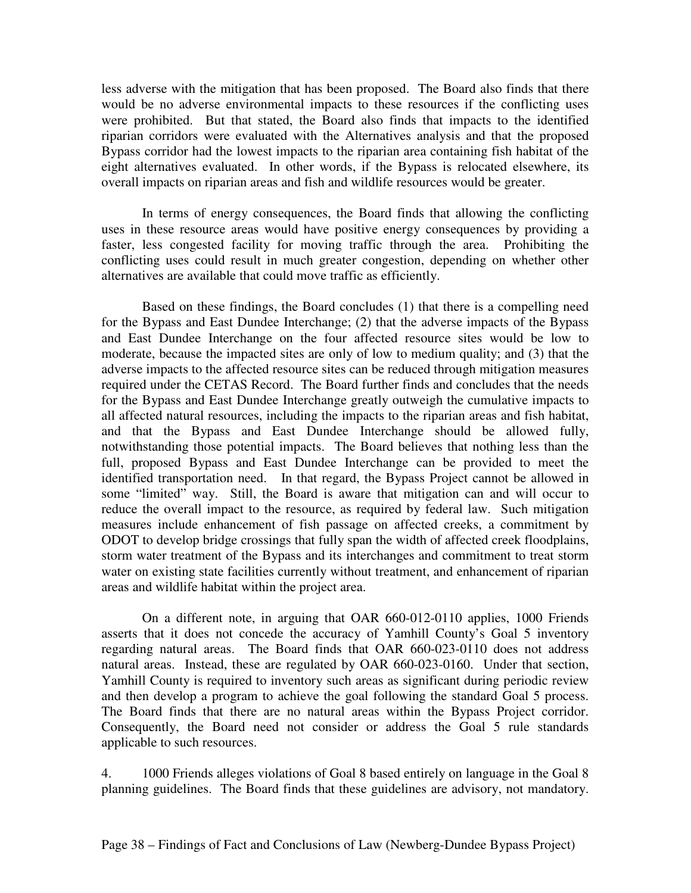less adverse with the mitigation that has been proposed. The Board also finds that there would be no adverse environmental impacts to these resources if the conflicting uses were prohibited. But that stated, the Board also finds that impacts to the identified riparian corridors were evaluated with the Alternatives analysis and that the proposed Bypass corridor had the lowest impacts to the riparian area containing fish habitat of the eight alternatives evaluated. In other words, if the Bypass is relocated elsewhere, its overall impacts on riparian areas and fish and wildlife resources would be greater.

In terms of energy consequences, the Board finds that allowing the conflicting uses in these resource areas would have positive energy consequences by providing a faster, less congested facility for moving traffic through the area. Prohibiting the conflicting uses could result in much greater congestion, depending on whether other alternatives are available that could move traffic as efficiently.

Based on these findings, the Board concludes (1) that there is a compelling need for the Bypass and East Dundee Interchange; (2) that the adverse impacts of the Bypass and East Dundee Interchange on the four affected resource sites would be low to moderate, because the impacted sites are only of low to medium quality; and (3) that the adverse impacts to the affected resource sites can be reduced through mitigation measures required under the CETAS Record. The Board further finds and concludes that the needs for the Bypass and East Dundee Interchange greatly outweigh the cumulative impacts to all affected natural resources, including the impacts to the riparian areas and fish habitat, and that the Bypass and East Dundee Interchange should be allowed fully, notwithstanding those potential impacts. The Board believes that nothing less than the full, proposed Bypass and East Dundee Interchange can be provided to meet the identified transportation need. In that regard, the Bypass Project cannot be allowed in some "limited" way. Still, the Board is aware that mitigation can and will occur to reduce the overall impact to the resource, as required by federal law. Such mitigation measures include enhancement of fish passage on affected creeks, a commitment by ODOT to develop bridge crossings that fully span the width of affected creek floodplains, storm water treatment of the Bypass and its interchanges and commitment to treat storm water on existing state facilities currently without treatment, and enhancement of riparian areas and wildlife habitat within the project area.

On a different note, in arguing that OAR 660-012-0110 applies, 1000 Friends asserts that it does not concede the accuracy of Yamhill County's Goal 5 inventory regarding natural areas. The Board finds that OAR 660-023-0110 does not address natural areas. Instead, these are regulated by OAR 660-023-0160. Under that section, Yamhill County is required to inventory such areas as significant during periodic review and then develop a program to achieve the goal following the standard Goal 5 process. The Board finds that there are no natural areas within the Bypass Project corridor. Consequently, the Board need not consider or address the Goal 5 rule standards applicable to such resources.

4. 1000 Friends alleges violations of Goal 8 based entirely on language in the Goal 8 planning guidelines. The Board finds that these guidelines are advisory, not mandatory.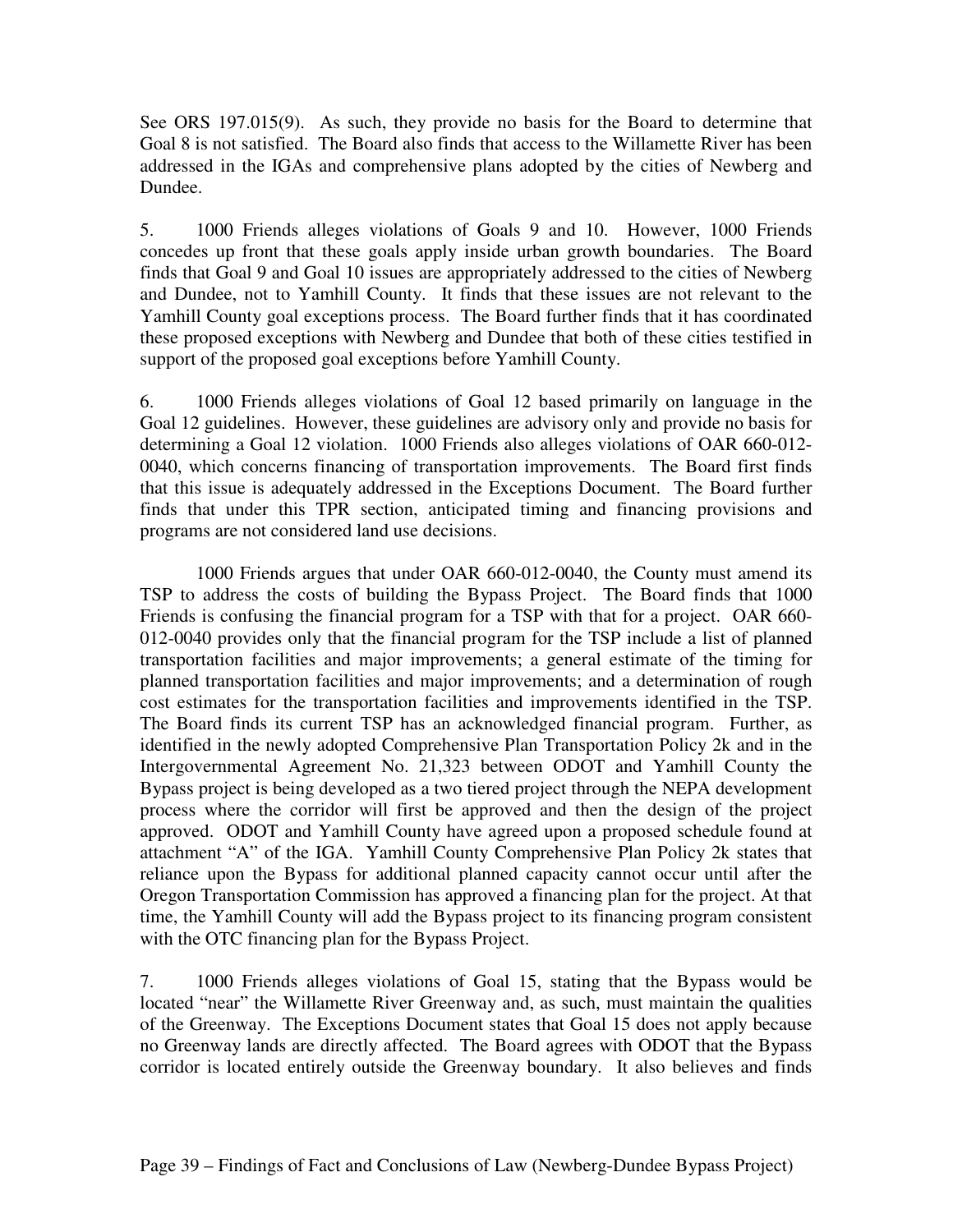See ORS 197.015(9). As such, they provide no basis for the Board to determine that Goal 8 is not satisfied. The Board also finds that access to the Willamette River has been addressed in the IGAs and comprehensive plans adopted by the cities of Newberg and Dundee.

5. 1000 Friends alleges violations of Goals 9 and 10. However, 1000 Friends concedes up front that these goals apply inside urban growth boundaries. The Board finds that Goal 9 and Goal 10 issues are appropriately addressed to the cities of Newberg and Dundee, not to Yamhill County. It finds that these issues are not relevant to the Yamhill County goal exceptions process. The Board further finds that it has coordinated these proposed exceptions with Newberg and Dundee that both of these cities testified in support of the proposed goal exceptions before Yamhill County.

6. 1000 Friends alleges violations of Goal 12 based primarily on language in the Goal 12 guidelines. However, these guidelines are advisory only and provide no basis for determining a Goal 12 violation. 1000 Friends also alleges violations of OAR 660-012-0040, which concerns financing of transportation improvements. The Board first finds that this issue is adequately addressed in the Exceptions Document. The Board further finds that under this TPR section, anticipated timing and financing provisions and programs are not considered land use decisions.

1000 Friends argues that under OAR 660-012-0040, the County must amend its TSP to address the costs of building the Bypass Project. The Board finds that 1000 Friends is confusing the financial program for a TSP with that for a project. OAR 660-012-0040 provides only that the financial program for the TSP include a list of planned transportation facilities and major improvements; a general estimate of the timing for planned transportation facilities and major improvements; and a determination of rough cost estimates for the transportation facilities and improvements identified in the TSP. The Board finds its current TSP has an acknowledged financial program. Further, as identified in the newly adopted Comprehensive Plan Transportation Policy 2k and in the Intergovernmental Agreement No. 21,323 between ODOT and Yamhill County the Bypass project is being developed as a two tiered project through the NEPA development process where the corridor will first be approved and then the design of the project approved. ODOT and Yamhill County have agreed upon a proposed schedule found at attachment "A" of the IGA. Yamhill County Comprehensive Plan Policy 2k states that reliance upon the Bypass for additional planned capacity cannot occur until after the Oregon Transportation Commission has approved a financing plan for the project. At that time, the Yamhill County will add the Bypass project to its financing program consistent with the OTC financing plan for the Bypass Project.

7. 1000 Friends alleges violations of Goal 15, stating that the Bypass would be located "near" the Willamette River Greenway and, as such, must maintain the qualities of the Greenway. The Exceptions Document states that Goal 15 does not apply because no Greenway lands are directly affected. The Board agrees with ODOT that the Bypass corridor is located entirely outside the Greenway boundary. It also believes and finds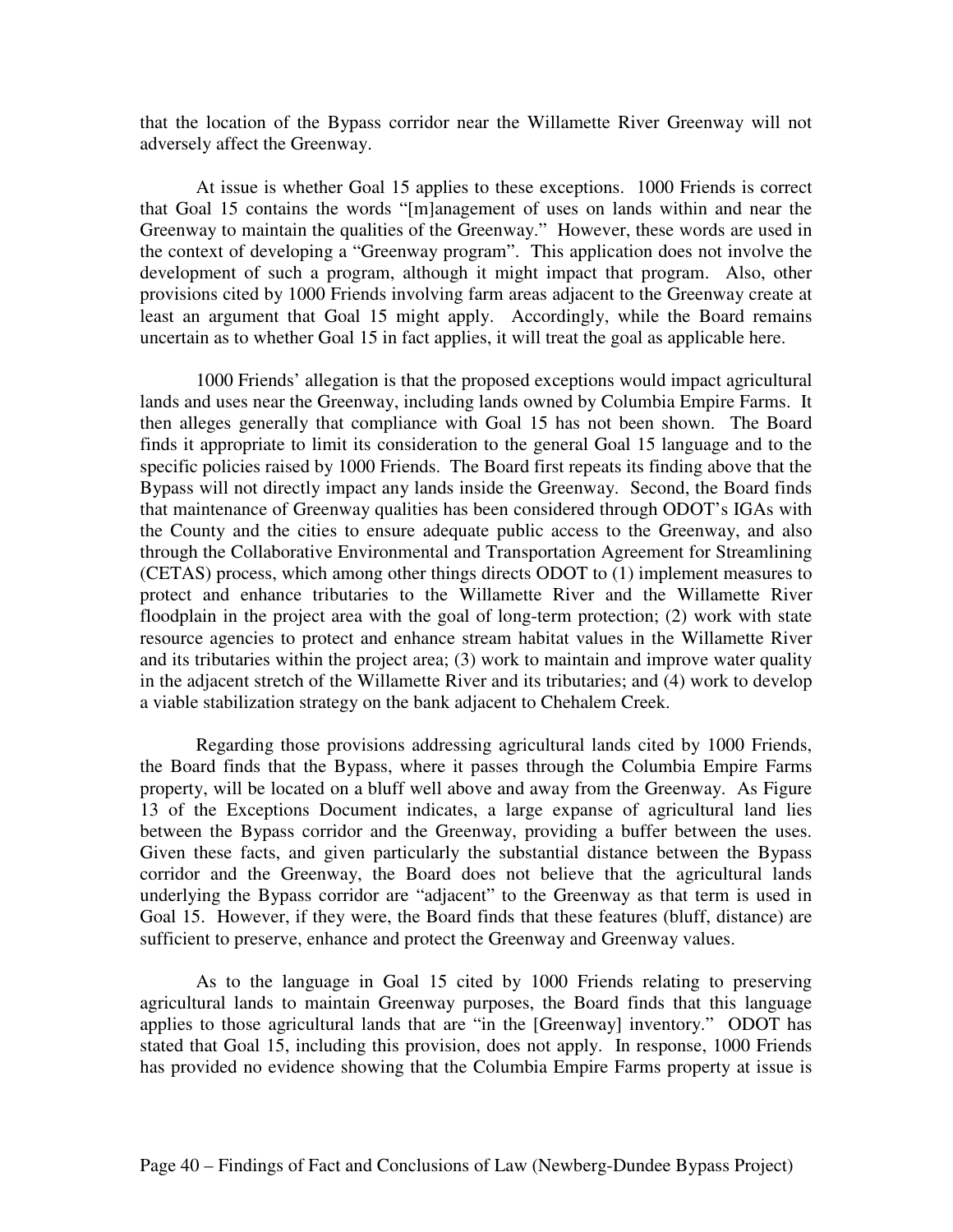that the location of the Bypass corridor near the Willamette River Greenway will not adversely affect the Greenway.

At issue is whether Goal 15 applies to these exceptions. 1000 Friends is correct that Goal 15 contains the words "[m]anagement of uses on lands within and near the Greenway to maintain the qualities of the Greenway." However, these words are used in the context of developing a "Greenway program". This application does not involve the development of such a program, although it might impact that program. Also, other provisions cited by 1000 Friends involving farm areas adjacent to the Greenway create at least an argument that Goal 15 might apply. Accordingly, while the Board remains uncertain as to whether Goal 15 in fact applies, it will treat the goal as applicable here.

1000 Friends' allegation is that the proposed exceptions would impact agricultural lands and uses near the Greenway, including lands owned by Columbia Empire Farms. It then alleges generally that compliance with Goal 15 has not been shown. The Board finds it appropriate to limit its consideration to the general Goal 15 language and to the specific policies raised by 1000 Friends. The Board first repeats its finding above that the Bypass will not directly impact any lands inside the Greenway. Second, the Board finds that maintenance of Greenway qualities has been considered through ODOT's IGAs with the County and the cities to ensure adequate public access to the Greenway, and also through the Collaborative Environmental and Transportation Agreement for Streamlining (CETAS) process, which among other things directs ODOT to (1) implement measures to protect and enhance tributaries to the Willamette River and the Willamette River floodplain in the project area with the goal of long-term protection; (2) work with state resource agencies to protect and enhance stream habitat values in the Willamette River and its tributaries within the project area; (3) work to maintain and improve water quality in the adjacent stretch of the Willamette River and its tributaries; and (4) work to develop a viable stabilization strategy on the bank adjacent to Chehalem Creek.

Regarding those provisions addressing agricultural lands cited by 1000 Friends, the Board finds that the Bypass, where it passes through the Columbia Empire Farms property, will be located on a bluff well above and away from the Greenway. As Figure 13 of the Exceptions Document indicates, a large expanse of agricultural land lies between the Bypass corridor and the Greenway, providing a buffer between the uses. Given these facts, and given particularly the substantial distance between the Bypass corridor and the Greenway, the Board does not believe that the agricultural lands underlying the Bypass corridor are "adjacent" to the Greenway as that term is used in Goal 15. However, if they were, the Board finds that these features (bluff, distance) are sufficient to preserve, enhance and protect the Greenway and Greenway values.

As to the language in Goal 15 cited by 1000 Friends relating to preserving agricultural lands to maintain Greenway purposes, the Board finds that this language applies to those agricultural lands that are "in the [Greenway] inventory." ODOT has stated that Goal 15, including this provision, does not apply. In response, 1000 Friends has provided no evidence showing that the Columbia Empire Farms property at issue is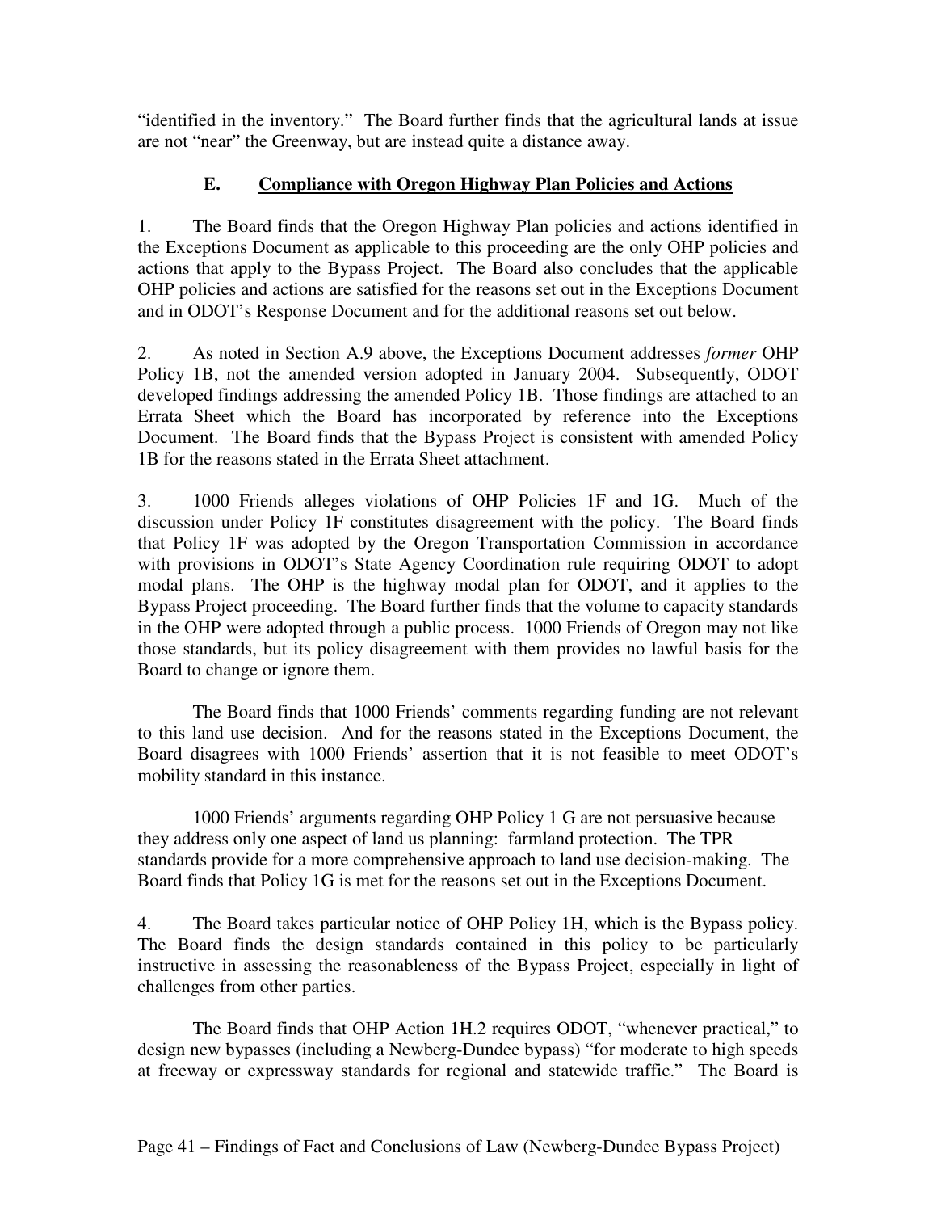"identified in the inventory." The Board further finds that the agricultural lands at issue are not "near" the Greenway, but are instead quite a distance away.

### E. <u>Compliance with Oregon Highway Plan Policies and Actions</u>

1. The Board finds that the Oregon Highway Plan policies and actions identified in the Exceptions Document as applicable to this proceeding are the only OHP policies and actions that apply to the Bypass Project. The Board also concludes that the applicable OHP policies and actions are satisfied for the reasons set out in the Exceptions Document and in ODOT's Response Document and for the additional reasons set out below.

2. As noted in Section A.9 above, the Exceptions Document addresses *former* OHP Policy 1B, not the amended version adopted in January 2004. Subsequently, ODOT developed findings addressing the amended Policy 1B. Those findings are attached to an Errata Sheet which the Board has incorporated by reference into the Exceptions Document. The Board finds that the Bypass Project is consistent with amended Policy 1B for the reasons stated in the Errata Sheet attachment.

3. 1000 Friends alleges violations of OHP Policies 1F and 1G. Much of the discussion under Policy 1F constitutes disagreement with the policy. The Board finds that Policy 1F was adopted by the Oregon Transportation Commission in accordance with provisions in ODOT's State Agency Coordination rule requiring ODOT to adopt modal plans. The OHP is the highway modal plan for ODOT, and it applies to the Bypass Project proceeding. The Board further finds that the volume to capacity standards in the OHP were adopted through a public process. 1000 Friends of Oregon may not like those standards, but its policy disagreement with them provides no lawful basis for the Board to change or ignore them.

The Board finds that 1000 Friends' comments regarding funding are not relevant to this land use decision. And for the reasons stated in the Exceptions Document, the Board disagrees with 1000 Friends' assertion that it is not feasible to meet ODOT's mobility standard in this instance.

1000 Friends' arguments regarding OHP Policy 1 G are not persuasive because they address only one aspect of land us planning: farmland protection. The TPR standards provide for a more comprehensive approach to land use decision-making. The Board finds that Policy 1G is met for the reasons set out in the Exceptions Document.

4. The Board takes particular notice of OHP Policy 1H, which is the Bypass policy. The Board finds the design standards contained in this policy to be particularly instructive in assessing the reasonableness of the Bypass Project, especially in light of challenges from other parties.

The Board finds that OHP Action 1H.2 <u>requires</u> ODOT, "whenever practical," to design new bypasses (including a Newberg-Dundee bypass) "for moderate to high speeds at freeway or expressway standards for regional and statewide traffic." The Board is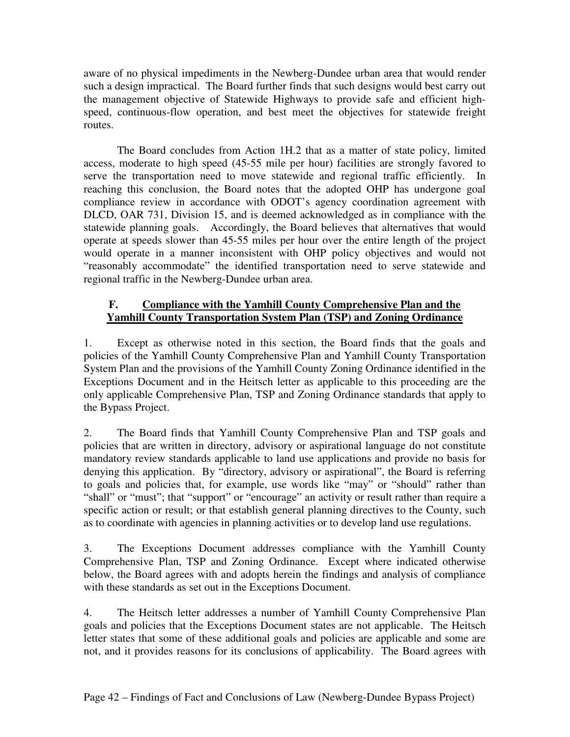aware of no physical impediments in the Newberg-Dundee urban area that would render such a design impractical. The Board further finds that such designs would best carry out the management objective of Statewide Highways to provide safe and efficient high-speed, continuous-flow operation, and best meet the objectives for statewide freight routes.

The Board concludes from Action 1H.2 that as a matter of state policy, limited access, moderate to high speed (45-55 mile per hour) facilities are strongly favored to serve the transportation need to move statewide and regional traffic efficiently. In reaching this conclusion, the Board notes that the adopted OHP has undergone goal compliance review in accordance with ODOT's agency coordination agreement with DLCD, OAR 731, Division 15, and is deemed acknowledged as in compliance with the statewide planning goals. Accordingly, the Board believes that alternatives that would operate at speeds slower than 45-55 miles per hour over the entire length of the project would operate in a manner inconsistent with OHP policy objectives and would not "reasonably accommodate" the identified transportation need to serve statewide and regional traffic in the Newberg-Dundee urban area.

## F. Compliance with the Yamhill County Comprehensive Plan and the Yamhill County Transportation System Plan (TSP) and Zoning Ordinance

1. Except as otherwise noted in this section, the Board finds that the goals and policies of the Yamhill County Comprehensive Plan and Yamhill County Transportation System Plan and the provisions of the Yamhill County Zoning Ordinance identified in the Exceptions Document and in the Heitsch letter as applicable to this proceeding are the only applicable Comprehensive Plan, TSP and Zoning Ordinance standards that apply to the Bypass Project.

2. The Board finds that Yamhill County Comprehensive Plan and TSP goals and policies that are written in directory, advisory or aspirational language do not constitute mandatory review standards applicable to land use applications and provide no basis for denying this application. By "directory, advisory or aspirational", the Board is referring to goals and policies that, for example, use words like "may" or "should" rather than "shall" or "must"; that "support" or "encourage" an activity or result rather than require a specific action or result; or that establish general planning directives to the County, such as to coordinate with agencies in planning activities or to develop land use regulations.

3. The Exceptions Document addresses compliance with the Yamhill County Comprehensive Plan, TSP and Zoning Ordinance. Except where indicated otherwise below, the Board agrees with and adopts herein the findings and analysis of compliance with these standards as set out in the Exceptions Document.

4. The Heitsch letter addresses a number of Yamhill County Comprehensive Plan goals and policies that the Exceptions Document states are not applicable. The Heitsch letter states that some of these additional goals and policies are applicable and some are not, and it provides reasons for its conclusions of applicability. The Board agrees with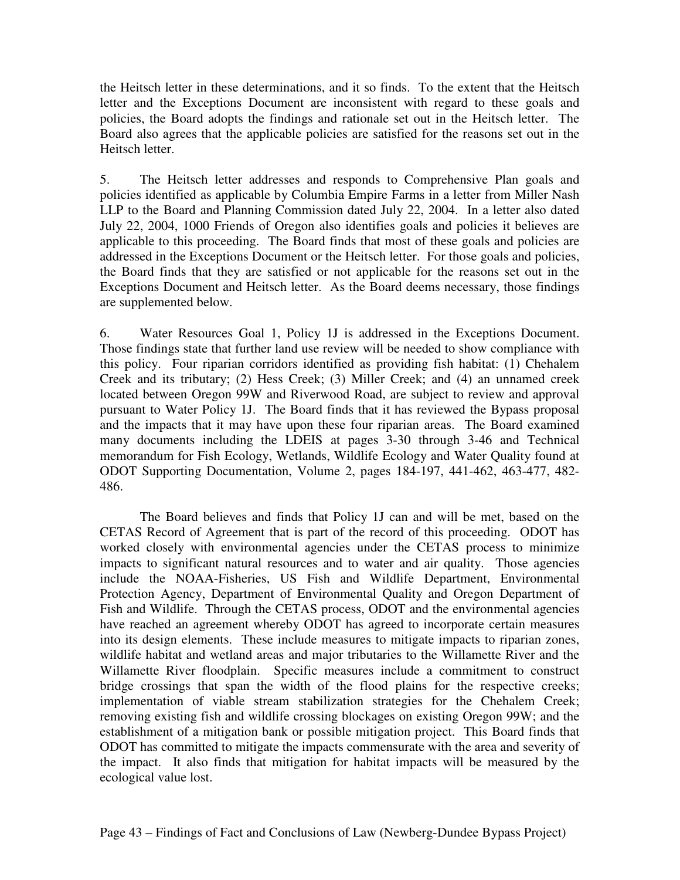the Heitsch letter in these determinations, and it so finds. To the extent that the Heitsch letter and the Exceptions Document are inconsistent with regard to these goals and policies, the Board adopts the findings and rationale set out in the Heitsch letter. The Board also agrees that the applicable policies are satisfied for the reasons set out in the Heitsch letter.

5. The Heitsch letter addresses and responds to Comprehensive Plan goals and policies identified as applicable by Columbia Empire Farms in a letter from Miller Nash LLP to the Board and Planning Commission dated July 22, 2004. In a letter also dated July 22, 2004, 1000 Friends of Oregon also identifies goals and policies it believes are applicable to this proceeding. The Board finds that most of these goals and policies are addressed in the Exceptions Document or the Heitsch letter. For those goals and policies, the Board finds that they are satisfied or not applicable for the reasons set out in the Exceptions Document and Heitsch letter. As the Board deems necessary, those findings are supplemented below.

6. Water Resources Goal 1, Policy 1J is addressed in the Exceptions Document. Those findings state that further land use review will be needed to show compliance with this policy. Four riparian corridors identified as providing fish habitat: (1) Chehalem Creek and its tributary; (2) Hess Creek; (3) Miller Creek; and (4) an unnamed creek located between Oregon 99W and Riverwood Road, are subject to review and approval pursuant to Water Policy 1J. The Board finds that it has reviewed the Bypass proposal and the impacts that it may have upon these four riparian areas. The Board examined many documents including the LDEIS at pages 3-30 through 3-46 and Technical memorandum for Fish Ecology, Wetlands, Wildlife Ecology and Water Quality found at ODOT Supporting Documentation, Volume 2, pages 184-197, 441-462, 463-477, 482-486.

The Board believes and finds that Policy 1J can and will be met, based on the CETAS Record of Agreement that is part of the record of this proceeding. ODOT has worked closely with environmental agencies under the CETAS process to minimize impacts to significant natural resources and to water and air quality. Those agencies include the NOAA-Fisheries, US Fish and Wildlife Department, Environmental Protection Agency, Department of Environmental Quality and Oregon Department of Fish and Wildlife. Through the CETAS process, ODOT and the environmental agencies have reached an agreement whereby ODOT has agreed to incorporate certain measures into its design elements. These include measures to mitigate impacts to riparian zones, wildlife habitat and wetland areas and major tributaries to the Willamette River and the Willamette River floodplain. Specific measures include a commitment to construct bridge crossings that span the width of the flood plains for the respective creeks; implementation of viable stream stabilization strategies for the Chehalem Creek; removing existing fish and wildlife crossing blockages on existing Oregon 99W; and the establishment of a mitigation bank or possible mitigation project. This Board finds that ODOT has committed to mitigate the impacts commensurate with the area and severity of the impact. It also finds that mitigation for habitat impacts will be measured by the ecological value lost.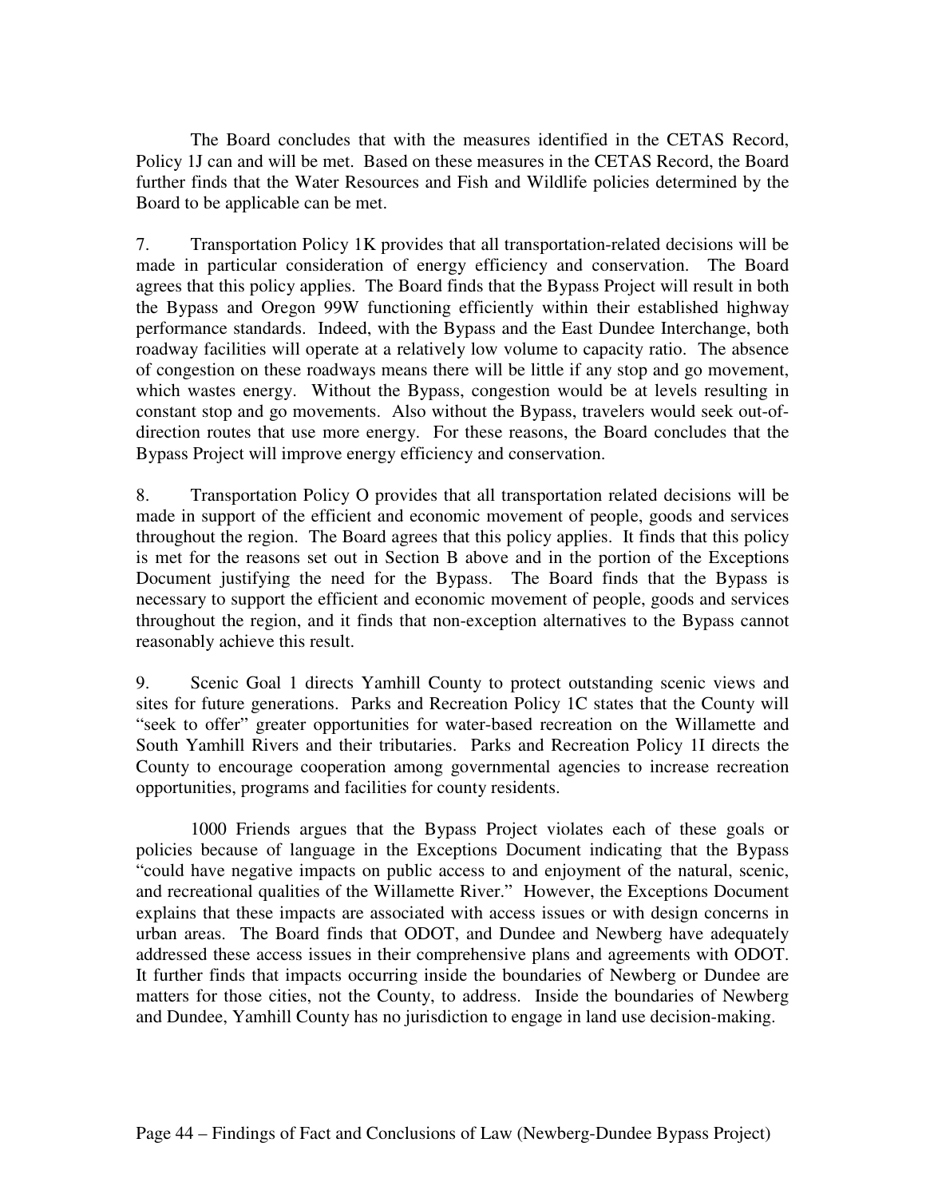The Board concludes that with the measures identified in the CETAS Record, Policy 1J can and will be met. Based on these measures in the CETAS Record, the Board further finds that the Water Resources and Fish and Wildlife policies determined by the Board to be applicable can be met.

7. Transportation Policy 1K provides that all transportation-related decisions will be made in particular consideration of energy efficiency and conservation. The Board agrees that this policy applies. The Board finds that the Bypass Project will result in both the Bypass and Oregon 99W functioning efficiently within their established highway performance standards. Indeed, with the Bypass and the East Dundee Interchange, both roadway facilities will operate at a relatively low volume to capacity ratio. The absence of congestion on these roadways means there will be little if any stop and go movement, which wastes energy. Without the Bypass, congestion would be at levels resulting in constant stop and go movements. Also without the Bypass, travelers would seek out-of-direction routes that use more energy. For these reasons, the Board concludes that the Bypass Project will improve energy efficiency and conservation.

8. Transportation Policy O provides that all transportation related decisions will be made in support of the efficient and economic movement of people, goods and services throughout the region. The Board agrees that this policy applies. It finds that this policy is met for the reasons set out in Section B above and in the portion of the Exceptions Document justifying the need for the Bypass. The Board finds that the Bypass is necessary to support the efficient and economic movement of people, goods and services throughout the region, and it finds that non-exception alternatives to the Bypass cannot reasonably achieve this result.

9. Scenic Goal 1 directs Yamhill County to protect outstanding scenic views and sites for future generations. Parks and Recreation Policy 1C states that the County will "seek to offer" greater opportunities for water-based recreation on the Willamette and South Yamhill Rivers and their tributaries. Parks and Recreation Policy 1I directs the County to encourage cooperation among governmental agencies to increase recreation opportunities, programs and facilities for county residents.

1000 Friends argues that the Bypass Project violates each of these goals or policies because of language in the Exceptions Document indicating that the Bypass "could have negative impacts on public access to and enjoyment of the natural, scenic, and recreational qualities of the Willamette River." However, the Exceptions Document explains that these impacts are associated with access issues or with design concerns in urban areas. The Board finds that ODOT, and Dundee and Newberg have adequately addressed these access issues in their comprehensive plans and agreements with ODOT. It further finds that impacts occurring inside the boundaries of Newberg or Dundee are matters for those cities, not the County, to address. Inside the boundaries of Newberg and Dundee, Yamhill County has no jurisdiction to engage in land use decision-making.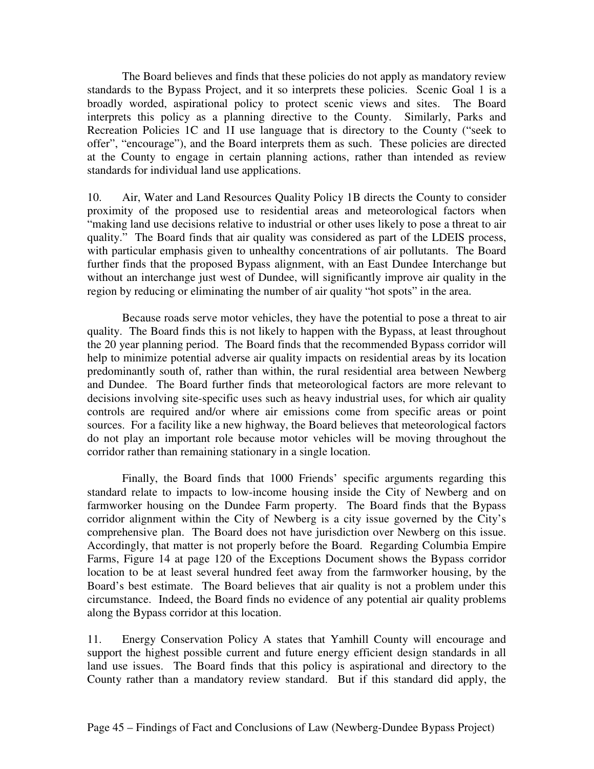The Board believes and finds that these policies do not apply as mandatory review standards to the Bypass Project, and it so interprets these policies. Scenic Goal 1 is a broadly worded, aspirational policy to protect scenic views and sites. The Board interprets this policy as a planning directive to the County. Similarly, Parks and Recreation Policies 1C and 1I use language that is directory to the County ("seek to offer", "encourage"), and the Board interprets them as such. These policies are directed at the County to engage in certain planning actions, rather than intended as review standards for individual land use applications.

10. Air, Water and Land Resources Quality Policy 1B directs the County to consider proximity of the proposed use to residential areas and meteorological factors when "making land use decisions relative to industrial or other uses likely to pose a threat to air quality." The Board finds that air quality was considered as part of the LDEIS process, with particular emphasis given to unhealthy concentrations of air pollutants. The Board further finds that the proposed Bypass alignment, with an East Dundee Interchange but without an interchange just west of Dundee, will significantly improve air quality in the region by reducing or eliminating the number of air quality "hot spots" in the area.

Because roads serve motor vehicles, they have the potential to pose a threat to air quality. The Board finds this is not likely to happen with the Bypass, at least throughout the 20 year planning period. The Board finds that the recommended Bypass corridor will help to minimize potential adverse air quality impacts on residential areas by its location predominantly south of, rather than within, the rural residential area between Newberg and Dundee. The Board further finds that meteorological factors are more relevant to decisions involving site-specific uses such as heavy industrial uses, for which air quality controls are required and/or where air emissions come from specific areas or point sources. For a facility like a new highway, the Board believes that meteorological factors do not play an important role because motor vehicles will be moving throughout the corridor rather than remaining stationary in a single location.

Finally, the Board finds that 1000 Friends' specific arguments regarding this standard relate to impacts to low-income housing inside the City of Newberg and on farmworker housing on the Dundee Farm property. The Board finds that the Bypass corridor alignment within the City of Newberg is a city issue governed by the City's comprehensive plan. The Board does not have jurisdiction over Newberg on this issue. Accordingly, that matter is not properly before the Board. Regarding Columbia Empire Farms, Figure 14 at page 120 of the Exceptions Document shows the Bypass corridor location to be at least several hundred feet away from the farmworker housing, by the Board's best estimate. The Board believes that air quality is not a problem under this circumstance. Indeed, the Board finds no evidence of any potential air quality problems along the Bypass corridor at this location.

11. Energy Conservation Policy A states that Yamhill County will encourage and support the highest possible current and future energy efficient design standards in all land use issues. The Board finds that this policy is aspirational and directory to the County rather than a mandatory review standard. But if this standard did apply, the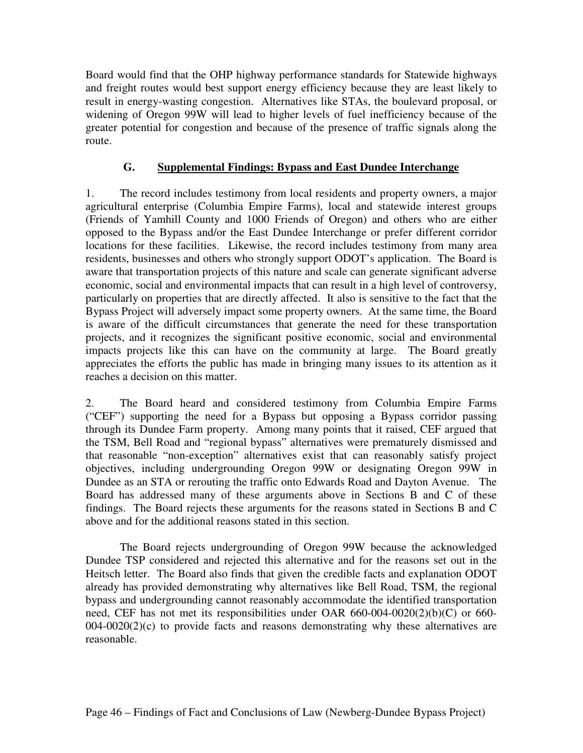Board would find that the OHP highway performance standards for Statewide highways and freight routes would best support energy efficiency because they are least likely to result in energy-wasting congestion. Alternatives like STAs, the boulevard proposal, or widening of Oregon 99W will lead to higher levels of fuel inefficiency because of the greater potential for congestion and because of the presence of traffic signals along the route.

### G. Supplemental Findings: Bypass and East Dundee Interchange

1. The record includes testimony from local residents and property owners, a major agricultural enterprise (Columbia Empire Farms), local and statewide interest groups (Friends of Yamhill County and 1000 Friends of Oregon) and others who are either opposed to the Bypass and/or the East Dundee Interchange or prefer different corridor locations for these facilities. Likewise, the record includes testimony from many area residents, businesses and others who strongly support ODOT's application. The Board is aware that transportation projects of this nature and scale can generate significant adverse economic, social and environmental impacts that can result in a high level of controversy, particularly on properties that are directly affected. It also is sensitive to the fact that the Bypass Project will adversely impact some property owners. At the same time, the Board is aware of the difficult circumstances that generate the need for these transportation projects, and it recognizes the significant positive economic, social and environmental impacts projects like this can have on the community at large. The Board greatly appreciates the efforts the public has made in bringing many issues to its attention as it reaches a decision on this matter.

2. The Board heard and considered testimony from Columbia Empire Farms ("CEF") supporting the need for a Bypass but opposing a Bypass corridor passing through its Dundee Farm property. Among many points that it raised, CEF argued that the TSM, Bell Road and "regional bypass" alternatives were prematurely dismissed and that reasonable "non-exception" alternatives exist that can reasonably satisfy project objectives, including undergrounding Oregon 99W or designating Oregon 99W in Dundee as an STA or rerouting the traffic onto Edwards Road and Dayton Avenue. The Board has addressed many of these arguments above in Sections B and C of these findings. The Board rejects these arguments for the reasons stated in Sections B and C above and for the additional reasons stated in this section.

The Board rejects undergrounding of Oregon 99W because the acknowledged Dundee TSP considered and rejected this alternative and for the reasons set out in the Heitsch letter. The Board also finds that given the credible facts and explanation ODOT already has provided demonstrating why alternatives like Bell Road, TSM, the regional bypass and undergrounding cannot reasonably accommodate the identified transportation need, CEF has not met its responsibilities under OAR 660-004-0020(2)(b)(C) or 660-004-0020(2)(c) to provide facts and reasons demonstrating why these alternatives are reasonable.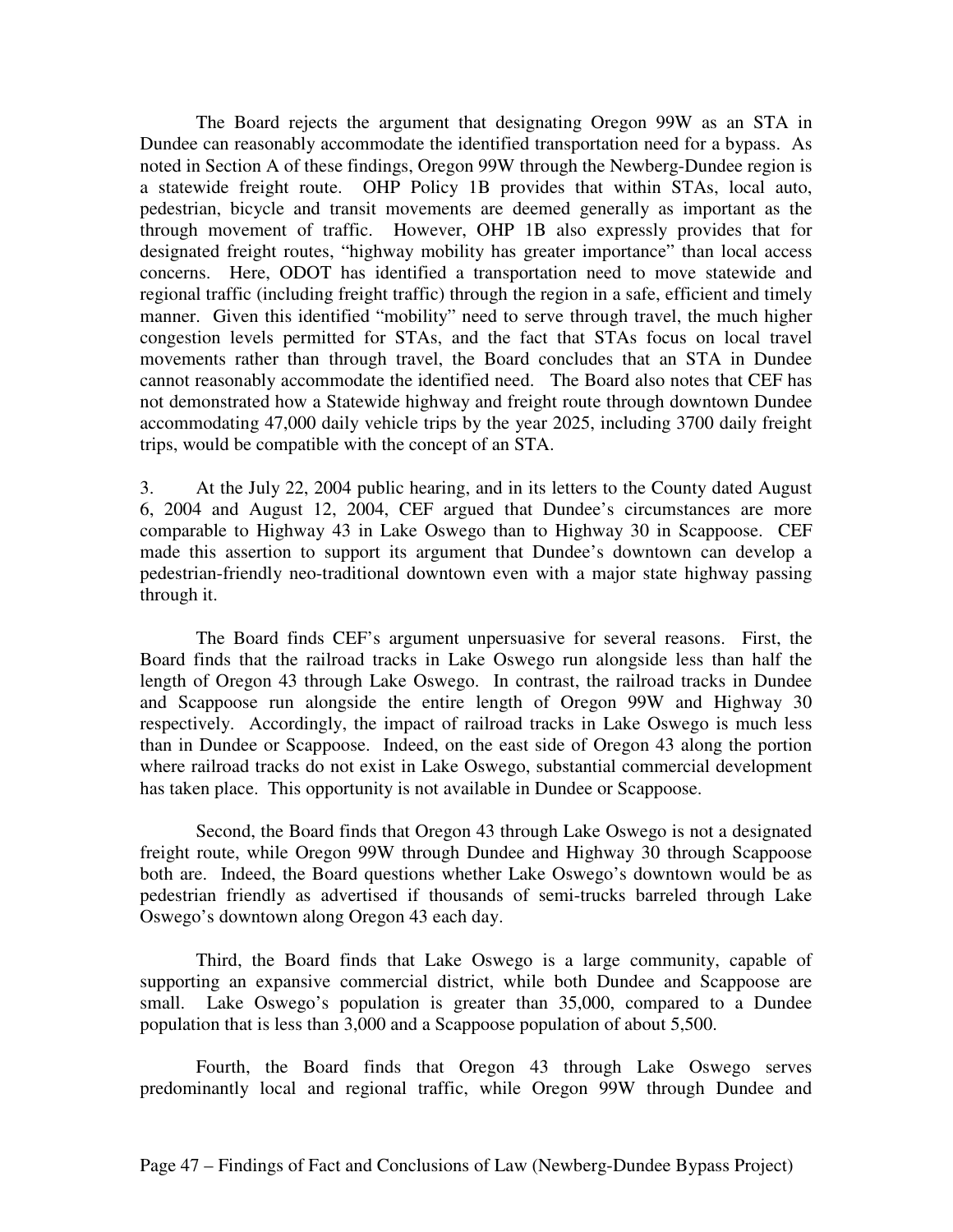The Board rejects the argument that designating Oregon 99W as an STA in Dundee can reasonably accommodate the identified transportation need for a bypass. As noted in Section A of these findings, Oregon 99W through the Newberg-Dundee region is a statewide freight route. OHP Policy 1B provides that within STAs, local auto, pedestrian, bicycle and transit movements are deemed generally as important as the through movement of traffic. However, OHP 1B also expressly provides that for designated freight routes, "highway mobility has greater importance" than local access concerns. Here, ODOT has identified a transportation need to move statewide and regional traffic (including freight traffic) through the region in a safe, efficient and timely manner. Given this identified "mobility" need to serve through travel, the much higher congestion levels permitted for STAs, and the fact that STAs focus on local travel movements rather than through travel, the Board concludes that an STA in Dundee cannot reasonably accommodate the identified need. The Board also notes that CEF has not demonstrated how a Statewide highway and freight route through downtown Dundee accommodating 47,000 daily vehicle trips by the year 2025, including 3700 daily freight trips, would be compatible with the concept of an STA.

3. At the July 22, 2004 public hearing, and in its letters to the County dated August 6, 2004 and August 12, 2004, CEF argued that Dundee's circumstances are more comparable to Highway 43 in Lake Oswego than to Highway 30 in Scappoose. CEF made this assertion to support its argument that Dundee's downtown can develop a pedestrian-friendly neo-traditional downtown even with a major state highway passing through it.

The Board finds CEF's argument unpersuasive for several reasons. First, the Board finds that the railroad tracks in Lake Oswego run alongside less than half the length of Oregon 43 through Lake Oswego. In contrast, the railroad tracks in Dundee and Scappoose run alongside the entire length of Oregon 99W and Highway 30 respectively. Accordingly, the impact of railroad tracks in Lake Oswego is much less than in Dundee or Scappoose. Indeed, on the east side of Oregon 43 along the portion where railroad tracks do not exist in Lake Oswego, substantial commercial development has taken place. This opportunity is not available in Dundee or Scappoose.

Second, the Board finds that Oregon 43 through Lake Oswego is not a designated freight route, while Oregon 99W through Dundee and Highway 30 through Scappoose both are. Indeed, the Board questions whether Lake Oswego's downtown would be as pedestrian friendly as advertised if thousands of semi-trucks barreled through Lake Oswego's downtown along Oregon 43 each day.

Third, the Board finds that Lake Oswego is a large community, capable of supporting an expansive commercial district, while both Dundee and Scappoose are small. Lake Oswego's population is greater than 35,000, compared to a Dundee population that is less than 3,000 and a Scappoose population of about 5,500.

Fourth, the Board finds that Oregon 43 through Lake Oswego serves predominantly local and regional traffic, while Oregon 99W through Dundee and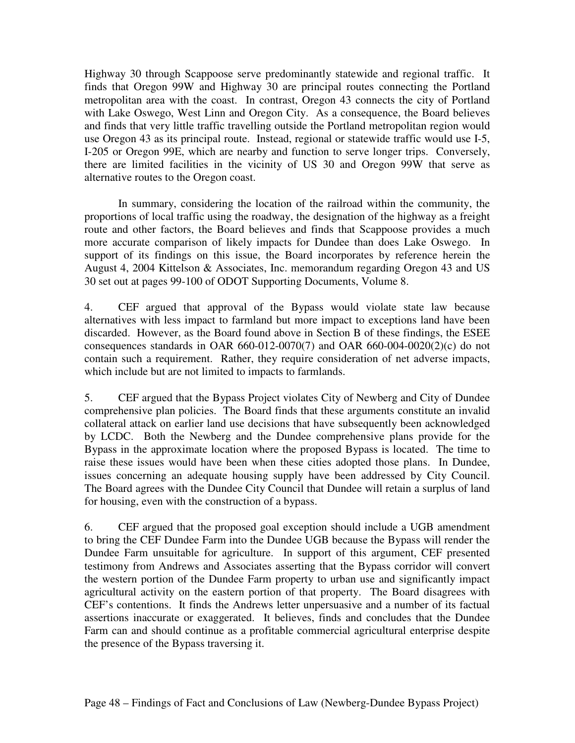Highway 30 through Scappoose serve predominantly statewide and regional traffic. It finds that Oregon 99W and Highway 30 are principal routes connecting the Portland metropolitan area with the coast. In contrast, Oregon 43 connects the city of Portland with Lake Oswego, West Linn and Oregon City. As a consequence, the Board believes and finds that very little traffic travelling outside the Portland metropolitan region would use Oregon 43 as its principal route. Instead, regional or statewide traffic would use I-5, I-205 or Oregon 99E, which are nearby and function to serve longer trips. Conversely, there are limited facilities in the vicinity of US 30 and Oregon 99W that serve as alternative routes to the Oregon coast.

In summary, considering the location of the railroad within the community, the proportions of local traffic using the roadway, the designation of the highway as a freight route and other factors, the Board believes and finds that Scappoose provides a much more accurate comparison of likely impacts for Dundee than does Lake Oswego. In support of its findings on this issue, the Board incorporates by reference herein the August 4, 2004 Kittelson & Associates, Inc. memorandum regarding Oregon 43 and US 30 set out at pages 99-100 of ODOT Supporting Documents, Volume 8.

4. CEF argued that approval of the Bypass would violate state law because alternatives with less impact to farmland but more impact to exceptions land have been discarded. However, as the Board found above in Section B of these findings, the ESEE consequences standards in OAR 660-012-0070(7) and OAR 660-004-0020(2)(c) do not contain such a requirement. Rather, they require consideration of net adverse impacts, which include but are not limited to impacts to farmlands.

5. CEF argued that the Bypass Project violates City of Newberg and City of Dundee comprehensive plan policies. The Board finds that these arguments constitute an invalid collateral attack on earlier land use decisions that have subsequently been acknowledged by LCDC. Both the Newberg and the Dundee comprehensive plans provide for the Bypass in the approximate location where the proposed Bypass is located. The time to raise these issues would have been when these cities adopted those plans. In Dundee, issues concerning an adequate housing supply have been addressed by City Council. The Board agrees with the Dundee City Council that Dundee will retain a surplus of land for housing, even with the construction of a bypass.

6. CEF argued that the proposed goal exception should include a UGB amendment to bring the CEF Dundee Farm into the Dundee UGB because the Bypass will render the Dundee Farm unsuitable for agriculture. In support of this argument, CEF presented testimony from Andrews and Associates asserting that the Bypass corridor will convert the western portion of the Dundee Farm property to urban use and significantly impact agricultural activity on the eastern portion of that property. The Board disagrees with CEF's contentions. It finds the Andrews letter unpersuasive and a number of its factual assertions inaccurate or exaggerated. It believes, finds and concludes that the Dundee Farm can and should continue as a profitable commercial agricultural enterprise despite the presence of the Bypass traversing it.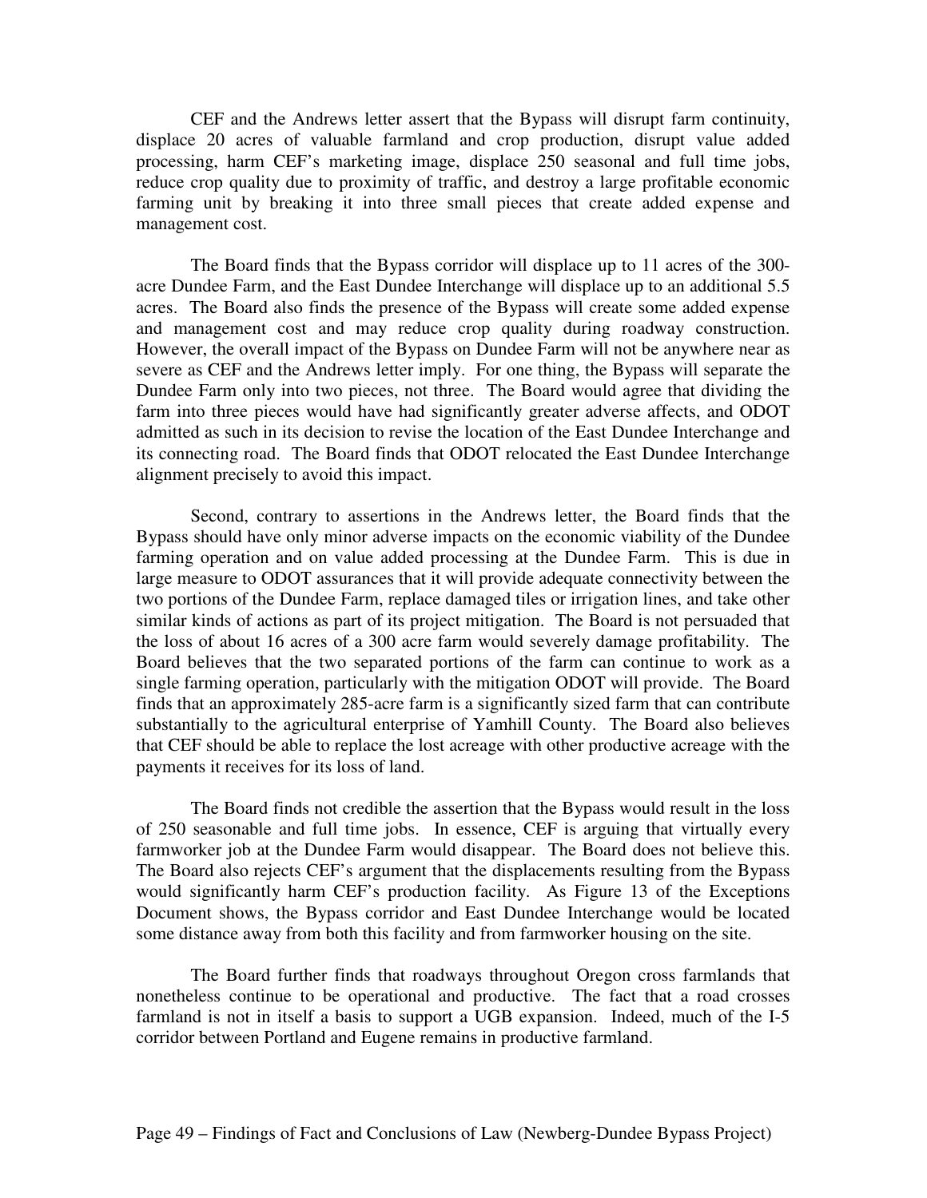CEF and the Andrews letter assert that the Bypass will disrupt farm continuity, displace 20 acres of valuable farmland and crop production, disrupt value added processing, harm CEF's marketing image, displace 250 seasonal and full time jobs, reduce crop quality due to proximity of traffic, and destroy a large profitable economic farming unit by breaking it into three small pieces that create added expense and management cost.

The Board finds that the Bypass corridor will displace up to 11 acres of the 300-acre Dundee Farm, and the East Dundee Interchange will displace up to an additional 5.5 acres. The Board also finds the presence of the Bypass will create some added expense and management cost and may reduce crop quality during roadway construction. However, the overall impact of the Bypass on Dundee Farm will not be anywhere near as severe as CEF and the Andrews letter imply. For one thing, the Bypass will separate the Dundee Farm only into two pieces, not three. The Board would agree that dividing the farm into three pieces would have had significantly greater adverse affects, and ODOT admitted as such in its decision to revise the location of the East Dundee Interchange and its connecting road. The Board finds that ODOT relocated the East Dundee Interchange alignment precisely to avoid this impact.

Second, contrary to assertions in the Andrews letter, the Board finds that the Bypass should have only minor adverse impacts on the economic viability of the Dundee farming operation and on value added processing at the Dundee Farm. This is due in large measure to ODOT assurances that it will provide adequate connectivity between the two portions of the Dundee Farm, replace damaged tiles or irrigation lines, and take other similar kinds of actions as part of its project mitigation. The Board is not persuaded that the loss of about 16 acres of a 300 acre farm would severely damage profitability. The Board believes that the two separated portions of the farm can continue to work as a single farming operation, particularly with the mitigation ODOT will provide. The Board finds that an approximately 285-acre farm is a significantly sized farm that can contribute substantially to the agricultural enterprise of Yamhill County. The Board also believes that CEF should be able to replace the lost acreage with other productive acreage with the payments it receives for its loss of land.

The Board finds not credible the assertion that the Bypass would result in the loss of 250 seasonable and full time jobs. In essence, CEF is arguing that virtually every farmworker job at the Dundee Farm would disappear. The Board does not believe this. The Board also rejects CEF's argument that the displacements resulting from the Bypass would significantly harm CEF's production facility. As Figure 13 of the Exceptions Document shows, the Bypass corridor and East Dundee Interchange would be located some distance away from both this facility and from farmworker housing on the site.

The Board further finds that roadways throughout Oregon cross farmlands that nonetheless continue to be operational and productive. The fact that a road crosses farmland is not in itself a basis to support a UGB expansion. Indeed, much of the I-5 corridor between Portland and Eugene remains in productive farmland.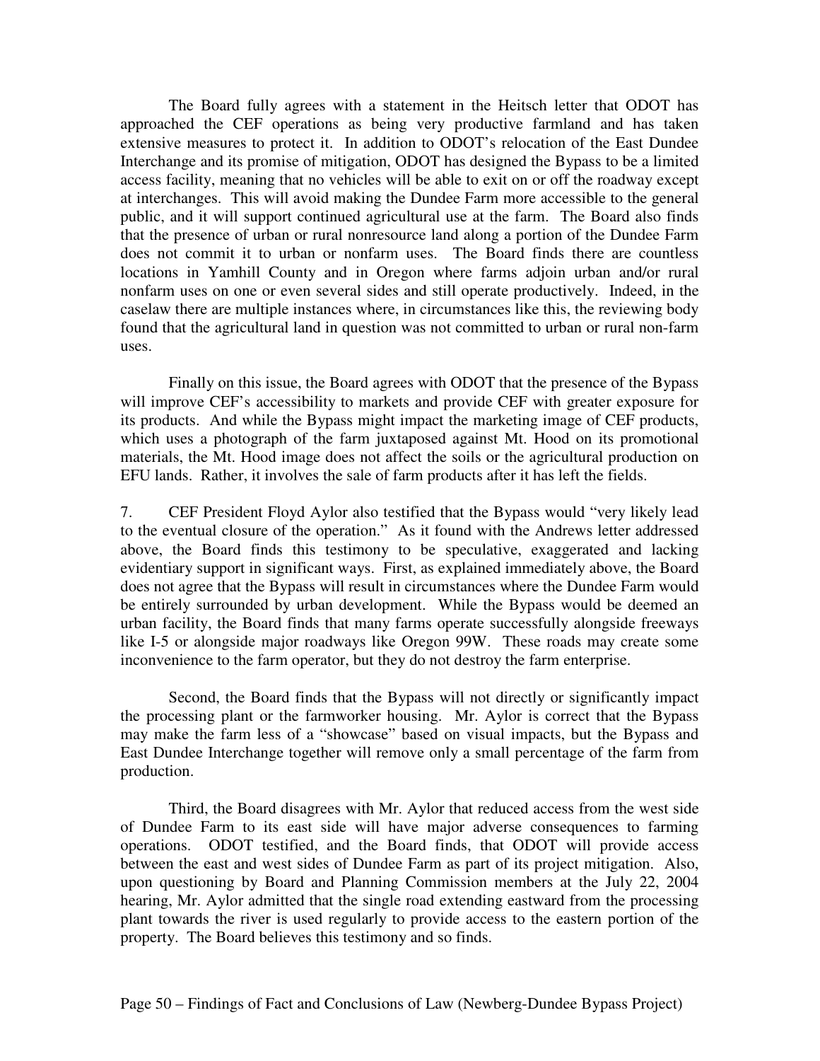The Board fully agrees with a statement in the Heitsch letter that ODOT has approached the CEF operations as being very productive farmland and has taken extensive measures to protect it. In addition to ODOT's relocation of the East Dundee Interchange and its promise of mitigation, ODOT has designed the Bypass to be a limited access facility, meaning that no vehicles will be able to exit on or off the roadway except at interchanges. This will avoid making the Dundee Farm more accessible to the general public, and it will support continued agricultural use at the farm. The Board also finds that the presence of urban or rural nonresource land along a portion of the Dundee Farm does not commit it to urban or nonfarm uses. The Board finds there are countless locations in Yamhill County and in Oregon where farms adjoin urban and/or rural nonfarm uses on one or even several sides and still operate productively. Indeed, in the caselaw there are multiple instances where, in circumstances like this, the reviewing body found that the agricultural land in question was not committed to urban or rural non-farm uses.

Finally on this issue, the Board agrees with ODOT that the presence of the Bypass will improve CEF's accessibility to markets and provide CEF with greater exposure for its products. And while the Bypass might impact the marketing image of CEF products, which uses a photograph of the farm juxtaposed against Mt. Hood on its promotional materials, the Mt. Hood image does not affect the soils or the agricultural production on EFU lands. Rather, it involves the sale of farm products after it has left the fields.

7. CEF President Floyd Aylor also testified that the Bypass would "very likely lead to the eventual closure of the operation." As it found with the Andrews letter addressed above, the Board finds this testimony to be speculative, exaggerated and lacking evidentiary support in significant ways. First, as explained immediately above, the Board does not agree that the Bypass will result in circumstances where the Dundee Farm would be entirely surrounded by urban development. While the Bypass would be deemed an urban facility, the Board finds that many farms operate successfully alongside freeways like I-5 or alongside major roadways like Oregon 99W. These roads may create some inconvenience to the farm operator, but they do not destroy the farm enterprise.

Second, the Board finds that the Bypass will not directly or significantly impact the processing plant or the farmworker housing. Mr. Aylor is correct that the Bypass may make the farm less of a "showcase" based on visual impacts, but the Bypass and East Dundee Interchange together will remove only a small percentage of the farm from production.

Third, the Board disagrees with Mr. Aylor that reduced access from the west side of Dundee Farm to its east side will have major adverse consequences to farming operations. ODOT testified, and the Board finds, that ODOT will provide access between the east and west sides of Dundee Farm as part of its project mitigation. Also, upon questioning by Board and Planning Commission members at the July 22, 2004 hearing, Mr. Aylor admitted that the single road extending eastward from the processing plant towards the river is used regularly to provide access to the eastern portion of the property. The Board believes this testimony and so finds.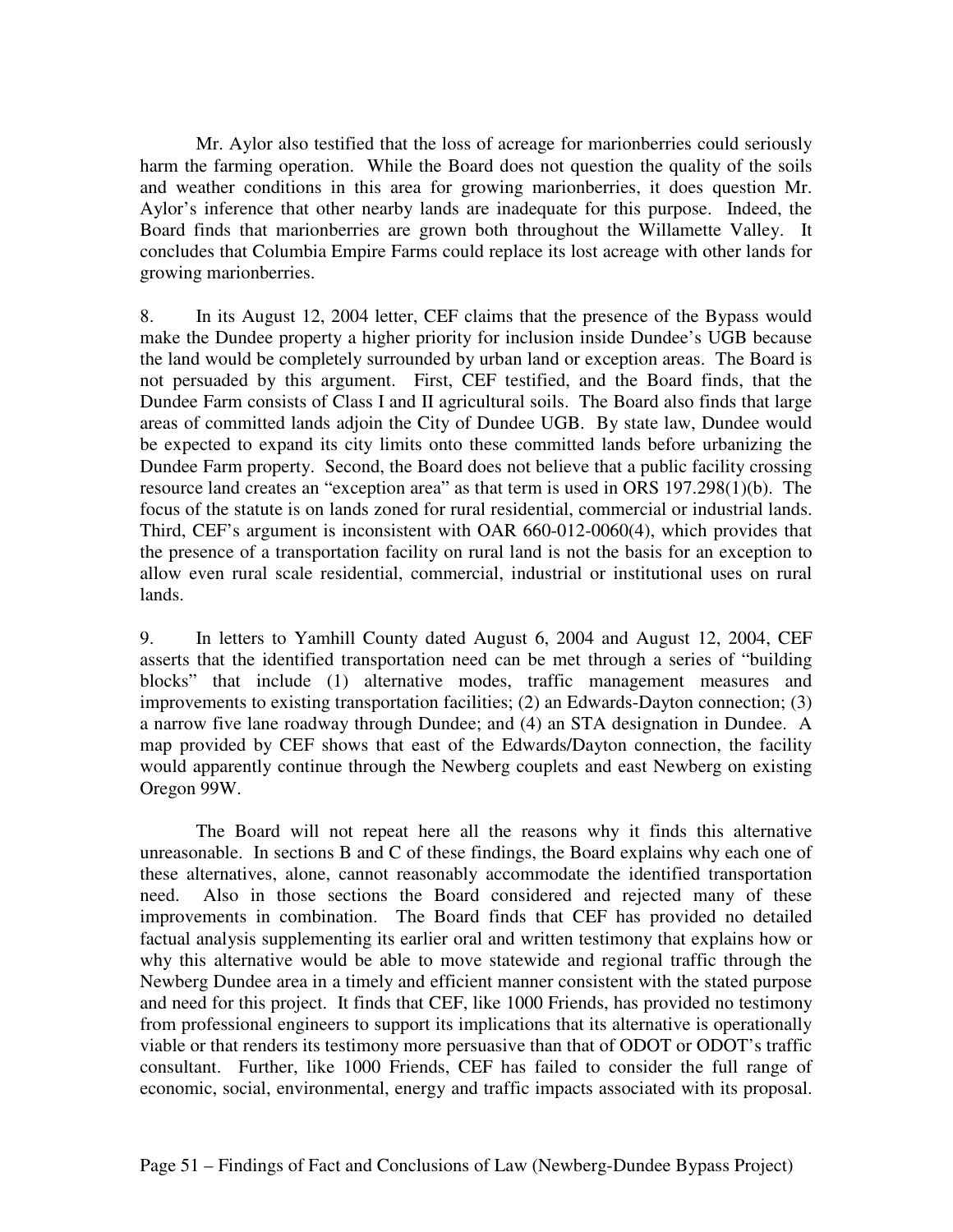Mr. Aylor also testified that the loss of acreage for marionberries could seriously harm the farming operation. While the Board does not question the quality of the soils and weather conditions in this area for growing marionberries, it does question Mr. Aylor's inference that other nearby lands are inadequate for this purpose. Indeed, the Board finds that marionberries are grown both throughout the Willamette Valley. It concludes that Columbia Empire Farms could replace its lost acreage with other lands for growing marionberries.

8. In its August 12, 2004 letter, CEF claims that the presence of the Bypass would make the Dundee property a higher priority for inclusion inside Dundee's UGB because the land would be completely surrounded by urban land or exception areas. The Board is not persuaded by this argument. First, CEF testified, and the Board finds, that the Dundee Farm consists of Class I and II agricultural soils. The Board also finds that large areas of committed lands adjoin the City of Dundee UGB. By state law, Dundee would be expected to expand its city limits onto these committed lands before urbanizing the Dundee Farm property. Second, the Board does not believe that a public facility crossing resource land creates an "exception area" as that term is used in ORS 197.298(1)(b). The focus of the statute is on lands zoned for rural residential, commercial or industrial lands. Third, CEF's argument is inconsistent with OAR 660-012-0060(4), which provides that the presence of a transportation facility on rural land is not the basis for an exception to allow even rural scale residential, commercial, industrial or institutional uses on rural lands.

9. In letters to Yamhill County dated August 6, 2004 and August 12, 2004, CEF asserts that the identified transportation need can be met through a series of "building blocks" that include (1) alternative modes, traffic management measures and improvements to existing transportation facilities; (2) an Edwards-Dayton connection; (3) a narrow five lane roadway through Dundee; and (4) an STA designation in Dundee. A map provided by CEF shows that east of the Edwards/Dayton connection, the facility would apparently continue through the Newberg couplets and east Newberg on existing Oregon 99W.

The Board will not repeat here all the reasons why it finds this alternative unreasonable. In sections B and C of these findings, the Board explains why each one of these alternatives, alone, cannot reasonably accommodate the identified transportation need. Also in those sections the Board considered and rejected many of these improvements in combination. The Board finds that CEF has provided no detailed factual analysis supplementing its earlier oral and written testimony that explains how or why this alternative would be able to move statewide and regional traffic through the Newberg Dundee area in a timely and efficient manner consistent with the stated purpose and need for this project. It finds that CEF, like 1000 Friends, has provided no testimony from professional engineers to support its implications that its alternative is operationally viable or that renders its testimony more persuasive than that of ODOT or ODOT's traffic consultant. Further, like 1000 Friends, CEF has failed to consider the full range of economic, social, environmental, energy and traffic impacts associated with its proposal.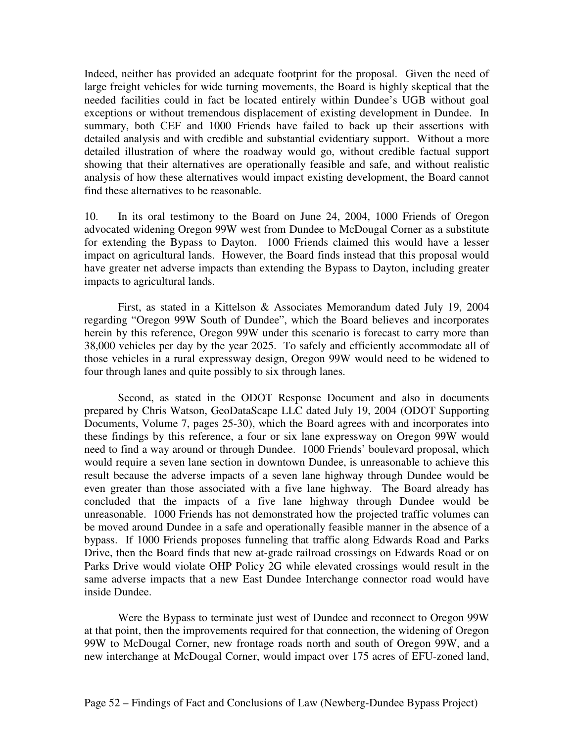Indeed, neither has provided an adequate footprint for the proposal. Given the need of large freight vehicles for wide turning movements, the Board is highly skeptical that the needed facilities could in fact be located entirely within Dundee's UGB without goal exceptions or without tremendous displacement of existing development in Dundee. In summary, both CEF and 1000 Friends have failed to back up their assertions with detailed analysis and with credible and substantial evidentiary support. Without a more detailed illustration of where the roadway would go, without credible factual support showing that their alternatives are operationally feasible and safe, and without realistic analysis of how these alternatives would impact existing development, the Board cannot find these alternatives to be reasonable.

10. In its oral testimony to the Board on June 24, 2004, 1000 Friends of Oregon advocated widening Oregon 99W west from Dundee to McDougal Corner as a substitute for extending the Bypass to Dayton. 1000 Friends claimed this would have a lesser impact on agricultural lands. However, the Board finds instead that this proposal would have greater net adverse impacts than extending the Bypass to Dayton, including greater impacts to agricultural lands.

First, as stated in a Kittelson & Associates Memorandum dated July 19, 2004 regarding "Oregon 99W South of Dundee", which the Board believes and incorporates herein by this reference, Oregon 99W under this scenario is forecast to carry more than 38,000 vehicles per day by the year 2025. To safely and efficiently accommodate all of those vehicles in a rural expressway design, Oregon 99W would need to be widened to four through lanes and quite possibly to six through lanes.

Second, as stated in the ODOT Response Document and also in documents prepared by Chris Watson, GeoDataScape LLC dated July 19, 2004 (ODOT Supporting Documents, Volume 7, pages 25-30), which the Board agrees with and incorporates into these findings by this reference, a four or six lane expressway on Oregon 99W would need to find a way around or through Dundee. 1000 Friends' boulevard proposal, which would require a seven lane section in downtown Dundee, is unreasonable to achieve this result because the adverse impacts of a seven lane highway through Dundee would be even greater than those associated with a five lane highway. The Board already has concluded that the impacts of a five lane highway through Dundee would be unreasonable. 1000 Friends has not demonstrated how the projected traffic volumes can be moved around Dundee in a safe and operationally feasible manner in the absence of a bypass. If 1000 Friends proposes funneling that traffic along Edwards Road and Parks Drive, then the Board finds that new at-grade railroad crossings on Edwards Road or on Parks Drive would violate OHP Policy 2G while elevated crossings would result in the same adverse impacts that a new East Dundee Interchange connector road would have inside Dundee.

Were the Bypass to terminate just west of Dundee and reconnect to Oregon 99W at that point, then the improvements required for that connection, the widening of Oregon 99W to McDougal Corner, new frontage roads north and south of Oregon 99W, and a new interchange at McDougal Corner, would impact over 175 acres of EFU-zoned land,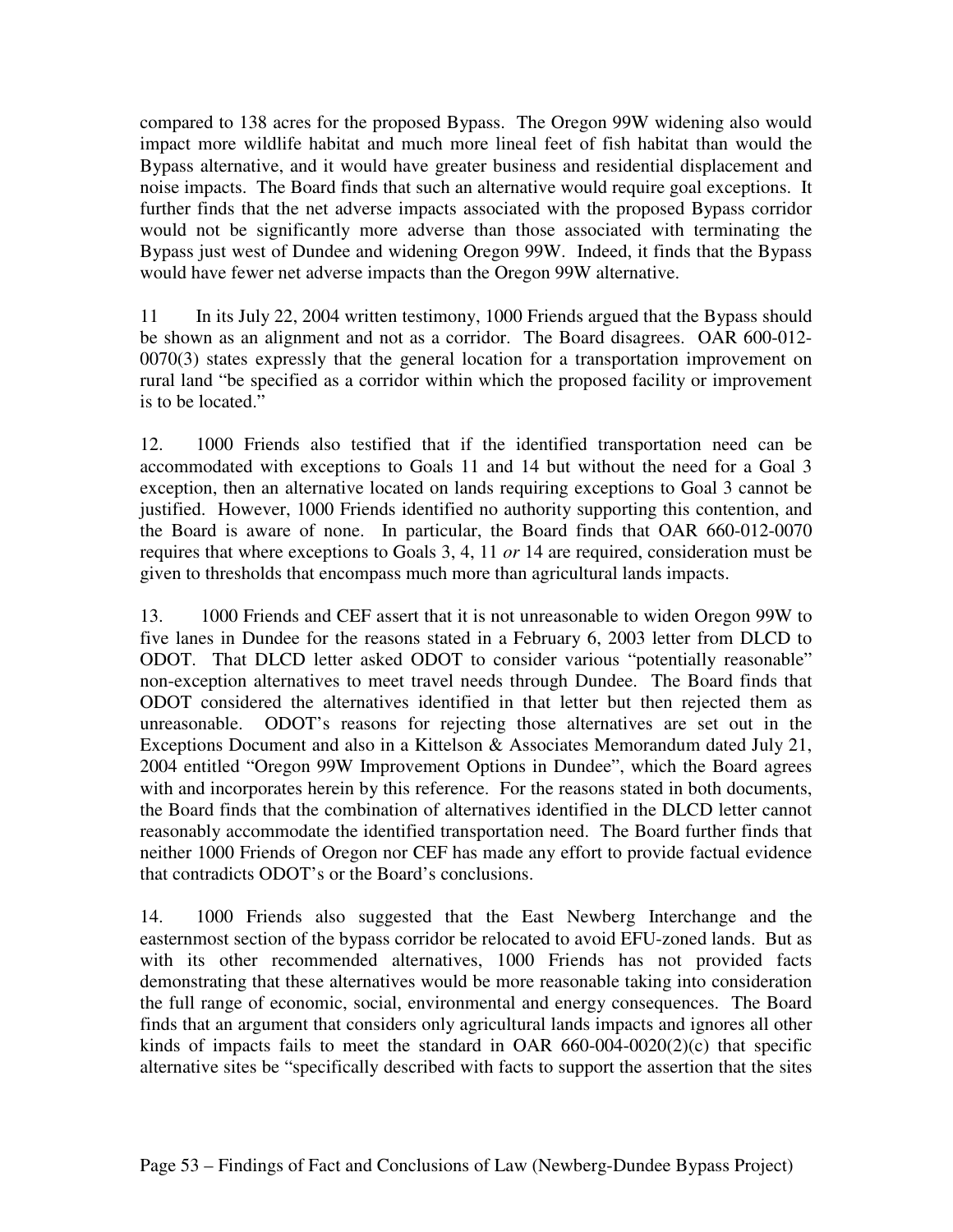compared to 138 acres for the proposed Bypass. The Oregon 99W widening also would impact more wildlife habitat and much more lineal feet of fish habitat than would the Bypass alternative, and it would have greater business and residential displacement and noise impacts. The Board finds that such an alternative would require goal exceptions. It further finds that the net adverse impacts associated with the proposed Bypass corridor would not be significantly more adverse than those associated with terminating the Bypass just west of Dundee and widening Oregon 99W. Indeed, it finds that the Bypass would have fewer net adverse impacts than the Oregon 99W alternative.

11 In its July 22, 2004 written testimony, 1000 Friends argued that the Bypass should be shown as an alignment and not as a corridor. The Board disagrees. OAR 600-012-0070(3) states expressly that the general location for a transportation improvement on rural land "be specified as a corridor within which the proposed facility or improvement is to be located."

12. 1000 Friends also testified that if the identified transportation need can be accommodated with exceptions to Goals 11 and 14 but without the need for a Goal 3 exception, then an alternative located on lands requiring exceptions to Goal 3 cannot be justified. However, 1000 Friends identified no authority supporting this contention, and the Board is aware of none. In particular, the Board finds that OAR 660-012-0070 requires that where exceptions to Goals 3, 4, 11 *or* 14 are required, consideration must be given to thresholds that encompass much more than agricultural lands impacts.

13. 1000 Friends and CEF assert that it is not unreasonable to widen Oregon 99W to five lanes in Dundee for the reasons stated in a February 6, 2003 letter from DLCD to ODOT. That DLCD letter asked ODOT to consider various "potentially reasonable" non-exception alternatives to meet travel needs through Dundee. The Board finds that ODOT considered the alternatives identified in that letter but then rejected them as unreasonable. ODOT's reasons for rejecting those alternatives are set out in the Exceptions Document and also in a Kittelson & Associates Memorandum dated July 21, 2004 entitled "Oregon 99W Improvement Options in Dundee", which the Board agrees with and incorporates herein by this reference. For the reasons stated in both documents, the Board finds that the combination of alternatives identified in the DLCD letter cannot reasonably accommodate the identified transportation need. The Board further finds that neither 1000 Friends of Oregon nor CEF has made any effort to provide factual evidence that contradicts ODOT's or the Board's conclusions.

14. 1000 Friends also suggested that the East Newberg Interchange and the easternmost section of the bypass corridor be relocated to avoid EFU-zoned lands. But as with its other recommended alternatives, 1000 Friends has not provided facts demonstrating that these alternatives would be more reasonable taking into consideration the full range of economic, social, environmental and energy consequences. The Board finds that an argument that considers only agricultural lands impacts and ignores all other kinds of impacts fails to meet the standard in OAR 660-004-0020(2)(c) that specific alternative sites be "specifically described with facts to support the assertion that the sites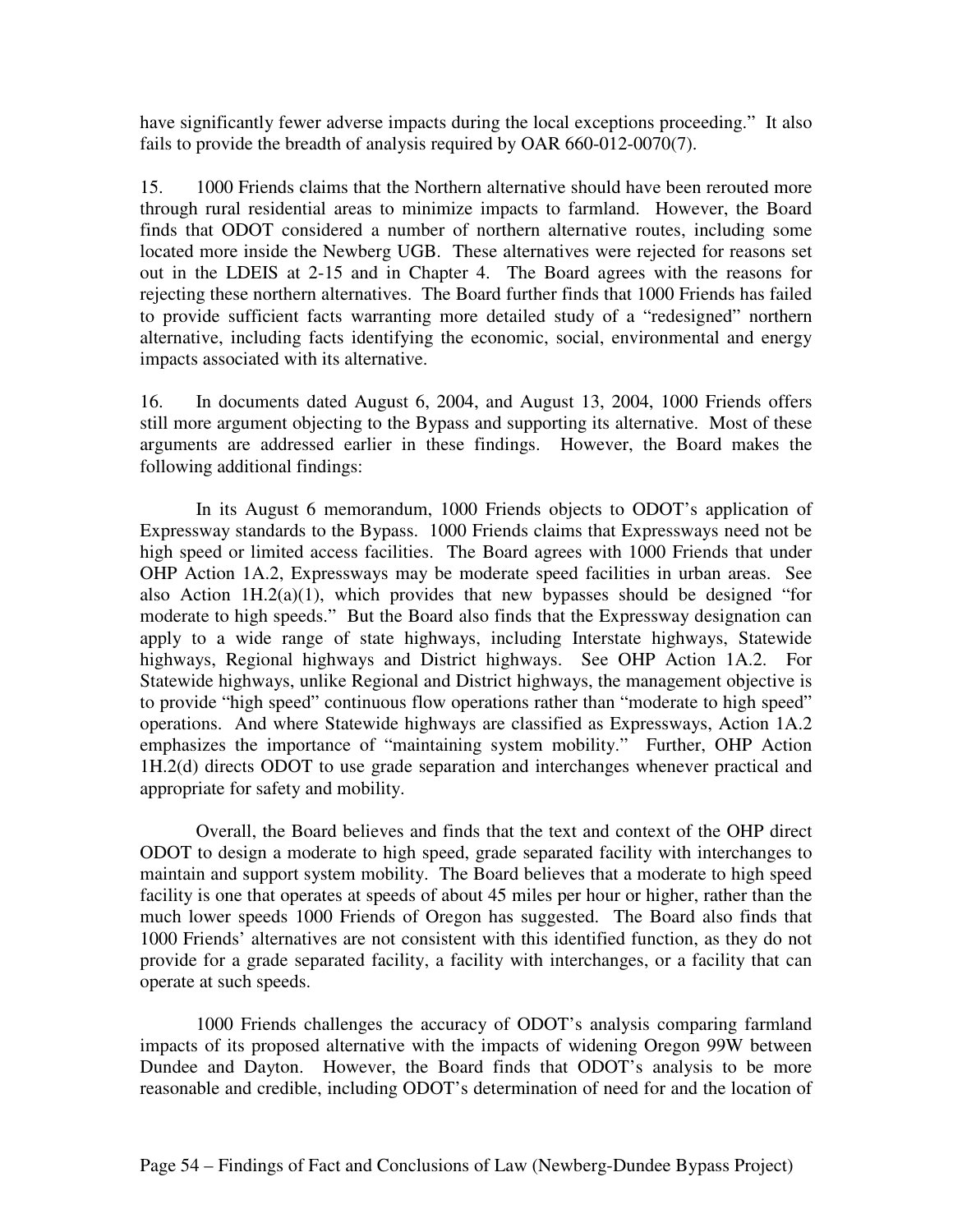have significantly fewer adverse impacts during the local exceptions proceeding." It also fails to provide the breadth of analysis required by OAR 660-012-0070(7).

15. 1000 Friends claims that the Northern alternative should have been rerouted more through rural residential areas to minimize impacts to farmland. However, the Board finds that ODOT considered a number of northern alternative routes, including some located more inside the Newberg UGB. These alternatives were rejected for reasons set out in the LDEIS at 2-15 and in Chapter 4. The Board agrees with the reasons for rejecting these northern alternatives. The Board further finds that 1000 Friends has failed to provide sufficient facts warranting more detailed study of a "redesigned" northern alternative, including facts identifying the economic, social, environmental and energy impacts associated with its alternative.

16. In documents dated August 6, 2004, and August 13, 2004, 1000 Friends offers still more argument objecting to the Bypass and supporting its alternative. Most of these arguments are addressed earlier in these findings. However, the Board makes the following additional findings:

In its August 6 memorandum, 1000 Friends objects to ODOT's application of Expressway standards to the Bypass. 1000 Friends claims that Expressways need not be high speed or limited access facilities. The Board agrees with 1000 Friends that under OHP Action 1A.2, Expressways may be moderate speed facilities in urban areas. See also Action 1H.2(a)(1), which provides that new bypasses should be designed "for moderate to high speeds." But the Board also finds that the Expressway designation can apply to a wide range of state highways, including Interstate highways, Statewide highways, Regional highways and District highways. See OHP Action 1A.2. For Statewide highways, unlike Regional and District highways, the management objective is to provide "high speed" continuous flow operations rather than "moderate to high speed" operations. And where Statewide highways are classified as Expressways, Action 1A.2 emphasizes the importance of "maintaining system mobility." Further, OHP Action 1H.2(d) directs ODOT to use grade separation and interchanges whenever practical and appropriate for safety and mobility.

Overall, the Board believes and finds that the text and context of the OHP direct ODOT to design a moderate to high speed, grade separated facility with interchanges to maintain and support system mobility. The Board believes that a moderate to high speed facility is one that operates at speeds of about 45 miles per hour or higher, rather than the much lower speeds 1000 Friends of Oregon has suggested. The Board also finds that 1000 Friends' alternatives are not consistent with this identified function, as they do not provide for a grade separated facility, a facility with interchanges, or a facility that can operate at such speeds.

1000 Friends challenges the accuracy of ODOT's analysis comparing farmland impacts of its proposed alternative with the impacts of widening Oregon 99W between Dundee and Dayton. However, the Board finds that ODOT's analysis to be more reasonable and credible, including ODOT's determination of need for and the location of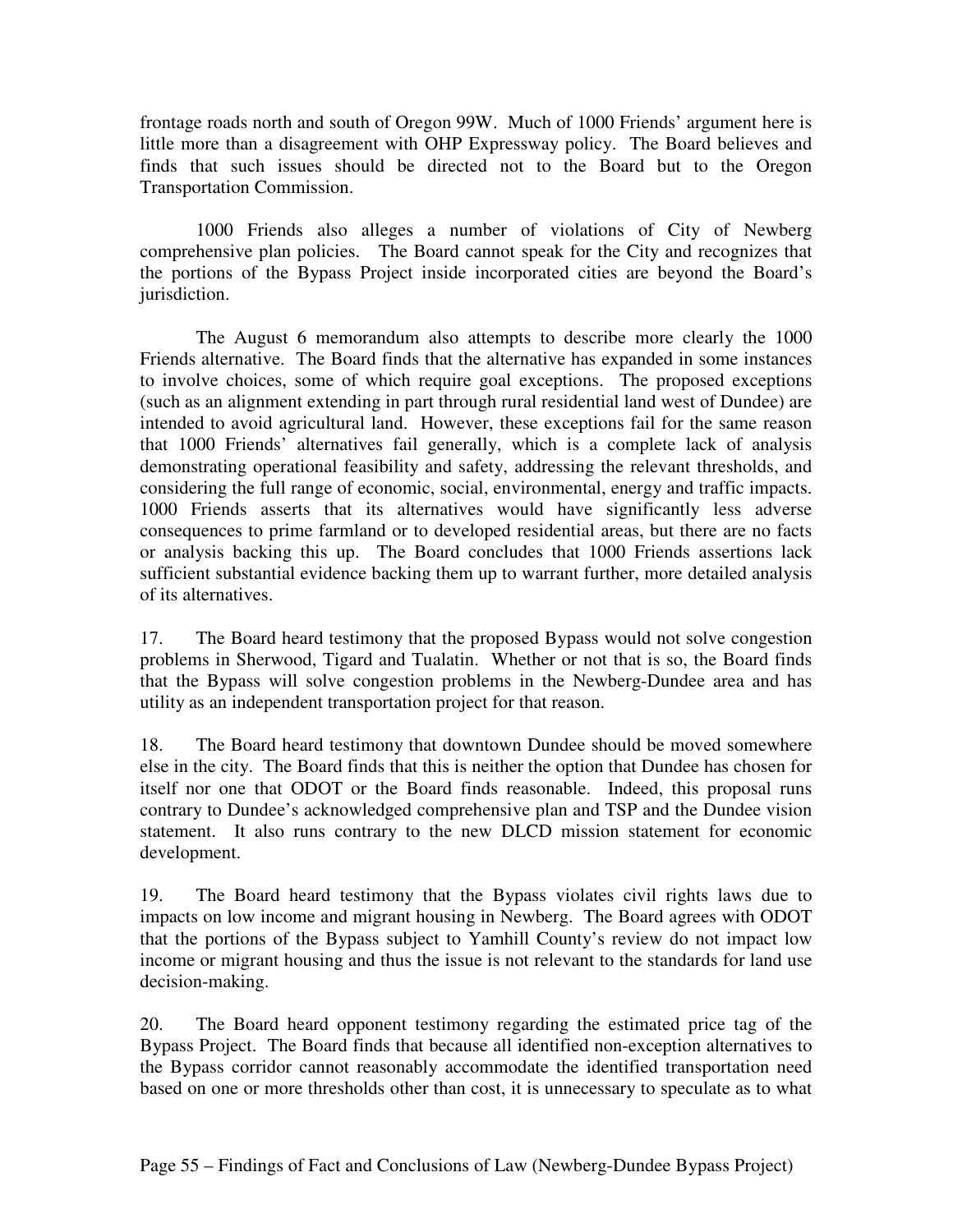frontage roads north and south of Oregon 99W. Much of 1000 Friends' argument here is little more than a disagreement with OHP Expressway policy. The Board believes and finds that such issues should be directed not to the Board but to the Oregon Transportation Commission.

1000 Friends also alleges a number of violations of City of Newberg comprehensive plan policies. The Board cannot speak for the City and recognizes that the portions of the Bypass Project inside incorporated cities are beyond the Board's jurisdiction.

The August 6 memorandum also attempts to describe more clearly the 1000 Friends alternative. The Board finds that the alternative has expanded in some instances to involve choices, some of which require goal exceptions. The proposed exceptions (such as an alignment extending in part through rural residential land west of Dundee) are intended to avoid agricultural land. However, these exceptions fail for the same reason that 1000 Friends' alternatives fail generally, which is a complete lack of analysis demonstrating operational feasibility and safety, addressing the relevant thresholds, and considering the full range of economic, social, environmental, energy and traffic impacts. 1000 Friends asserts that its alternatives would have significantly less adverse consequences to prime farmland or to developed residential areas, but there are no facts or analysis backing this up. The Board concludes that 1000 Friends assertions lack sufficient substantial evidence backing them up to warrant further, more detailed analysis of its alternatives.

17. The Board heard testimony that the proposed Bypass would not solve congestion problems in Sherwood, Tigard and Tualatin. Whether or not that is so, the Board finds that the Bypass will solve congestion problems in the Newberg-Dundee area and has utility as an independent transportation project for that reason.

18. The Board heard testimony that downtown Dundee should be moved somewhere else in the city. The Board finds that this is neither the option that Dundee has chosen for itself nor one that ODOT or the Board finds reasonable. Indeed, this proposal runs contrary to Dundee's acknowledged comprehensive plan and TSP and the Dundee vision statement. It also runs contrary to the new DLCD mission statement for economic development.

19. The Board heard testimony that the Bypass violates civil rights laws due to impacts on low income and migrant housing in Newberg. The Board agrees with ODOT that the portions of the Bypass subject to Yamhill County's review do not impact low income or migrant housing and thus the issue is not relevant to the standards for land use decision-making.

20. The Board heard opponent testimony regarding the estimated price tag of the Bypass Project. The Board finds that because all identified non-exception alternatives to the Bypass corridor cannot reasonably accommodate the identified transportation need based on one or more thresholds other than cost, it is unnecessary to speculate as to what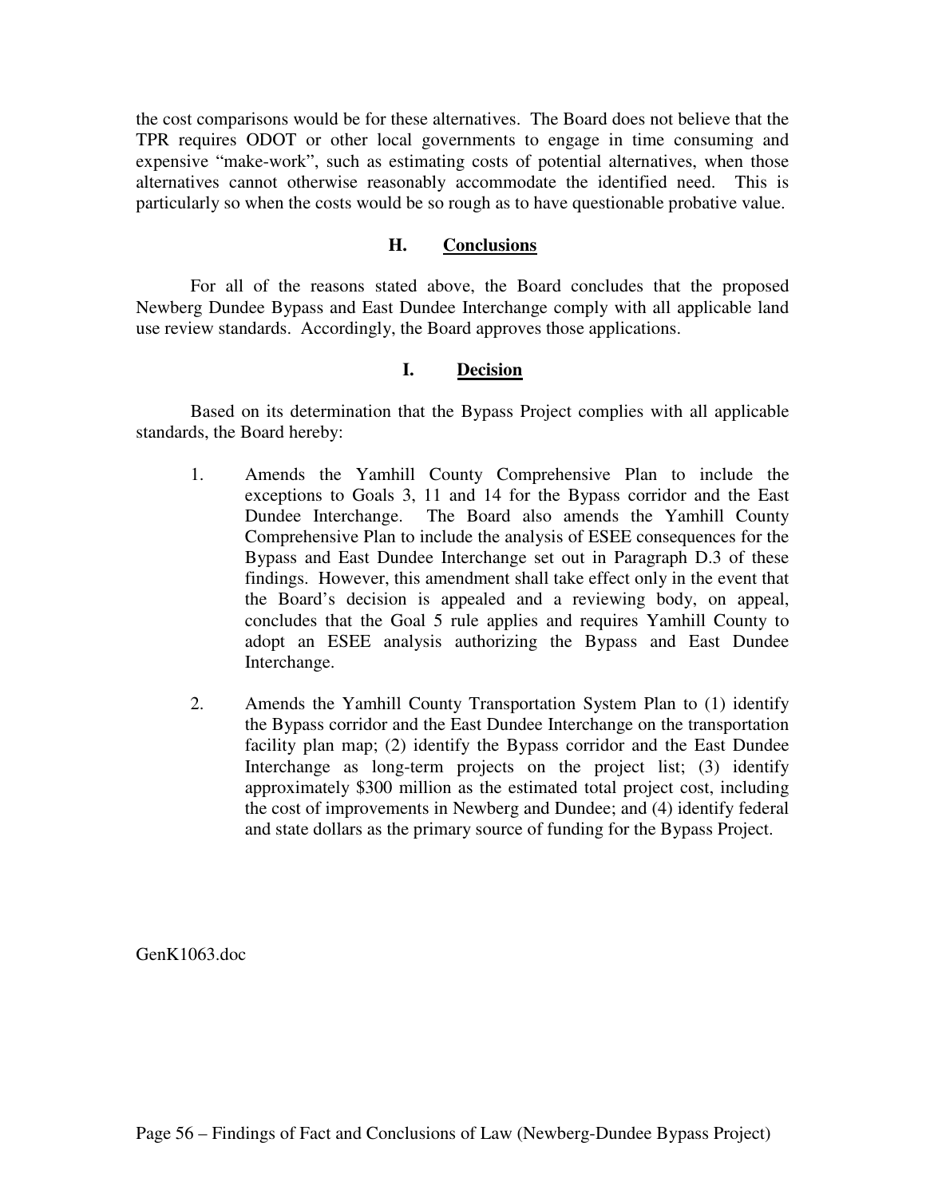the cost comparisons would be for these alternatives. The Board does not believe that the TPR requires ODOT or other local governments to engage in time consuming and expensive "make-work", such as estimating costs of potential alternatives, when those alternatives cannot otherwise reasonably accommodate the identified need. This is particularly so when the costs would be so rough as to have questionable probative value.

## H. Conclusions

For all of the reasons stated above, the Board concludes that the proposed Newberg Dundee Bypass and East Dundee Interchange comply with all applicable land use review standards. Accordingly, the Board approves those applications.

## I. Decision

Based on its determination that the Bypass Project complies with all applicable standards, the Board hereby:

1. Amends the Yamhill County Comprehensive Plan to include the exceptions to Goals 3, 11 and 14 for the Bypass corridor and the East Dundee Interchange. The Board also amends the Yamhill County Comprehensive Plan to include the analysis of ESEE consequences for the Bypass and East Dundee Interchange set out in Paragraph D.3 of these findings. However, this amendment shall take effect only in the event that the Board's decision is appealed and a reviewing body, on appeal, concludes that the Goal 5 rule applies and requires Yamhill County to adopt an ESEE analysis authorizing the Bypass and East Dundee Interchange.

2. Amends the Yamhill County Transportation System Plan to (1) identify the Bypass corridor and the East Dundee Interchange on the transportation facility plan map; (2) identify the Bypass corridor and the East Dundee Interchange as long-term projects on the project list; (3) identify approximately $300 million as the estimated total project cost, including the cost of improvements in Newberg and Dundee; and (4) identify federal and state dollars as the primary source of funding for the Bypass Project.

GenK1063.doc